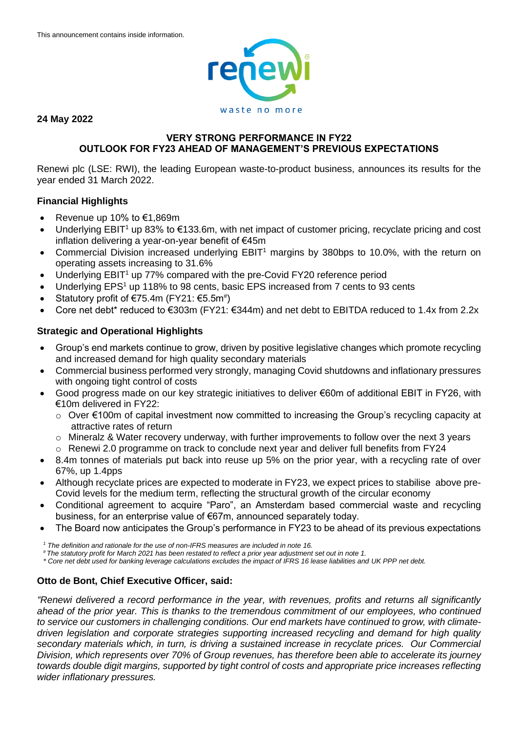This announcement contains inside information.

**24 May 2022**

**VERY STRONG PERFORMANCE IN FY22**
**OUTLOOK FOR FY23 AHEAD OF MANAGEMENT'S PREVIOUS EXPECTATIONS**

Renewi plc (LSE: RWI), the leading European waste-to-product business, announces its results for the year ended 31 March 2022.

### Financial Highlights

- Revenue up 10% to €1,869m
- Underlying EBIT[1] up 83% to €133.6m, with net impact of customer pricing, recyclate pricing and cost inflation delivering a year-on-year benefit of €45m
- Commercial Division increased underlying EBIT[1] margins by 380bps to 10.0%, with the return on operating assets increasing to 31.6%
- Underlying EBIT[1] up 77% compared with the pre-Covid FY20 reference period
- Underlying EPS[1] up 118% to 98 cents, basic EPS increased from 7 cents to 93 cents
- Statutory profit of €75.4m (FY21: €5.5m[#])
- Core net debt* reduced to €303m (FY21: €344m) and net debt to EBITDA reduced to 1.4x from 2.2x

### Strategic and Operational Highlights

- Group's end markets continue to grow, driven by positive legislative changes which promote recycling and increased demand for high quality secondary materials
- Commercial business performed very strongly, managing Covid shutdowns and inflationary pressures with ongoing tight control of costs
- Good progress made on our key strategic initiatives to deliver €60m of additional EBIT in FY26, with €10m delivered in FY22:
  - Over €100m of capital investment now committed to increasing the Group's recycling capacity at attractive rates of return
  - Mineralz & Water recovery underway, with further improvements to follow over the next 3 years
  - Renewi 2.0 programme on track to conclude next year and deliver full benefits from FY24
- 8.4m tonnes of materials put back into reuse up 5% on the prior year, with a recycling rate of over 67%, up 1.4pps
- Although recyclate prices are expected to moderate in FY23, we expect prices to stabilise above pre-Covid levels for the medium term, reflecting the structural growth of the circular economy
- Conditional agreement to acquire "Paro", an Amsterdam based commercial waste and recycling business, for an enterprise value of €67m, announced separately today.
- The Board now anticipates the Group's performance in FY23 to be ahead of its previous expectations

*[1] The definition and rationale for the use of non-IFRS measures are included in note 16.*
*[#] The statutory profit for March 2021 has been restated to reflect a prior year adjustment set out in note 1.*
*\* Core net debt used for banking leverage calculations excludes the impact of IFRS 16 lease liabilities and UK PPP net debt.*

### Otto de Bont, Chief Executive Officer, said:

*"Renewi delivered a record performance in the year, with revenues, profits and returns all significantly ahead of the prior year. This is thanks to the tremendous commitment of our employees, who continued to service our customers in challenging conditions. Our end markets have continued to grow, with climate-driven legislation and corporate strategies supporting increased recycling and demand for high quality secondary materials which, in turn, is driving a sustained increase in recyclate prices. Our Commercial Division, which represents over 70% of Group revenues, has therefore been able to accelerate its journey towards double digit margins, supported by tight control of costs and appropriate price increases reflecting wider inflationary pressures.*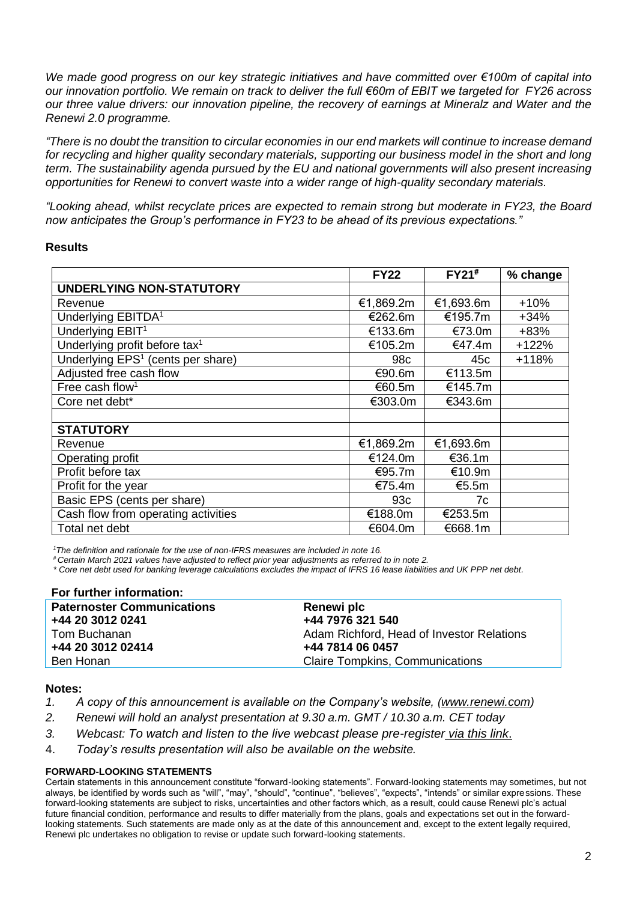*We made good progress on our key strategic initiatives and have committed over €100m of capital into our innovation portfolio. We remain on track to deliver the full €60m of EBIT we targeted for FY26 across our three value drivers: our innovation pipeline, the recovery of earnings at Mineralz and Water and the Renewi 2.0 programme.*

*"There is no doubt the transition to circular economies in our end markets will continue to increase demand for recycling and higher quality secondary materials, supporting our business model in the short and long term. The sustainability agenda pursued by the EU and national governments will also present increasing opportunities for Renewi to convert waste into a wider range of high-quality secondary materials.*

*"Looking ahead, whilst recyclate prices are expected to remain strong but moderate in FY23, the Board now anticipates the Group's performance in FY23 to be ahead of its previous expectations."*

## Results

| | FY22 | FY21# | % change |
|---|---|---|---|
| **UNDERLYING NON-STATUTORY** | | | |
| Revenue | €1,869.2m | €1,693.6m | +10% |
| Underlying EBITDA[1] | €262.6m | €195.7m | +34% |
| Underlying EBIT[1] | €133.6m | €73.0m | +83% |
| Underlying profit before tax[1] | €105.2m | €47.4m | +122% |
| Underlying EPS[1] (cents per share) | 98c | 45c | +118% |
| Adjusted free cash flow | €90.6m | €113.5m | |
| Free cash flow[1] | €60.5m | €145.7m | |
| Core net debt* | €303.0m | €343.6m | |
| | | | |
| **STATUTORY** | | | |
| Revenue | €1,869.2m | €1,693.6m | |
| Operating profit | €124.0m | €36.1m | |
| Profit before tax | €95.7m | €10.9m | |
| Profit for the year | €75.4m | €5.5m | |
| Basic EPS (cents per share) | 93c | 7c | |
| Cash flow from operating activities | €188.0m | €253.5m | |
| Total net debt | €604.0m | €668.1m | |

*[1]The definition and rationale for the use of non-IFRS measures are included in note 16.*
*# Certain March 2021 values have adjusted to reflect prior year adjustments as referred to in note 2.*
*\* Core net debt used for banking leverage calculations excludes the impact of IFRS 16 lease liabilities and UK PPP net debt.*

### For further information:

| **Paternoster Communications** | **Renewi plc** |
|---|---|
| **+44 20 3012 0241** | **+44 7976 321 540** |
| Tom Buchanan | Adam Richford, Head of Investor Relations |
| **+44 20 3012 02414** | **+44 7814 06 0457** |
| Ben Honan | Claire Tompkins, Communications |

### Notes:

1. *A copy of this announcement is available on the Company's website, (www.renewi.com)*
2. *Renewi will hold an analyst presentation at 9.30 a.m. GMT / 10.30 a.m. CET today*
3. *Webcast: To watch and listen to the live webcast please pre-register via this link.*
4. *Today's results presentation will also be available on the website.*

**FORWARD-LOOKING STATEMENTS**

Certain statements in this announcement constitute "forward-looking statements". Forward-looking statements may sometimes, but not always, be identified by words such as "will", "may", "should", "continue", "believes", "expects", "intends" or similar expressions. These forward-looking statements are subject to risks, uncertainties and other factors which, as a result, could cause Renewi plc's actual future financial condition, performance and results to differ materially from the plans, goals and expectations set out in the forward-looking statements. Such statements are made only as at the date of this announcement and, except to the extent legally required, Renewi plc undertakes no obligation to revise or update such forward-looking statements.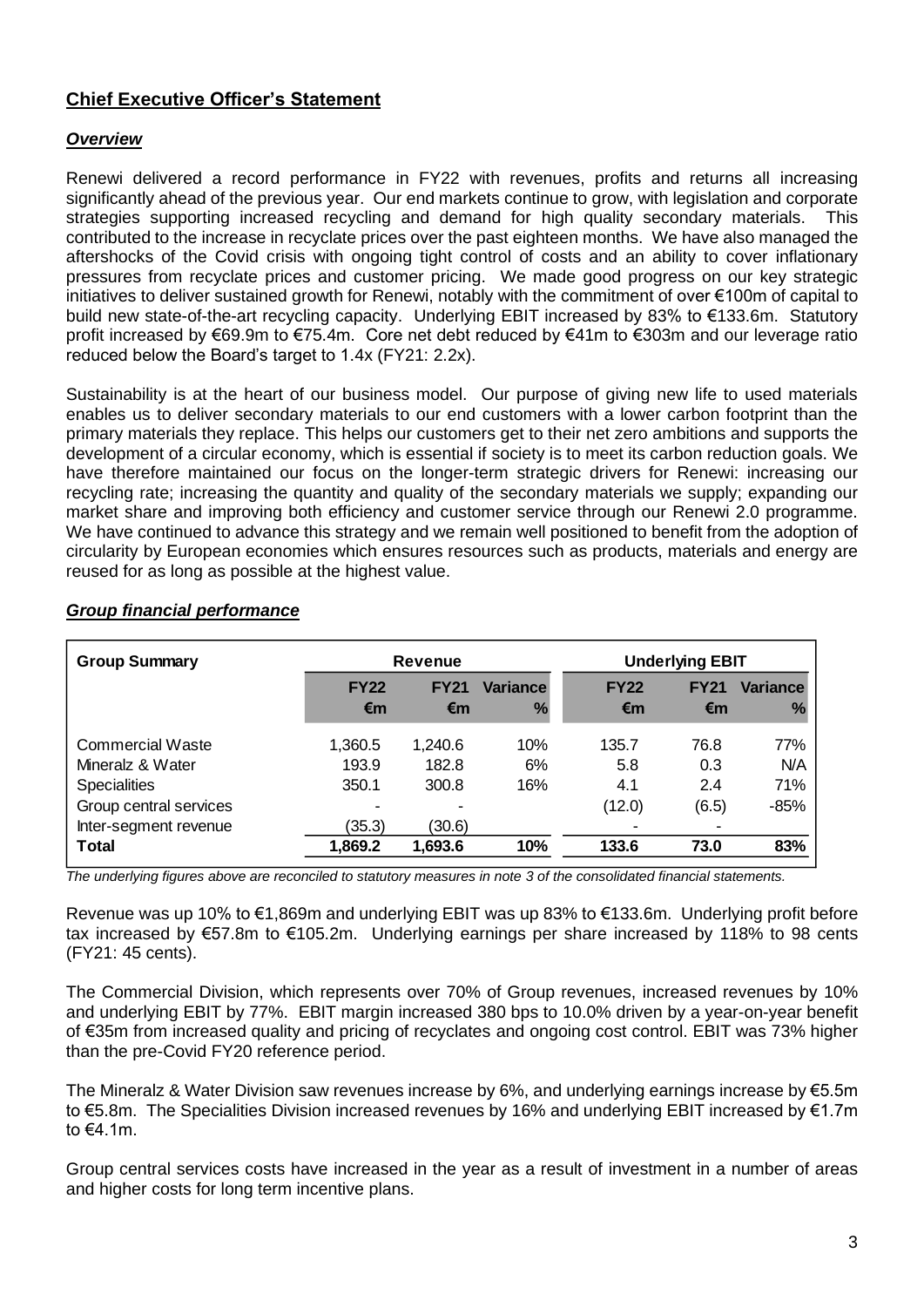## Chief Executive Officer's Statement

### *Overview*

Renewi delivered a record performance in FY22 with revenues, profits and returns all increasing significantly ahead of the previous year. Our end markets continue to grow, with legislation and corporate strategies supporting increased recycling and demand for high quality secondary materials. This contributed to the increase in recyclate prices over the past eighteen months. We have also managed the aftershocks of the Covid crisis with ongoing tight control of costs and an ability to cover inflationary pressures from recyclate prices and customer pricing. We made good progress on our key strategic initiatives to deliver sustained growth for Renewi, notably with the commitment of over €100m of capital to build new state-of-the-art recycling capacity. Underlying EBIT increased by 83% to €133.6m. Statutory profit increased by €69.9m to €75.4m. Core net debt reduced by €41m to €303m and our leverage ratio reduced below the Board's target to 1.4x (FY21: 2.2x).

Sustainability is at the heart of our business model. Our purpose of giving new life to used materials enables us to deliver secondary materials to our end customers with a lower carbon footprint than the primary materials they replace. This helps our customers get to their net zero ambitions and supports the development of a circular economy, which is essential if society is to meet its carbon reduction goals. We have therefore maintained our focus on the longer-term strategic drivers for Renewi: increasing our recycling rate; increasing the quantity and quality of the secondary materials we supply; expanding our market share and improving both efficiency and customer service through our Renewi 2.0 programme. We have continued to advance this strategy and we remain well positioned to benefit from the adoption of circularity by European economies which ensures resources such as products, materials and energy are reused for as long as possible at the highest value.

### *Group financial performance*

| Group Summary | Revenue | | | Underlying EBIT | | |
|---|---|---|---|---|---|---|
| | FY22 €m | FY21 €m | Variance % | FY22 €m | FY21 €m | Variance % |
| Commercial Waste | 1,360.5 | 1,240.6 | 10% | 135.7 | 76.8 | 77% |
| Mineralz & Water | 193.9 | 182.8 | 6% | 5.8 | 0.3 | N/A |
| Specialities | 350.1 | 300.8 | 16% | 4.1 | 2.4 | 71% |
| Group central services | - | - | | (12.0) | (6.5) | -85% |
| Inter-segment revenue | (35.3) | (30.6) | | - | - | |
| **Total** | **1,869.2** | **1,693.6** | **10%** | **133.6** | **73.0** | **83%** |

*The underlying figures above are reconciled to statutory measures in note 3 of the consolidated financial statements.*

Revenue was up 10% to €1,869m and underlying EBIT was up 83% to €133.6m. Underlying profit before tax increased by €57.8m to €105.2m. Underlying earnings per share increased by 118% to 98 cents (FY21: 45 cents).

The Commercial Division, which represents over 70% of Group revenues, increased revenues by 10% and underlying EBIT by 77%. EBIT margin increased 380 bps to 10.0% driven by a year-on-year benefit of €35m from increased quality and pricing of recyclates and ongoing cost control. EBIT was 73% higher than the pre-Covid FY20 reference period.

The Mineralz & Water Division saw revenues increase by 6%, and underlying earnings increase by €5.5m to €5.8m. The Specialities Division increased revenues by 16% and underlying EBIT increased by €1.7m to €4.1m.

Group central services costs have increased in the year as a result of investment in a number of areas and higher costs for long term incentive plans.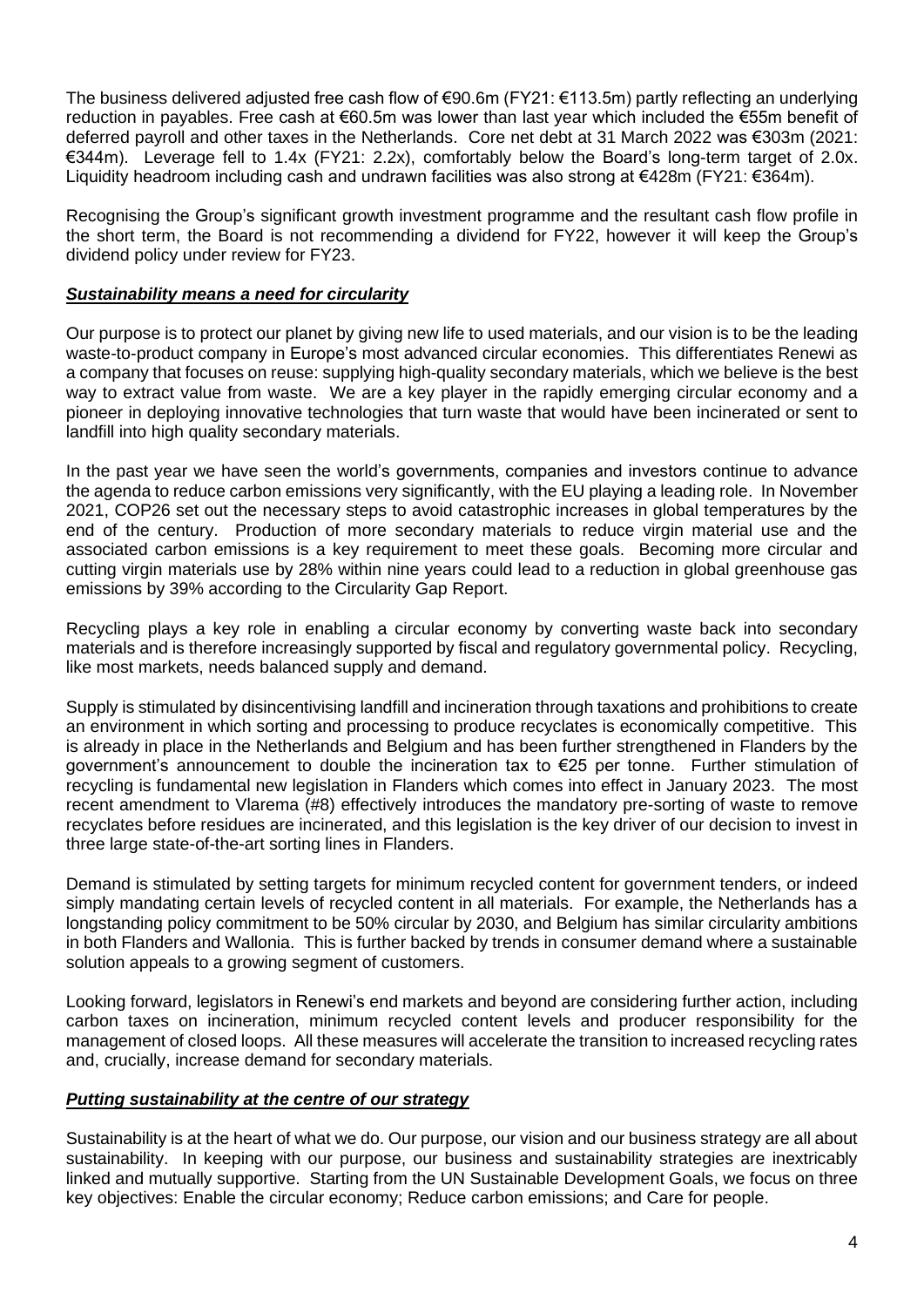The business delivered adjusted free cash flow of €90.6m (FY21: €113.5m) partly reflecting an underlying reduction in payables. Free cash at €60.5m was lower than last year which included the €55m benefit of deferred payroll and other taxes in the Netherlands. Core net debt at 31 March 2022 was €303m (2021: €344m). Leverage fell to 1.4x (FY21: 2.2x), comfortably below the Board's long-term target of 2.0x. Liquidity headroom including cash and undrawn facilities was also strong at €428m (FY21: €364m).

Recognising the Group's significant growth investment programme and the resultant cash flow profile in the short term, the Board is not recommending a dividend for FY22, however it will keep the Group's dividend policy under review for FY23.

***<u>Sustainability means a need for circularity</u>***

Our purpose is to protect our planet by giving new life to used materials, and our vision is to be the leading waste-to-product company in Europe's most advanced circular economies. This differentiates Renewi as a company that focuses on reuse: supplying high-quality secondary materials, which we believe is the best way to extract value from waste. We are a key player in the rapidly emerging circular economy and a pioneer in deploying innovative technologies that turn waste that would have been incinerated or sent to landfill into high quality secondary materials.

In the past year we have seen the world's governments, companies and investors continue to advance the agenda to reduce carbon emissions very significantly, with the EU playing a leading role. In November 2021, COP26 set out the necessary steps to avoid catastrophic increases in global temperatures by the end of the century. Production of more secondary materials to reduce virgin material use and the associated carbon emissions is a key requirement to meet these goals. Becoming more circular and cutting virgin materials use by 28% within nine years could lead to a reduction in global greenhouse gas emissions by 39% according to the Circularity Gap Report.

Recycling plays a key role in enabling a circular economy by converting waste back into secondary materials and is therefore increasingly supported by fiscal and regulatory governmental policy. Recycling, like most markets, needs balanced supply and demand.

Supply is stimulated by disincentivising landfill and incineration through taxations and prohibitions to create an environment in which sorting and processing to produce recyclates is economically competitive. This is already in place in the Netherlands and Belgium and has been further strengthened in Flanders by the government's announcement to double the incineration tax to €25 per tonne. Further stimulation of recycling is fundamental new legislation in Flanders which comes into effect in January 2023. The most recent amendment to Vlarema (#8) effectively introduces the mandatory pre-sorting of waste to remove recyclates before residues are incinerated, and this legislation is the key driver of our decision to invest in three large state-of-the-art sorting lines in Flanders.

Demand is stimulated by setting targets for minimum recycled content for government tenders, or indeed simply mandating certain levels of recycled content in all materials. For example, the Netherlands has a longstanding policy commitment to be 50% circular by 2030, and Belgium has similar circularity ambitions in both Flanders and Wallonia. This is further backed by trends in consumer demand where a sustainable solution appeals to a growing segment of customers.

Looking forward, legislators in Renewi's end markets and beyond are considering further action, including carbon taxes on incineration, minimum recycled content levels and producer responsibility for the management of closed loops. All these measures will accelerate the transition to increased recycling rates and, crucially, increase demand for secondary materials.

***<u>Putting sustainability at the centre of our strategy</u>***

Sustainability is at the heart of what we do. Our purpose, our vision and our business strategy are all about sustainability. In keeping with our purpose, our business and sustainability strategies are inextricably linked and mutually supportive. Starting from the UN Sustainable Development Goals, we focus on three key objectives: Enable the circular economy; Reduce carbon emissions; and Care for people.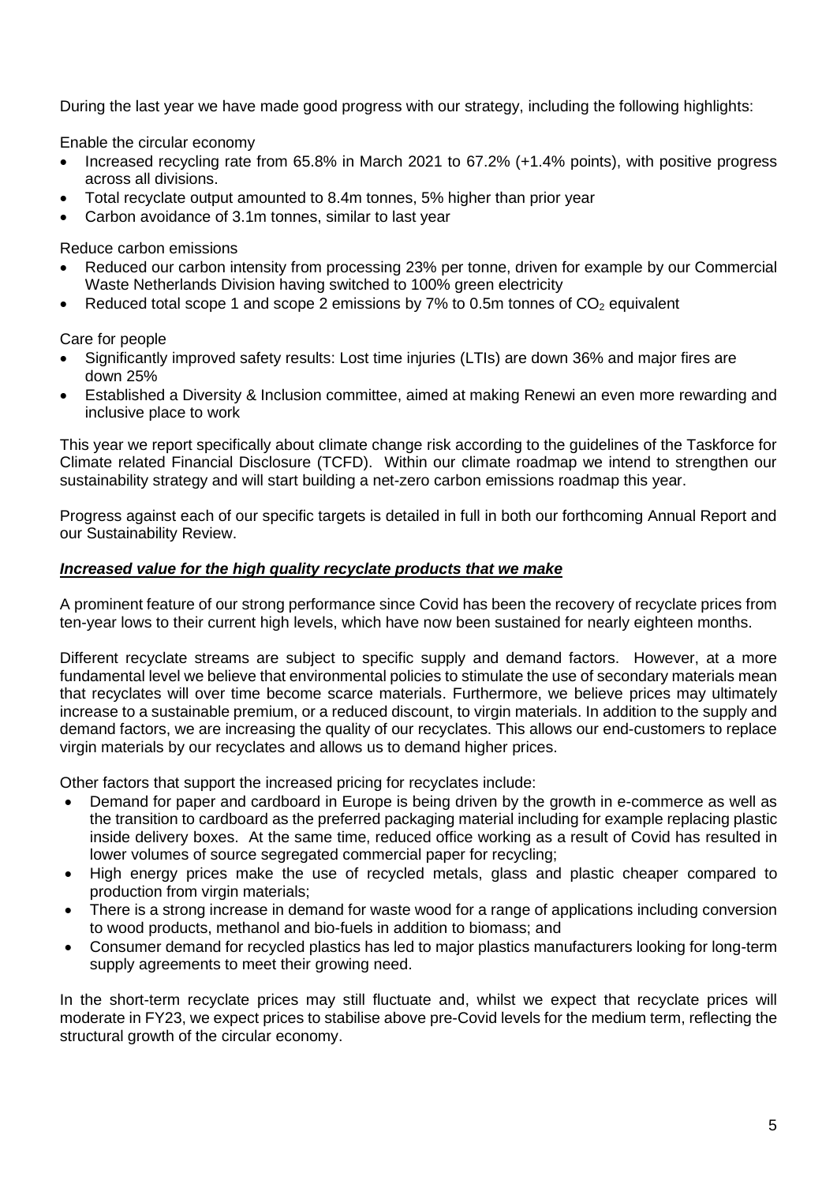During the last year we have made good progress with our strategy, including the following highlights:

Enable the circular economy

- Increased recycling rate from 65.8% in March 2021 to 67.2% (+1.4% points), with positive progress across all divisions.
- Total recyclate output amounted to 8.4m tonnes, 5% higher than prior year
- Carbon avoidance of 3.1m tonnes, similar to last year

Reduce carbon emissions

- Reduced our carbon intensity from processing 23% per tonne, driven for example by our Commercial Waste Netherlands Division having switched to 100% green electricity
- Reduced total scope 1 and scope 2 emissions by 7% to 0.5m tonnes of $CO_2$ equivalent

Care for people

- Significantly improved safety results: Lost time injuries (LTIs) are down 36% and major fires are down 25%
- Established a Diversity & Inclusion committee, aimed at making Renewi an even more rewarding and inclusive place to work

This year we report specifically about climate change risk according to the guidelines of the Taskforce for Climate related Financial Disclosure (TCFD). Within our climate roadmap we intend to strengthen our sustainability strategy and will start building a net-zero carbon emissions roadmap this year.

Progress against each of our specific targets is detailed in full in both our forthcoming Annual Report and our Sustainability Review.

***Increased value for the high quality recyclate products that we make***

A prominent feature of our strong performance since Covid has been the recovery of recyclate prices from ten-year lows to their current high levels, which have now been sustained for nearly eighteen months.

Different recyclate streams are subject to specific supply and demand factors. However, at a more fundamental level we believe that environmental policies to stimulate the use of secondary materials mean that recyclates will over time become scarce materials. Furthermore, we believe prices may ultimately increase to a sustainable premium, or a reduced discount, to virgin materials. In addition to the supply and demand factors, we are increasing the quality of our recyclates. This allows our end-customers to replace virgin materials by our recyclates and allows us to demand higher prices.

Other factors that support the increased pricing for recyclates include:

- Demand for paper and cardboard in Europe is being driven by the growth in e-commerce as well as the transition to cardboard as the preferred packaging material including for example replacing plastic inside delivery boxes. At the same time, reduced office working as a result of Covid has resulted in lower volumes of source segregated commercial paper for recycling;
- High energy prices make the use of recycled metals, glass and plastic cheaper compared to production from virgin materials;
- There is a strong increase in demand for waste wood for a range of applications including conversion to wood products, methanol and bio-fuels in addition to biomass; and
- Consumer demand for recycled plastics has led to major plastics manufacturers looking for long-term supply agreements to meet their growing need.

In the short-term recyclate prices may still fluctuate and, whilst we expect that recyclate prices will moderate in FY23, we expect prices to stabilise above pre-Covid levels for the medium term, reflecting the structural growth of the circular economy.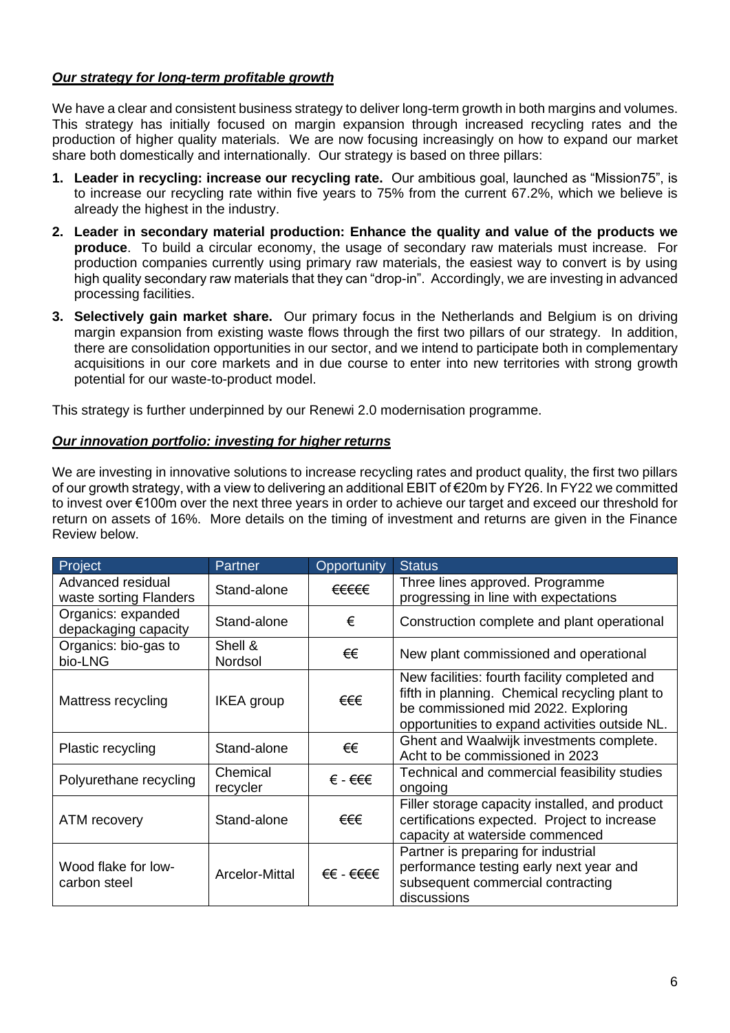***Our strategy for long-term profitable growth***

We have a clear and consistent business strategy to deliver long-term growth in both margins and volumes. This strategy has initially focused on margin expansion through increased recycling rates and the production of higher quality materials. We are now focusing increasingly on how to expand our market share both domestically and internationally. Our strategy is based on three pillars:

1. **Leader in recycling: increase our recycling rate.** Our ambitious goal, launched as "Mission75", is to increase our recycling rate within five years to 75% from the current 67.2%, which we believe is already the highest in the industry.
2. **Leader in secondary material production: Enhance the quality and value of the products we produce**. To build a circular economy, the usage of secondary raw materials must increase. For production companies currently using primary raw materials, the easiest way to convert is by using high quality secondary raw materials that they can "drop-in". Accordingly, we are investing in advanced processing facilities.
3. **Selectively gain market share.** Our primary focus in the Netherlands and Belgium is on driving margin expansion from existing waste flows through the first two pillars of our strategy. In addition, there are consolidation opportunities in our sector, and we intend to participate both in complementary acquisitions in our core markets and in due course to enter into new territories with strong growth potential for our waste-to-product model.

This strategy is further underpinned by our Renewi 2.0 modernisation programme.

***Our innovation portfolio: investing for higher returns***

We are investing in innovative solutions to increase recycling rates and product quality, the first two pillars of our growth strategy, with a view to delivering an additional EBIT of €20m by FY26. In FY22 we committed to invest over €100m over the next three years in order to achieve our target and exceed our threshold for return on assets of 16%. More details on the timing of investment and returns are given in the Finance Review below.

| Project | Partner | Opportunity | Status |
|---|---|---|---|
| Advanced residual waste sorting Flanders | Stand-alone | €€€€€ | Three lines approved. Programme progressing in line with expectations |
| Organics: expanded depackaging capacity | Stand-alone | € | Construction complete and plant operational |
| Organics: bio-gas to bio-LNG | Shell & Nordsol | €€ | New plant commissioned and operational |
| Mattress recycling | IKEA group | €€€ | New facilities: fourth facility completed and fifth in planning. Chemical recycling plant to be commissioned mid 2022. Exploring opportunities to expand activities outside NL. |
| Plastic recycling | Stand-alone | €€ | Ghent and Waalwijk investments complete. Acht to be commissioned in 2023 |
| Polyurethane recycling | Chemical recycler | € - €€€ | Technical and commercial feasibility studies ongoing |
| ATM recovery | Stand-alone | €€€ | Filler storage capacity installed, and product certifications expected. Project to increase capacity at waterside commenced |
| Wood flake for low-carbon steel | Arcelor-Mittal | €€ - €€€€ | Partner is preparing for industrial performance testing early next year and subsequent commercial contracting discussions |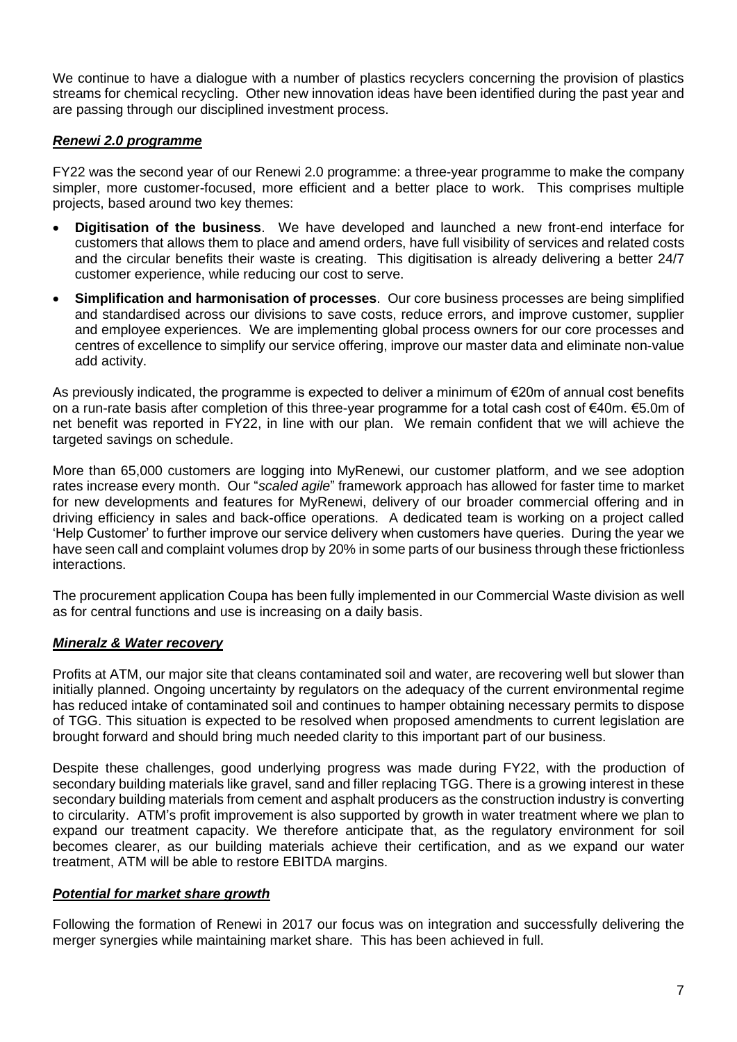We continue to have a dialogue with a number of plastics recyclers concerning the provision of plastics streams for chemical recycling. Other new innovation ideas have been identified during the past year and are passing through our disciplined investment process.

***Renewi 2.0 programme***

FY22 was the second year of our Renewi 2.0 programme: a three-year programme to make the company simpler, more customer-focused, more efficient and a better place to work. This comprises multiple projects, based around two key themes:

- **Digitisation of the business**. We have developed and launched a new front-end interface for customers that allows them to place and amend orders, have full visibility of services and related costs and the circular benefits their waste is creating. This digitisation is already delivering a better 24/7 customer experience, while reducing our cost to serve.
- **Simplification and harmonisation of processes**. Our core business processes are being simplified and standardised across our divisions to save costs, reduce errors, and improve customer, supplier and employee experiences. We are implementing global process owners for our core processes and centres of excellence to simplify our service offering, improve our master data and eliminate non-value add activity.

As previously indicated, the programme is expected to deliver a minimum of €20m of annual cost benefits on a run-rate basis after completion of this three-year programme for a total cash cost of €40m. €5.0m of net benefit was reported in FY22, in line with our plan. We remain confident that we will achieve the targeted savings on schedule.

More than 65,000 customers are logging into MyRenewi, our customer platform, and we see adoption rates increase every month. Our "*scaled agile*" framework approach has allowed for faster time to market for new developments and features for MyRenewi, delivery of our broader commercial offering and in driving efficiency in sales and back-office operations. A dedicated team is working on a project called 'Help Customer' to further improve our service delivery when customers have queries. During the year we have seen call and complaint volumes drop by 20% in some parts of our business through these frictionless interactions.

The procurement application Coupa has been fully implemented in our Commercial Waste division as well as for central functions and use is increasing on a daily basis.

***Mineralz & Water recovery***

Profits at ATM, our major site that cleans contaminated soil and water, are recovering well but slower than initially planned. Ongoing uncertainty by regulators on the adequacy of the current environmental regime has reduced intake of contaminated soil and continues to hamper obtaining necessary permits to dispose of TGG. This situation is expected to be resolved when proposed amendments to current legislation are brought forward and should bring much needed clarity to this important part of our business.

Despite these challenges, good underlying progress was made during FY22, with the production of secondary building materials like gravel, sand and filler replacing TGG. There is a growing interest in these secondary building materials from cement and asphalt producers as the construction industry is converting to circularity. ATM's profit improvement is also supported by growth in water treatment where we plan to expand our treatment capacity. We therefore anticipate that, as the regulatory environment for soil becomes clearer, as our building materials achieve their certification, and as we expand our water treatment, ATM will be able to restore EBITDA margins.

***Potential for market share growth***

Following the formation of Renewi in 2017 our focus was on integration and successfully delivering the merger synergies while maintaining market share. This has been achieved in full.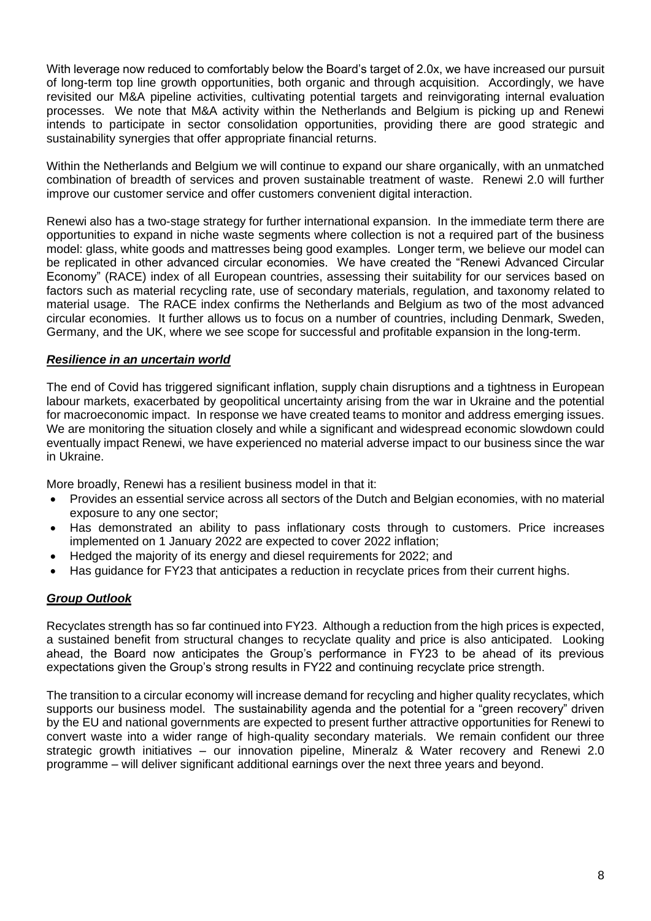With leverage now reduced to comfortably below the Board's target of 2.0x, we have increased our pursuit of long-term top line growth opportunities, both organic and through acquisition. Accordingly, we have revisited our M&A pipeline activities, cultivating potential targets and reinvigorating internal evaluation processes. We note that M&A activity within the Netherlands and Belgium is picking up and Renewi intends to participate in sector consolidation opportunities, providing there are good strategic and sustainability synergies that offer appropriate financial returns.

Within the Netherlands and Belgium we will continue to expand our share organically, with an unmatched combination of breadth of services and proven sustainable treatment of waste. Renewi 2.0 will further improve our customer service and offer customers convenient digital interaction.

Renewi also has a two-stage strategy for further international expansion. In the immediate term there are opportunities to expand in niche waste segments where collection is not a required part of the business model: glass, white goods and mattresses being good examples. Longer term, we believe our model can be replicated in other advanced circular economies. We have created the "Renewi Advanced Circular Economy" (RACE) index of all European countries, assessing their suitability for our services based on factors such as material recycling rate, use of secondary materials, regulation, and taxonomy related to material usage. The RACE index confirms the Netherlands and Belgium as two of the most advanced circular economies. It further allows us to focus on a number of countries, including Denmark, Sweden, Germany, and the UK, where we see scope for successful and profitable expansion in the long-term.

***Resilience in an uncertain world***

The end of Covid has triggered significant inflation, supply chain disruptions and a tightness in European labour markets, exacerbated by geopolitical uncertainty arising from the war in Ukraine and the potential for macroeconomic impact. In response we have created teams to monitor and address emerging issues. We are monitoring the situation closely and while a significant and widespread economic slowdown could eventually impact Renewi, we have experienced no material adverse impact to our business since the war in Ukraine.

More broadly, Renewi has a resilient business model in that it:

- Provides an essential service across all sectors of the Dutch and Belgian economies, with no material exposure to any one sector;
- Has demonstrated an ability to pass inflationary costs through to customers. Price increases implemented on 1 January 2022 are expected to cover 2022 inflation;
- Hedged the majority of its energy and diesel requirements for 2022; and
- Has guidance for FY23 that anticipates a reduction in recyclate prices from their current highs.

***Group Outlook***

Recyclates strength has so far continued into FY23. Although a reduction from the high prices is expected, a sustained benefit from structural changes to recyclate quality and price is also anticipated. Looking ahead, the Board now anticipates the Group's performance in FY23 to be ahead of its previous expectations given the Group's strong results in FY22 and continuing recyclate price strength.

The transition to a circular economy will increase demand for recycling and higher quality recyclates, which supports our business model. The sustainability agenda and the potential for a "green recovery" driven by the EU and national governments are expected to present further attractive opportunities for Renewi to convert waste into a wider range of high-quality secondary materials. We remain confident our three strategic growth initiatives – our innovation pipeline, Mineralz & Water recovery and Renewi 2.0 programme – will deliver significant additional earnings over the next three years and beyond.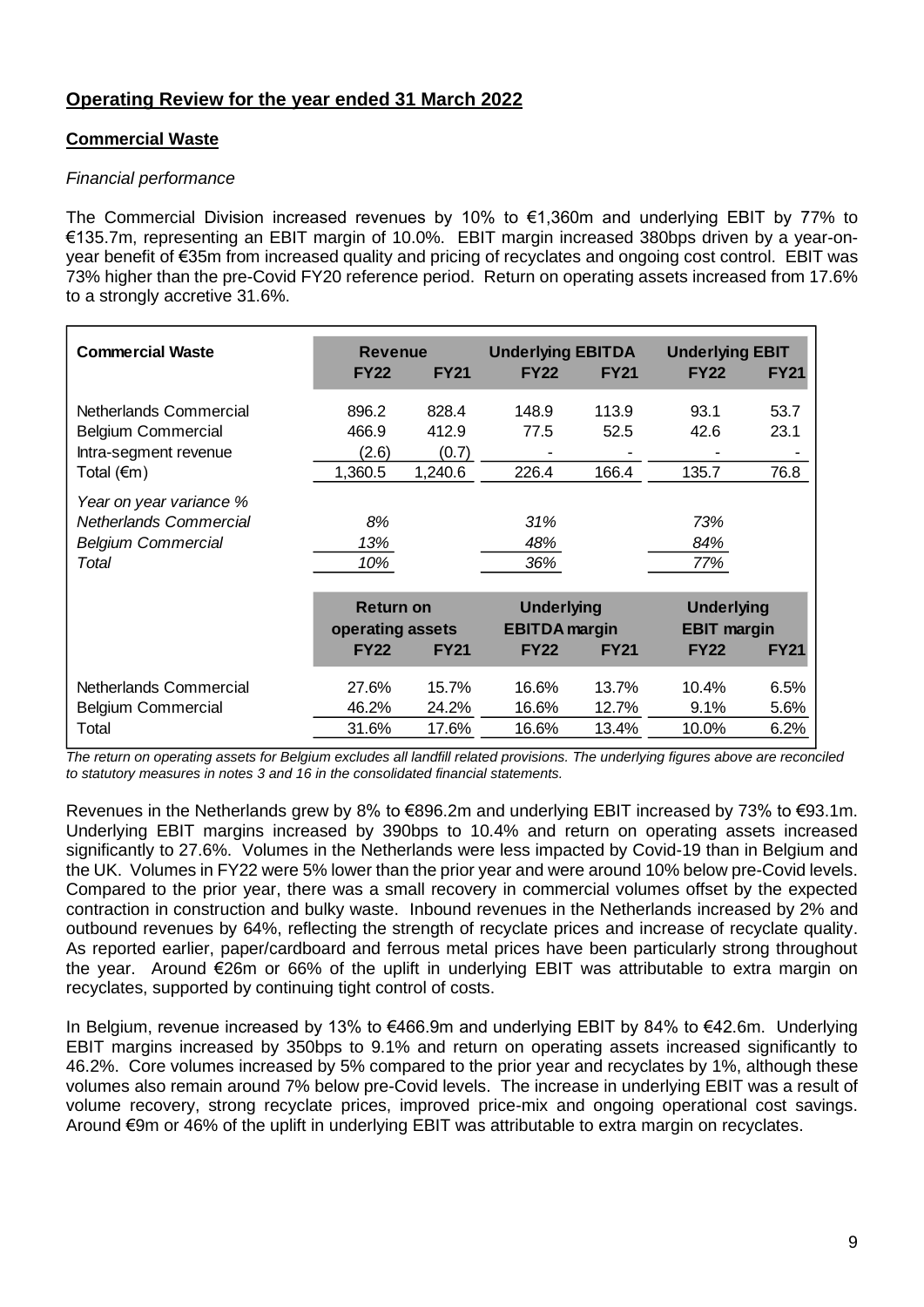## Operating Review for the year ended 31 March 2022

### Commercial Waste

*Financial performance*

The Commercial Division increased revenues by 10% to €1,360m and underlying EBIT by 77% to €135.7m, representing an EBIT margin of 10.0%. EBIT margin increased 380bps driven by a year-on-year benefit of €35m from increased quality and pricing of recyclates and ongoing cost control. EBIT was 73% higher than the pre-Covid FY20 reference period. Return on operating assets increased from 17.6% to a strongly accretive 31.6%.

| Commercial Waste | Revenue | | Underlying EBITDA | | Underlying EBIT | |
|---|---|---|---|---|---|---|
| | FY22 | FY21 | FY22 | FY21 | FY22 | FY21 |
| Netherlands Commercial | 896.2 | 828.4 | 148.9 | 113.9 | 93.1 | 53.7 |
| Belgium Commercial | 466.9 | 412.9 | 77.5 | 52.5 | 42.6 | 23.1 |
| Intra-segment revenue | (2.6) | (0.7) | - | - | - | - |
| Total (€m) | 1,360.5 | 1,240.6 | 226.4 | 166.4 | 135.7 | 76.8 |
| *Year on year variance %* | | | | | | |
| *Netherlands Commercial* | *8%* | | *31%* | | *73%* | |
| *Belgium Commercial* | *13%* | | *48%* | | *84%* | |
| *Total* | *10%* | | *36%* | | *77%* | |
| | **Return on operating assets** | | **Underlying EBITDA margin** | | **Underlying EBIT margin** | |
| | **FY22** | **FY21** | **FY22** | **FY21** | **FY22** | **FY21** |
| Netherlands Commercial | 27.6% | 15.7% | 16.6% | 13.7% | 10.4% | 6.5% |
| Belgium Commercial | 46.2% | 24.2% | 16.6% | 12.7% | 9.1% | 5.6% |
| Total | 31.6% | 17.6% | 16.6% | 13.4% | 10.0% | 6.2% |

*The return on operating assets for Belgium excludes all landfill related provisions. The underlying figures above are reconciled to statutory measures in notes 3 and 16 in the consolidated financial statements.*

Revenues in the Netherlands grew by 8% to €896.2m and underlying EBIT increased by 73% to €93.1m. Underlying EBIT margins increased by 390bps to 10.4% and return on operating assets increased significantly to 27.6%. Volumes in the Netherlands were less impacted by Covid-19 than in Belgium and the UK. Volumes in FY22 were 5% lower than the prior year and were around 10% below pre-Covid levels. Compared to the prior year, there was a small recovery in commercial volumes offset by the expected contraction in construction and bulky waste. Inbound revenues in the Netherlands increased by 2% and outbound revenues by 64%, reflecting the strength of recyclate prices and increase of recyclate quality. As reported earlier, paper/cardboard and ferrous metal prices have been particularly strong throughout the year. Around €26m or 66% of the uplift in underlying EBIT was attributable to extra margin on recyclates, supported by continuing tight control of costs.

In Belgium, revenue increased by 13% to €466.9m and underlying EBIT by 84% to €42.6m. Underlying EBIT margins increased by 350bps to 9.1% and return on operating assets increased significantly to 46.2%. Core volumes increased by 5% compared to the prior year and recyclates by 1%, although these volumes also remain around 7% below pre-Covid levels. The increase in underlying EBIT was a result of volume recovery, strong recyclate prices, improved price-mix and ongoing operational cost savings. Around €9m or 46% of the uplift in underlying EBIT was attributable to extra margin on recyclates.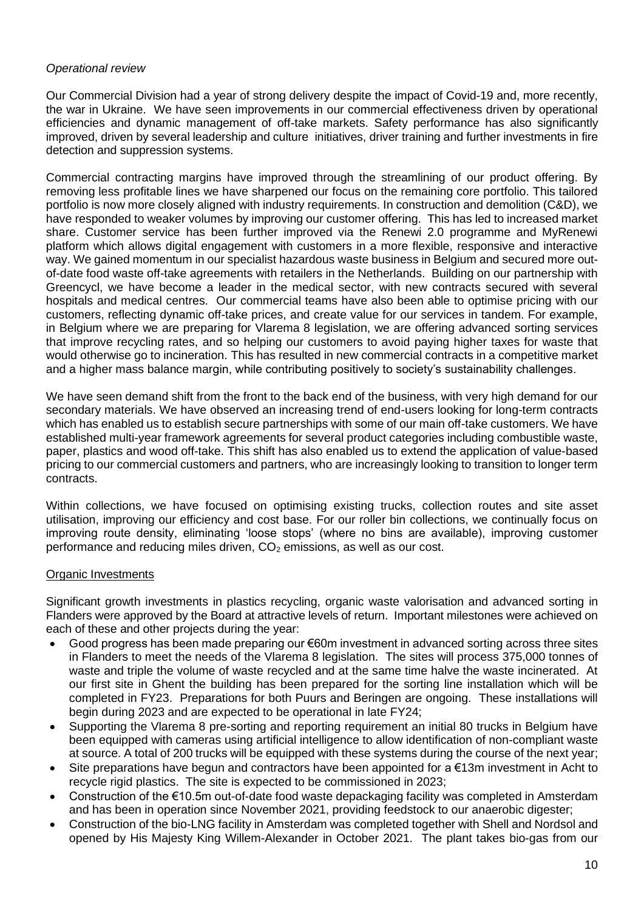*Operational review*

Our Commercial Division had a year of strong delivery despite the impact of Covid-19 and, more recently, the war in Ukraine. We have seen improvements in our commercial effectiveness driven by operational efficiencies and dynamic management of off-take markets. Safety performance has also significantly improved, driven by several leadership and culture initiatives, driver training and further investments in fire detection and suppression systems.

Commercial contracting margins have improved through the streamlining of our product offering. By removing less profitable lines we have sharpened our focus on the remaining core portfolio. This tailored portfolio is now more closely aligned with industry requirements. In construction and demolition (C&D), we have responded to weaker volumes by improving our customer offering. This has led to increased market share. Customer service has been further improved via the Renewi 2.0 programme and MyRenewi platform which allows digital engagement with customers in a more flexible, responsive and interactive way. We gained momentum in our specialist hazardous waste business in Belgium and secured more out-of-date food waste off-take agreements with retailers in the Netherlands. Building on our partnership with Greencycl, we have become a leader in the medical sector, with new contracts secured with several hospitals and medical centres. Our commercial teams have also been able to optimise pricing with our customers, reflecting dynamic off-take prices, and create value for our services in tandem. For example, in Belgium where we are preparing for Vlarema 8 legislation, we are offering advanced sorting services that improve recycling rates, and so helping our customers to avoid paying higher taxes for waste that would otherwise go to incineration. This has resulted in new commercial contracts in a competitive market and a higher mass balance margin, while contributing positively to society's sustainability challenges.

We have seen demand shift from the front to the back end of the business, with very high demand for our secondary materials. We have observed an increasing trend of end-users looking for long-term contracts which has enabled us to establish secure partnerships with some of our main off-take customers. We have established multi-year framework agreements for several product categories including combustible waste, paper, plastics and wood off-take. This shift has also enabled us to extend the application of value-based pricing to our commercial customers and partners, who are increasingly looking to transition to longer term contracts.

Within collections, we have focused on optimising existing trucks, collection routes and site asset utilisation, improving our efficiency and cost base. For our roller bin collections, we continually focus on improving route density, eliminating 'loose stops' (where no bins are available), improving customer performance and reducing miles driven, $CO_2$ emissions, as well as our cost.

Organic Investments

Significant growth investments in plastics recycling, organic waste valorisation and advanced sorting in Flanders were approved by the Board at attractive levels of return. Important milestones were achieved on each of these and other projects during the year:

- Good progress has been made preparing our €60m investment in advanced sorting across three sites in Flanders to meet the needs of the Vlarema 8 legislation. The sites will process 375,000 tonnes of waste and triple the volume of waste recycled and at the same time halve the waste incinerated. At our first site in Ghent the building has been prepared for the sorting line installation which will be completed in FY23. Preparations for both Puurs and Beringen are ongoing. These installations will begin during 2023 and are expected to be operational in late FY24;
- Supporting the Vlarema 8 pre-sorting and reporting requirement an initial 80 trucks in Belgium have been equipped with cameras using artificial intelligence to allow identification of non-compliant waste at source. A total of 200 trucks will be equipped with these systems during the course of the next year;
- Site preparations have begun and contractors have been appointed for a €13m investment in Acht to recycle rigid plastics. The site is expected to be commissioned in 2023;
- Construction of the €10.5m out-of-date food waste depackaging facility was completed in Amsterdam and has been in operation since November 2021, providing feedstock to our anaerobic digester;
- Construction of the bio-LNG facility in Amsterdam was completed together with Shell and Nordsol and opened by His Majesty King Willem-Alexander in October 2021. The plant takes bio-gas from our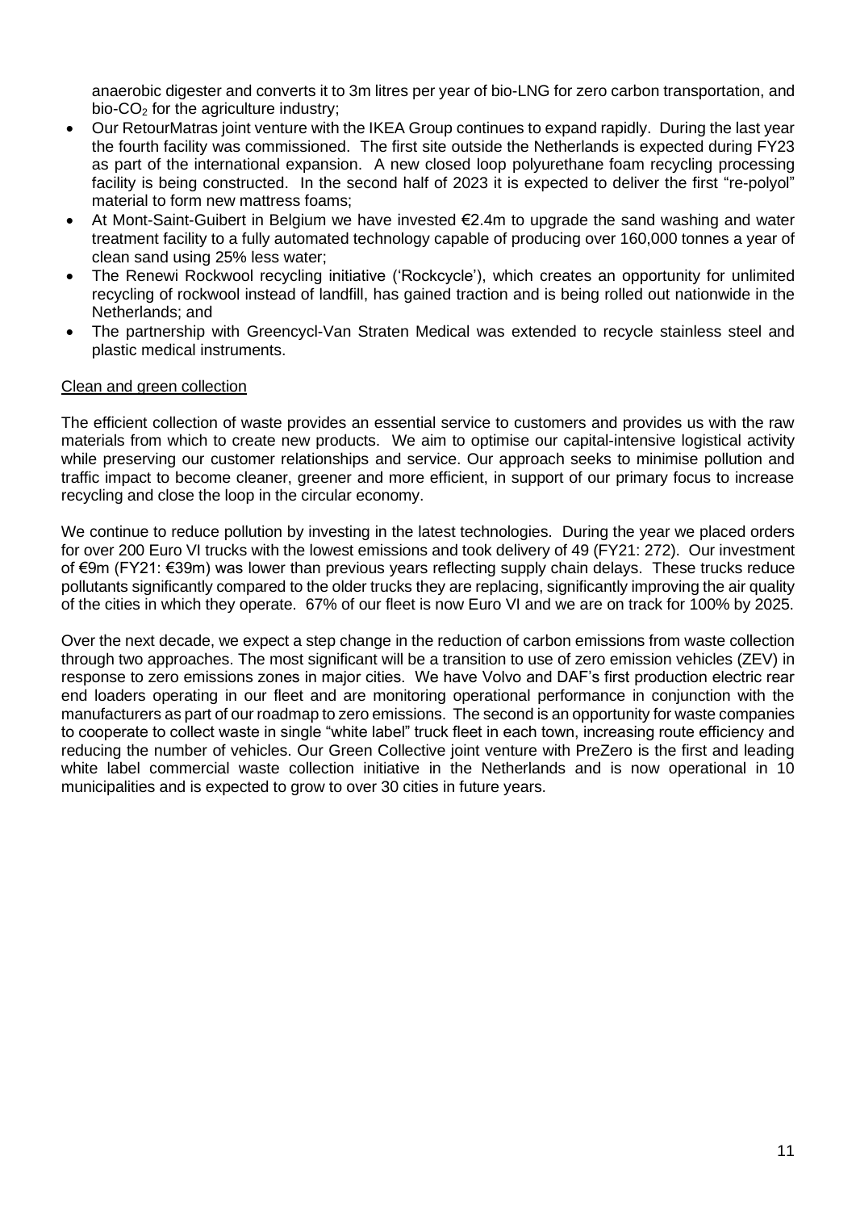anaerobic digester and converts it to 3m litres per year of bio-LNG for zero carbon transportation, and bio-$CO_2$ for the agriculture industry;

- Our RetourMatras joint venture with the IKEA Group continues to expand rapidly. During the last year the fourth facility was commissioned. The first site outside the Netherlands is expected during FY23 as part of the international expansion. A new closed loop polyurethane foam recycling processing facility is being constructed. In the second half of 2023 it is expected to deliver the first "re-polyol" material to form new mattress foams;
- At Mont-Saint-Guibert in Belgium we have invested €2.4m to upgrade the sand washing and water treatment facility to a fully automated technology capable of producing over 160,000 tonnes a year of clean sand using 25% less water;
- The Renewi Rockwool recycling initiative ('Rockcycle'), which creates an opportunity for unlimited recycling of rockwool instead of landfill, has gained traction and is being rolled out nationwide in the Netherlands; and
- The partnership with Greencycl-Van Straten Medical was extended to recycle stainless steel and plastic medical instruments.

<u>Clean and green collection</u>

The efficient collection of waste provides an essential service to customers and provides us with the raw materials from which to create new products. We aim to optimise our capital-intensive logistical activity while preserving our customer relationships and service. Our approach seeks to minimise pollution and traffic impact to become cleaner, greener and more efficient, in support of our primary focus to increase recycling and close the loop in the circular economy.

We continue to reduce pollution by investing in the latest technologies. During the year we placed orders for over 200 Euro VI trucks with the lowest emissions and took delivery of 49 (FY21: 272). Our investment of €9m (FY21: €39m) was lower than previous years reflecting supply chain delays. These trucks reduce pollutants significantly compared to the older trucks they are replacing, significantly improving the air quality of the cities in which they operate. 67% of our fleet is now Euro VI and we are on track for 100% by 2025.

Over the next decade, we expect a step change in the reduction of carbon emissions from waste collection through two approaches. The most significant will be a transition to use of zero emission vehicles (ZEV) in response to zero emissions zones in major cities. We have Volvo and DAF's first production electric rear end loaders operating in our fleet and are monitoring operational performance in conjunction with the manufacturers as part of our roadmap to zero emissions. The second is an opportunity for waste companies to cooperate to collect waste in single "white label" truck fleet in each town, increasing route efficiency and reducing the number of vehicles. Our Green Collective joint venture with PreZero is the first and leading white label commercial waste collection initiative in the Netherlands and is now operational in 10 municipalities and is expected to grow to over 30 cities in future years.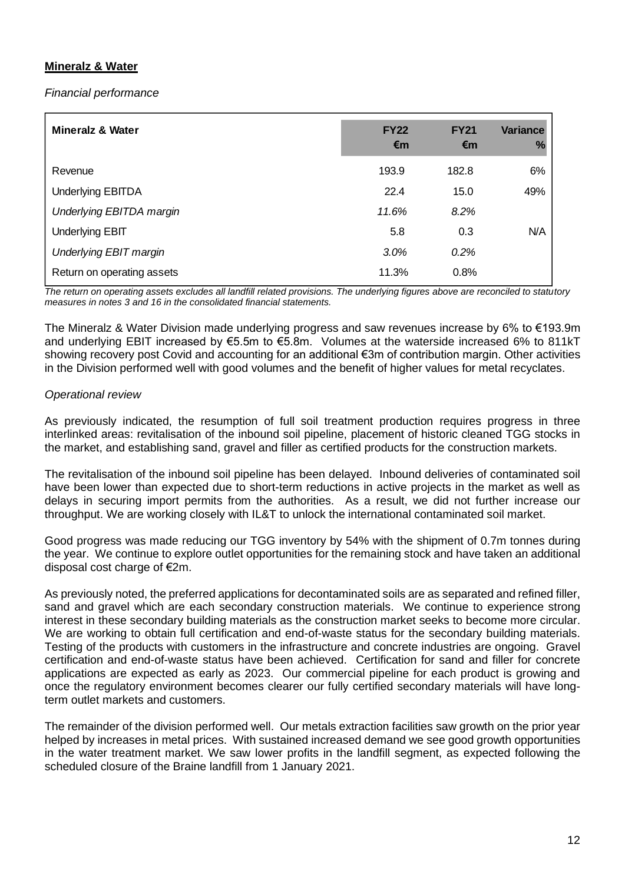**Mineralz & Water**

*Financial performance*

| Mineralz & Water | FY22 €m | FY21 €m | Variance % |
|---|---|---|---|
| Revenue | 193.9 | 182.8 | 6% |
| Underlying EBITDA | 22.4 | 15.0 | 49% |
| *Underlying EBITDA margin* | *11.6%* | *8.2%* | |
| Underlying EBIT | 5.8 | 0.3 | N/A |
| *Underlying EBIT margin* | *3.0%* | *0.2%* | |
| Return on operating assets | 11.3% | 0.8% | |

*The return on operating assets excludes all landfill related provisions. The underlying figures above are reconciled to statutory measures in notes 3 and 16 in the consolidated financial statements.*

The Mineralz & Water Division made underlying progress and saw revenues increase by 6% to €193.9m and underlying EBIT increased by €5.5m to €5.8m. Volumes at the waterside increased 6% to 811kT showing recovery post Covid and accounting for an additional €3m of contribution margin. Other activities in the Division performed well with good volumes and the benefit of higher values for metal recyclates.

*Operational review*

As previously indicated, the resumption of full soil treatment production requires progress in three interlinked areas: revitalisation of the inbound soil pipeline, placement of historic cleaned TGG stocks in the market, and establishing sand, gravel and filler as certified products for the construction markets.

The revitalisation of the inbound soil pipeline has been delayed. Inbound deliveries of contaminated soil have been lower than expected due to short-term reductions in active projects in the market as well as delays in securing import permits from the authorities. As a result, we did not further increase our throughput. We are working closely with IL&T to unlock the international contaminated soil market.

Good progress was made reducing our TGG inventory by 54% with the shipment of 0.7m tonnes during the year. We continue to explore outlet opportunities for the remaining stock and have taken an additional disposal cost charge of €2m.

As previously noted, the preferred applications for decontaminated soils are as separated and refined filler, sand and gravel which are each secondary construction materials. We continue to experience strong interest in these secondary building materials as the construction market seeks to become more circular. We are working to obtain full certification and end-of-waste status for the secondary building materials. Testing of the products with customers in the infrastructure and concrete industries are ongoing. Gravel certification and end-of-waste status have been achieved. Certification for sand and filler for concrete applications are expected as early as 2023. Our commercial pipeline for each product is growing and once the regulatory environment becomes clearer our fully certified secondary materials will have long-term outlet markets and customers.

The remainder of the division performed well. Our metals extraction facilities saw growth on the prior year helped by increases in metal prices. With sustained increased demand we see good growth opportunities in the water treatment market. We saw lower profits in the landfill segment, as expected following the scheduled closure of the Braine landfill from 1 January 2021.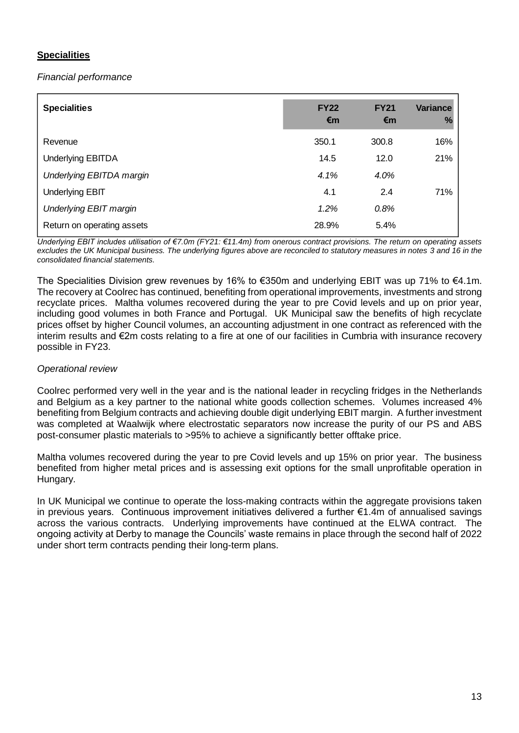## **Specialities**

*Financial performance*

| Specialities | FY22 €m | FY21 €m | Variance % |
|---|---|---|---|
| Revenue | 350.1 | 300.8 | 16% |
| Underlying EBITDA | 14.5 | 12.0 | 21% |
| *Underlying EBITDA margin* | *4.1%* | *4.0%* | |
| Underlying EBIT | 4.1 | 2.4 | 71% |
| *Underlying EBIT margin* | *1.2%* | *0.8%* | |
| Return on operating assets | 28.9% | 5.4% | |

*Underlying EBIT includes utilisation of €7.0m (FY21: €11.4m) from onerous contract provisions. The return on operating assets excludes the UK Municipal business. The underlying figures above are reconciled to statutory measures in notes 3 and 16 in the consolidated financial statements.*

The Specialities Division grew revenues by 16% to €350m and underlying EBIT was up 71% to €4.1m. The recovery at Coolrec has continued, benefiting from operational improvements, investments and strong recyclate prices. Maltha volumes recovered during the year to pre Covid levels and up on prior year, including good volumes in both France and Portugal. UK Municipal saw the benefits of high recyclate prices offset by higher Council volumes, an accounting adjustment in one contract as referenced with the interim results and €2m costs relating to a fire at one of our facilities in Cumbria with insurance recovery possible in FY23.

*Operational review*

Coolrec performed very well in the year and is the national leader in recycling fridges in the Netherlands and Belgium as a key partner to the national white goods collection schemes. Volumes increased 4% benefiting from Belgium contracts and achieving double digit underlying EBIT margin. A further investment was completed at Waalwijk where electrostatic separators now increase the purity of our PS and ABS post-consumer plastic materials to >95% to achieve a significantly better offtake price.

Maltha volumes recovered during the year to pre Covid levels and up 15% on prior year. The business benefited from higher metal prices and is assessing exit options for the small unprofitable operation in Hungary.

In UK Municipal we continue to operate the loss-making contracts within the aggregate provisions taken in previous years. Continuous improvement initiatives delivered a further €1.4m of annualised savings across the various contracts. Underlying improvements have continued at the ELWA contract. The ongoing activity at Derby to manage the Councils' waste remains in place through the second half of 2022 under short term contracts pending their long-term plans.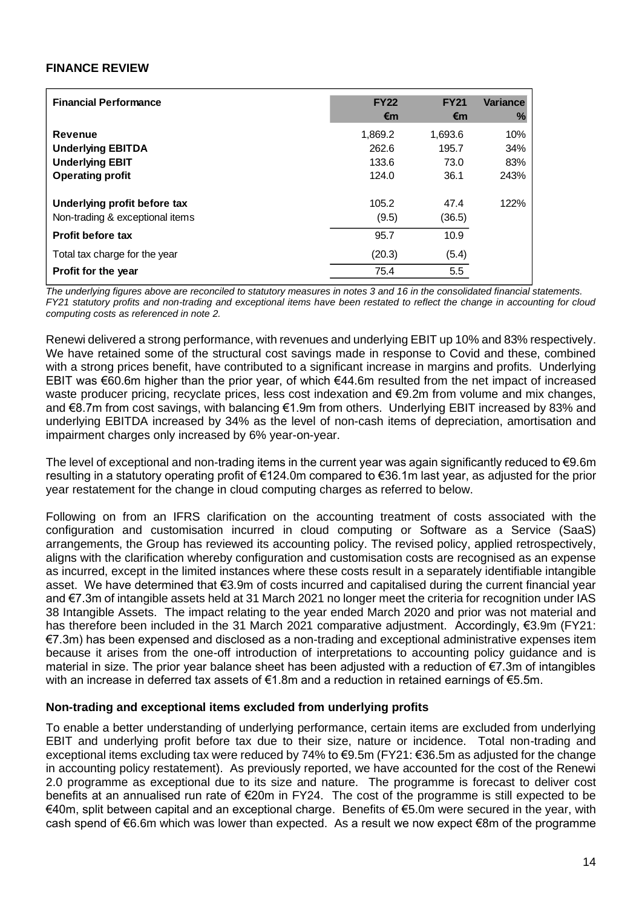## FINANCE REVIEW

| Financial Performance | FY22 €m | FY21 €m | Variance % |
|---|---|---|---|
| **Revenue** | 1,869.2 | 1,693.6 | 10% |
| **Underlying EBITDA** | 262.6 | 195.7 | 34% |
| **Underlying EBIT** | 133.6 | 73.0 | 83% |
| **Operating profit** | 124.0 | 36.1 | 243% |
| **Underlying profit before tax** | 105.2 | 47.4 | 122% |
| Non-trading & exceptional items | (9.5) | (36.5) | |
| **Profit before tax** | 95.7 | 10.9 | |
| Total tax charge for the year | (20.3) | (5.4) | |
| **Profit for the year** | 75.4 | 5.5 | |

*The underlying figures above are reconciled to statutory measures in notes 3 and 16 in the consolidated financial statements. FY21 statutory profits and non-trading and exceptional items have been restated to reflect the change in accounting for cloud computing costs as referenced in note 2.*

Renewi delivered a strong performance, with revenues and underlying EBIT up 10% and 83% respectively. We have retained some of the structural cost savings made in response to Covid and these, combined with a strong prices benefit, have contributed to a significant increase in margins and profits. Underlying EBIT was €60.6m higher than the prior year, of which €44.6m resulted from the net impact of increased waste producer pricing, recyclate prices, less cost indexation and €9.2m from volume and mix changes, and €8.7m from cost savings, with balancing €1.9m from others. Underlying EBIT increased by 83% and underlying EBITDA increased by 34% as the level of non-cash items of depreciation, amortisation and impairment charges only increased by 6% year-on-year.

The level of exceptional and non-trading items in the current year was again significantly reduced to €9.6m resulting in a statutory operating profit of €124.0m compared to €36.1m last year, as adjusted for the prior year restatement for the change in cloud computing charges as referred to below.

Following on from an IFRS clarification on the accounting treatment of costs associated with the configuration and customisation incurred in cloud computing or Software as a Service (SaaS) arrangements, the Group has reviewed its accounting policy. The revised policy, applied retrospectively, aligns with the clarification whereby configuration and customisation costs are recognised as an expense as incurred, except in the limited instances where these costs result in a separately identifiable intangible asset. We have determined that €3.9m of costs incurred and capitalised during the current financial year and €7.3m of intangible assets held at 31 March 2021 no longer meet the criteria for recognition under IAS 38 Intangible Assets. The impact relating to the year ended March 2020 and prior was not material and has therefore been included in the 31 March 2021 comparative adjustment. Accordingly, €3.9m (FY21: €7.3m) has been expensed and disclosed as a non-trading and exceptional administrative expenses item because it arises from the one-off introduction of interpretations to accounting policy guidance and is material in size. The prior year balance sheet has been adjusted with a reduction of €7.3m of intangibles with an increase in deferred tax assets of €1.8m and a reduction in retained earnings of €5.5m.

### Non-trading and exceptional items excluded from underlying profits

To enable a better understanding of underlying performance, certain items are excluded from underlying EBIT and underlying profit before tax due to their size, nature or incidence. Total non-trading and exceptional items excluding tax were reduced by 74% to €9.5m (FY21: €36.5m as adjusted for the change in accounting policy restatement). As previously reported, we have accounted for the cost of the Renewi 2.0 programme as exceptional due to its size and nature. The programme is forecast to deliver cost benefits at an annualised run rate of €20m in FY24. The cost of the programme is still expected to be €40m, split between capital and an exceptional charge. Benefits of €5.0m were secured in the year, with cash spend of €6.6m which was lower than expected. As a result we now expect €8m of the programme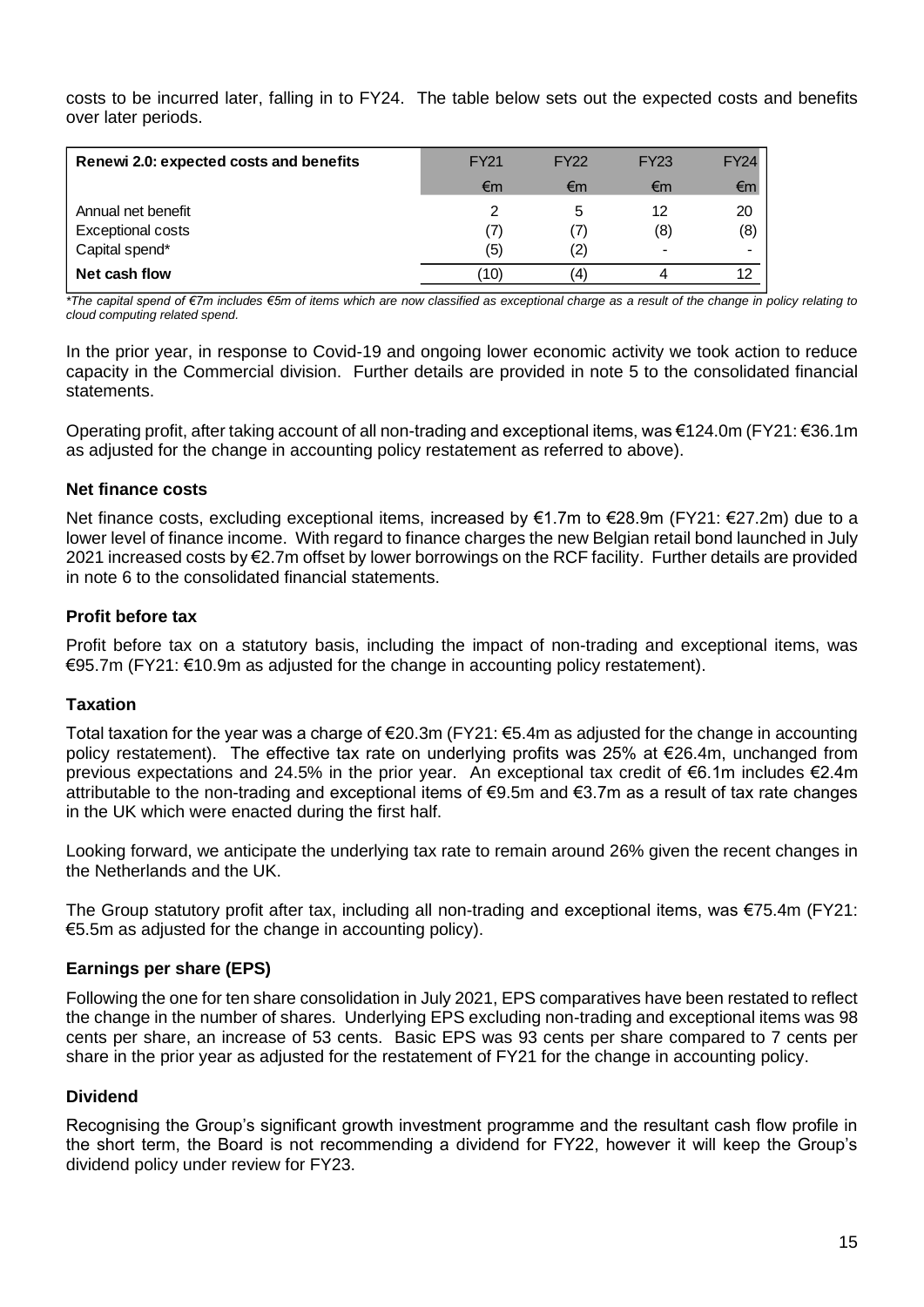costs to be incurred later, falling in to FY24. The table below sets out the expected costs and benefits over later periods.

| Renewi 2.0: expected costs and benefits | FY21 | FY22 | FY23 | FY24 |
|---|---|---|---|---|
| | €m | €m | €m | €m |
| Annual net benefit | 2 | 5 | 12 | 20 |
| Exceptional costs | (7) | (7) | (8) | (8) |
| Capital spend* | (5) | (2) | - | - |
| **Net cash flow** | (10) | (4) | 4 | 12 |

*\*The capital spend of €7m includes €5m of items which are now classified as exceptional charge as a result of the change in policy relating to cloud computing related spend.*

In the prior year, in response to Covid-19 and ongoing lower economic activity we took action to reduce capacity in the Commercial division. Further details are provided in note 5 to the consolidated financial statements.

Operating profit, after taking account of all non-trading and exceptional items, was €124.0m (FY21: €36.1m as adjusted for the change in accounting policy restatement as referred to above).

### Net finance costs

Net finance costs, excluding exceptional items, increased by €1.7m to €28.9m (FY21: €27.2m) due to a lower level of finance income. With regard to finance charges the new Belgian retail bond launched in July 2021 increased costs by €2.7m offset by lower borrowings on the RCF facility. Further details are provided in note 6 to the consolidated financial statements.

### Profit before tax

Profit before tax on a statutory basis, including the impact of non-trading and exceptional items, was €95.7m (FY21: €10.9m as adjusted for the change in accounting policy restatement).

### Taxation

Total taxation for the year was a charge of €20.3m (FY21: €5.4m as adjusted for the change in accounting policy restatement). The effective tax rate on underlying profits was 25% at €26.4m, unchanged from previous expectations and 24.5% in the prior year. An exceptional tax credit of €6.1m includes €2.4m attributable to the non-trading and exceptional items of €9.5m and €3.7m as a result of tax rate changes in the UK which were enacted during the first half.

Looking forward, we anticipate the underlying tax rate to remain around 26% given the recent changes in the Netherlands and the UK.

The Group statutory profit after tax, including all non-trading and exceptional items, was €75.4m (FY21: €5.5m as adjusted for the change in accounting policy).

### Earnings per share (EPS)

Following the one for ten share consolidation in July 2021, EPS comparatives have been restated to reflect the change in the number of shares. Underlying EPS excluding non-trading and exceptional items was 98 cents per share, an increase of 53 cents. Basic EPS was 93 cents per share compared to 7 cents per share in the prior year as adjusted for the restatement of FY21 for the change in accounting policy.

### Dividend

Recognising the Group's significant growth investment programme and the resultant cash flow profile in the short term, the Board is not recommending a dividend for FY22, however it will keep the Group's dividend policy under review for FY23.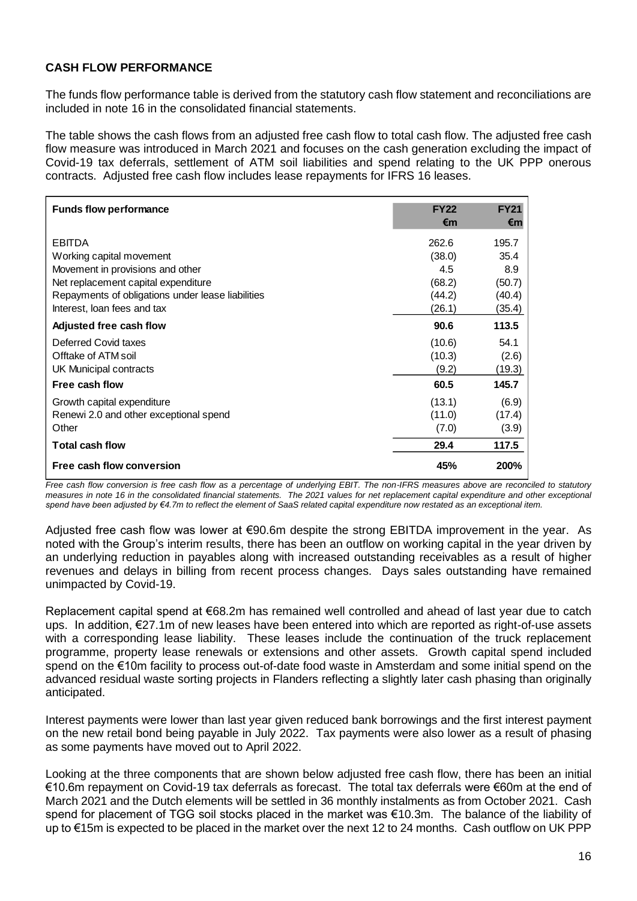**CASH FLOW PERFORMANCE**

The funds flow performance table is derived from the statutory cash flow statement and reconciliations are included in note 16 in the consolidated financial statements.

The table shows the cash flows from an adjusted free cash flow to total cash flow. The adjusted free cash flow measure was introduced in March 2021 and focuses on the cash generation excluding the impact of Covid-19 tax deferrals, settlement of ATM soil liabilities and spend relating to the UK PPP onerous contracts. Adjusted free cash flow includes lease repayments for IFRS 16 leases.

| Funds flow performance | FY22 €m | FY21 €m |
|---|---|---|
| EBITDA | 262.6 | 195.7 |
| Working capital movement | (38.0) | 35.4 |
| Movement in provisions and other | 4.5 | 8.9 |
| Net replacement capital expenditure | (68.2) | (50.7) |
| Repayments of obligations under lease liabilities | (44.2) | (40.4) |
| Interest, loan fees and tax | (26.1) | (35.4) |
| **Adjusted free cash flow** | **90.6** | **113.5** |
| Deferred Covid taxes | (10.6) | 54.1 |
| Offtake of ATM soil | (10.3) | (2.6) |
| UK Municipal contracts | (9.2) | (19.3) |
| **Free cash flow** | **60.5** | **145.7** |
| Growth capital expenditure | (13.1) | (6.9) |
| Renewi 2.0 and other exceptional spend | (11.0) | (17.4) |
| Other | (7.0) | (3.9) |
| **Total cash flow** | **29.4** | **117.5** |
| **Free cash flow conversion** | **45%** | **200%** |

*Free cash flow conversion is free cash flow as a percentage of underlying EBIT. The non-IFRS measures above are reconciled to statutory measures in note 16 in the consolidated financial statements. The 2021 values for net replacement capital expenditure and other exceptional spend have been adjusted by €4.7m to reflect the element of SaaS related capital expenditure now restated as an exceptional item.*

Adjusted free cash flow was lower at €90.6m despite the strong EBITDA improvement in the year. As noted with the Group's interim results, there has been an outflow on working capital in the year driven by an underlying reduction in payables along with increased outstanding receivables as a result of higher revenues and delays in billing from recent process changes. Days sales outstanding have remained unimpacted by Covid-19.

Replacement capital spend at €68.2m has remained well controlled and ahead of last year due to catch ups. In addition, €27.1m of new leases have been entered into which are reported as right-of-use assets with a corresponding lease liability. These leases include the continuation of the truck replacement programme, property lease renewals or extensions and other assets. Growth capital spend included spend on the €10m facility to process out-of-date food waste in Amsterdam and some initial spend on the advanced residual waste sorting projects in Flanders reflecting a slightly later cash phasing than originally anticipated.

Interest payments were lower than last year given reduced bank borrowings and the first interest payment on the new retail bond being payable in July 2022. Tax payments were also lower as a result of phasing as some payments have moved out to April 2022.

Looking at the three components that are shown below adjusted free cash flow, there has been an initial €10.6m repayment on Covid-19 tax deferrals as forecast. The total tax deferrals were €60m at the end of March 2021 and the Dutch elements will be settled in 36 monthly instalments as from October 2021. Cash spend for placement of TGG soil stocks placed in the market was €10.3m. The balance of the liability of up to €15m is expected to be placed in the market over the next 12 to 24 months. Cash outflow on UK PPP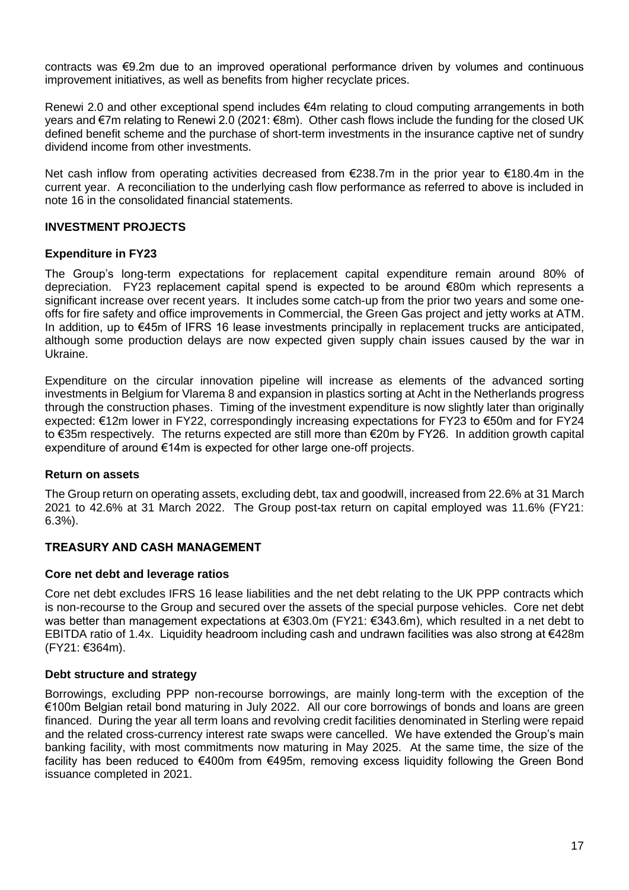contracts was €9.2m due to an improved operational performance driven by volumes and continuous improvement initiatives, as well as benefits from higher recyclate prices.

Renewi 2.0 and other exceptional spend includes €4m relating to cloud computing arrangements in both years and €7m relating to Renewi 2.0 (2021: €8m). Other cash flows include the funding for the closed UK defined benefit scheme and the purchase of short-term investments in the insurance captive net of sundry dividend income from other investments.

Net cash inflow from operating activities decreased from €238.7m in the prior year to €180.4m in the current year. A reconciliation to the underlying cash flow performance as referred to above is included in note 16 in the consolidated financial statements.

## INVESTMENT PROJECTS

### Expenditure in FY23

The Group's long-term expectations for replacement capital expenditure remain around 80% of depreciation. FY23 replacement capital spend is expected to be around €80m which represents a significant increase over recent years. It includes some catch-up from the prior two years and some one-offs for fire safety and office improvements in Commercial, the Green Gas project and jetty works at ATM. In addition, up to €45m of IFRS 16 lease investments principally in replacement trucks are anticipated, although some production delays are now expected given supply chain issues caused by the war in Ukraine.

Expenditure on the circular innovation pipeline will increase as elements of the advanced sorting investments in Belgium for Vlarema 8 and expansion in plastics sorting at Acht in the Netherlands progress through the construction phases. Timing of the investment expenditure is now slightly later than originally expected: €12m lower in FY22, correspondingly increasing expectations for FY23 to €50m and for FY24 to €35m respectively. The returns expected are still more than €20m by FY26. In addition growth capital expenditure of around €14m is expected for other large one-off projects.

### Return on assets

The Group return on operating assets, excluding debt, tax and goodwill, increased from 22.6% at 31 March 2021 to 42.6% at 31 March 2022. The Group post-tax return on capital employed was 11.6% (FY21: 6.3%).

## TREASURY AND CASH MANAGEMENT

### Core net debt and leverage ratios

Core net debt excludes IFRS 16 lease liabilities and the net debt relating to the UK PPP contracts which is non-recourse to the Group and secured over the assets of the special purpose vehicles. Core net debt was better than management expectations at €303.0m (FY21: €343.6m), which resulted in a net debt to EBITDA ratio of 1.4x. Liquidity headroom including cash and undrawn facilities was also strong at €428m (FY21: €364m).

### Debt structure and strategy

Borrowings, excluding PPP non-recourse borrowings, are mainly long-term with the exception of the €100m Belgian retail bond maturing in July 2022. All our core borrowings of bonds and loans are green financed. During the year all term loans and revolving credit facilities denominated in Sterling were repaid and the related cross-currency interest rate swaps were cancelled. We have extended the Group's main banking facility, with most commitments now maturing in May 2025. At the same time, the size of the facility has been reduced to €400m from €495m, removing excess liquidity following the Green Bond issuance completed in 2021.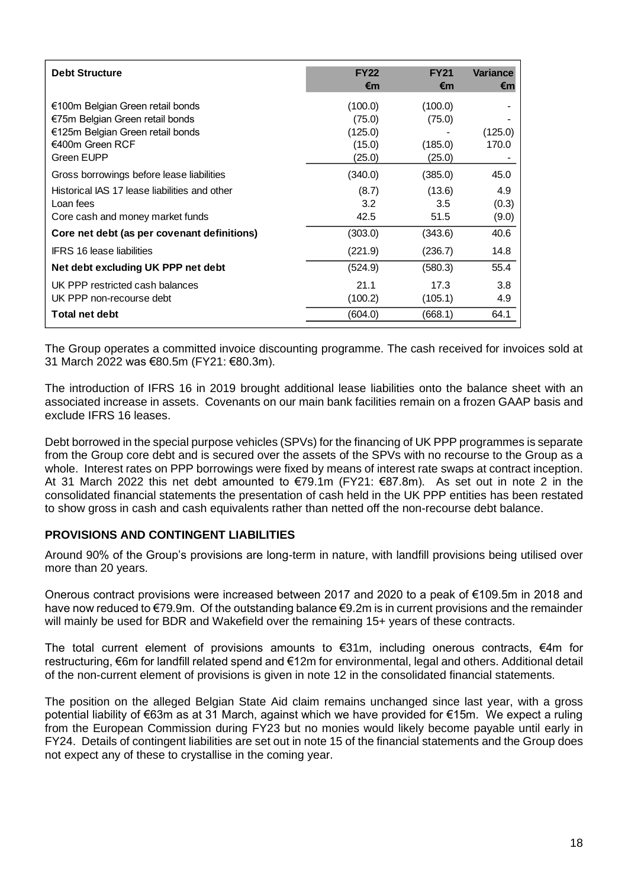| Debt Structure | FY22 €m | FY21 €m | Variance €m |
|---|---|---|---|
| €100m Belgian Green retail bonds | (100.0) | (100.0) | - |
| €75m Belgian Green retail bonds | (75.0) | (75.0) | - |
| €125m Belgian Green retail bonds | (125.0) | - | (125.0) |
| €400m Green RCF | (15.0) | (185.0) | 170.0 |
| Green EUPP | (25.0) | (25.0) | - |
| Gross borrowings before lease liabilities | (340.0) | (385.0) | 45.0 |
| Historical IAS 17 lease liabilities and other | (8.7) | (13.6) | 4.9 |
| Loan fees | 3.2 | 3.5 | (0.3) |
| Core cash and money market funds | 42.5 | 51.5 | (9.0) |
| **Core net debt (as per covenant definitions)** | (303.0) | (343.6) | 40.6 |
| IFRS 16 lease liabilities | (221.9) | (236.7) | 14.8 |
| **Net debt excluding UK PPP net debt** | (524.9) | (580.3) | 55.4 |
| UK PPP restricted cash balances | 21.1 | 17.3 | 3.8 |
| UK PPP non-recourse debt | (100.2) | (105.1) | 4.9 |
| **Total net debt** | (604.0) | (668.1) | 64.1 |

The Group operates a committed invoice discounting programme. The cash received for invoices sold at 31 March 2022 was €80.5m (FY21: €80.3m).

The introduction of IFRS 16 in 2019 brought additional lease liabilities onto the balance sheet with an associated increase in assets. Covenants on our main bank facilities remain on a frozen GAAP basis and exclude IFRS 16 leases.

Debt borrowed in the special purpose vehicles (SPVs) for the financing of UK PPP programmes is separate from the Group core debt and is secured over the assets of the SPVs with no recourse to the Group as a whole. Interest rates on PPP borrowings were fixed by means of interest rate swaps at contract inception. At 31 March 2022 this net debt amounted to €79.1m (FY21: €87.8m). As set out in note 2 in the consolidated financial statements the presentation of cash held in the UK PPP entities has been restated to show gross in cash and cash equivalents rather than netted off the non-recourse debt balance.

## PROVISIONS AND CONTINGENT LIABILITIES

Around 90% of the Group's provisions are long-term in nature, with landfill provisions being utilised over more than 20 years.

Onerous contract provisions were increased between 2017 and 2020 to a peak of €109.5m in 2018 and have now reduced to €79.9m. Of the outstanding balance €9.2m is in current provisions and the remainder will mainly be used for BDR and Wakefield over the remaining 15+ years of these contracts.

The total current element of provisions amounts to €31m, including onerous contracts, €4m for restructuring, €6m for landfill related spend and €12m for environmental, legal and others. Additional detail of the non-current element of provisions is given in note 12 in the consolidated financial statements.

The position on the alleged Belgian State Aid claim remains unchanged since last year, with a gross potential liability of €63m as at 31 March, against which we have provided for €15m. We expect a ruling from the European Commission during FY23 but no monies would likely become payable until early in FY24. Details of contingent liabilities are set out in note 15 of the financial statements and the Group does not expect any of these to crystallise in the coming year.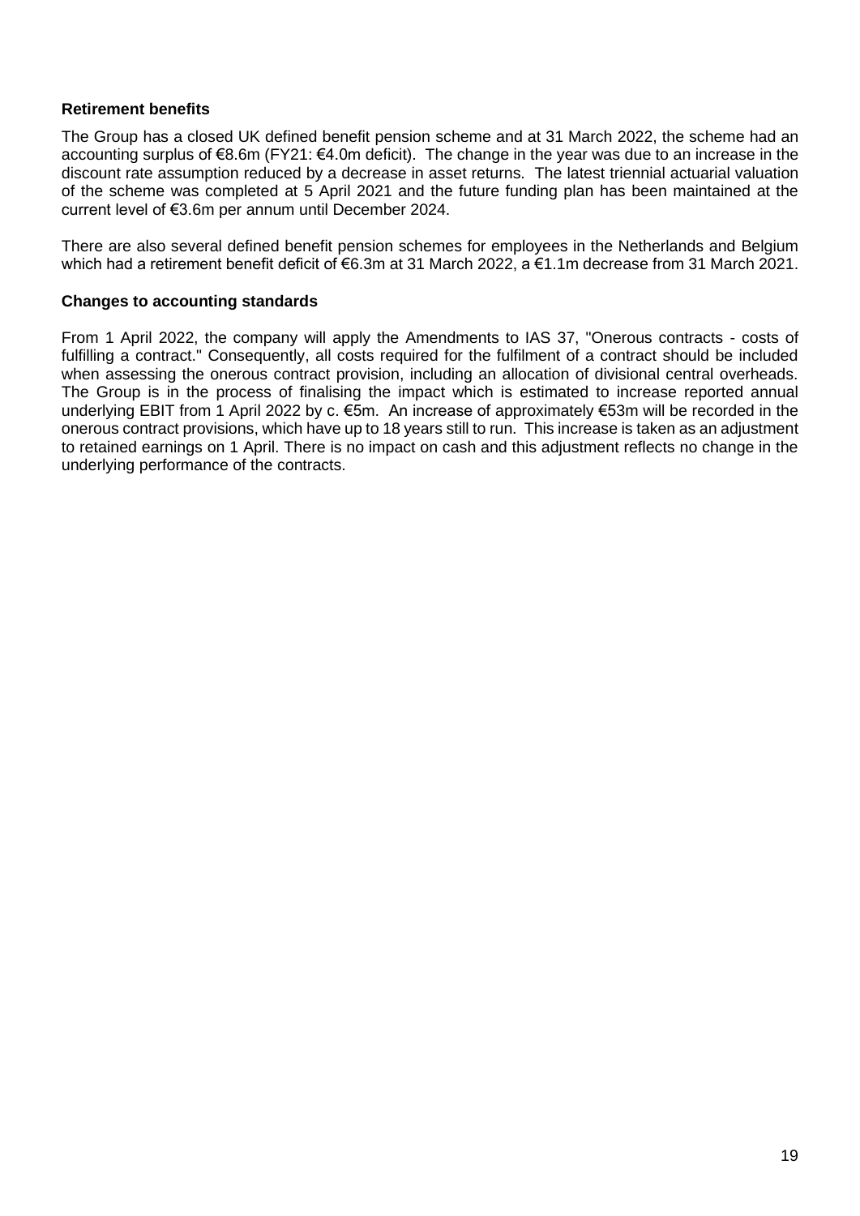**Retirement benefits**

The Group has a closed UK defined benefit pension scheme and at 31 March 2022, the scheme had an accounting surplus of €8.6m (FY21: €4.0m deficit). The change in the year was due to an increase in the discount rate assumption reduced by a decrease in asset returns. The latest triennial actuarial valuation of the scheme was completed at 5 April 2021 and the future funding plan has been maintained at the current level of €3.6m per annum until December 2024.

There are also several defined benefit pension schemes for employees in the Netherlands and Belgium which had a retirement benefit deficit of €6.3m at 31 March 2022, a €1.1m decrease from 31 March 2021.

**Changes to accounting standards**

From 1 April 2022, the company will apply the Amendments to IAS 37, "Onerous contracts - costs of fulfilling a contract." Consequently, all costs required for the fulfilment of a contract should be included when assessing the onerous contract provision, including an allocation of divisional central overheads. The Group is in the process of finalising the impact which is estimated to increase reported annual underlying EBIT from 1 April 2022 by c. €5m. An increase of approximately €53m will be recorded in the onerous contract provisions, which have up to 18 years still to run. This increase is taken as an adjustment to retained earnings on 1 April. There is no impact on cash and this adjustment reflects no change in the underlying performance of the contracts.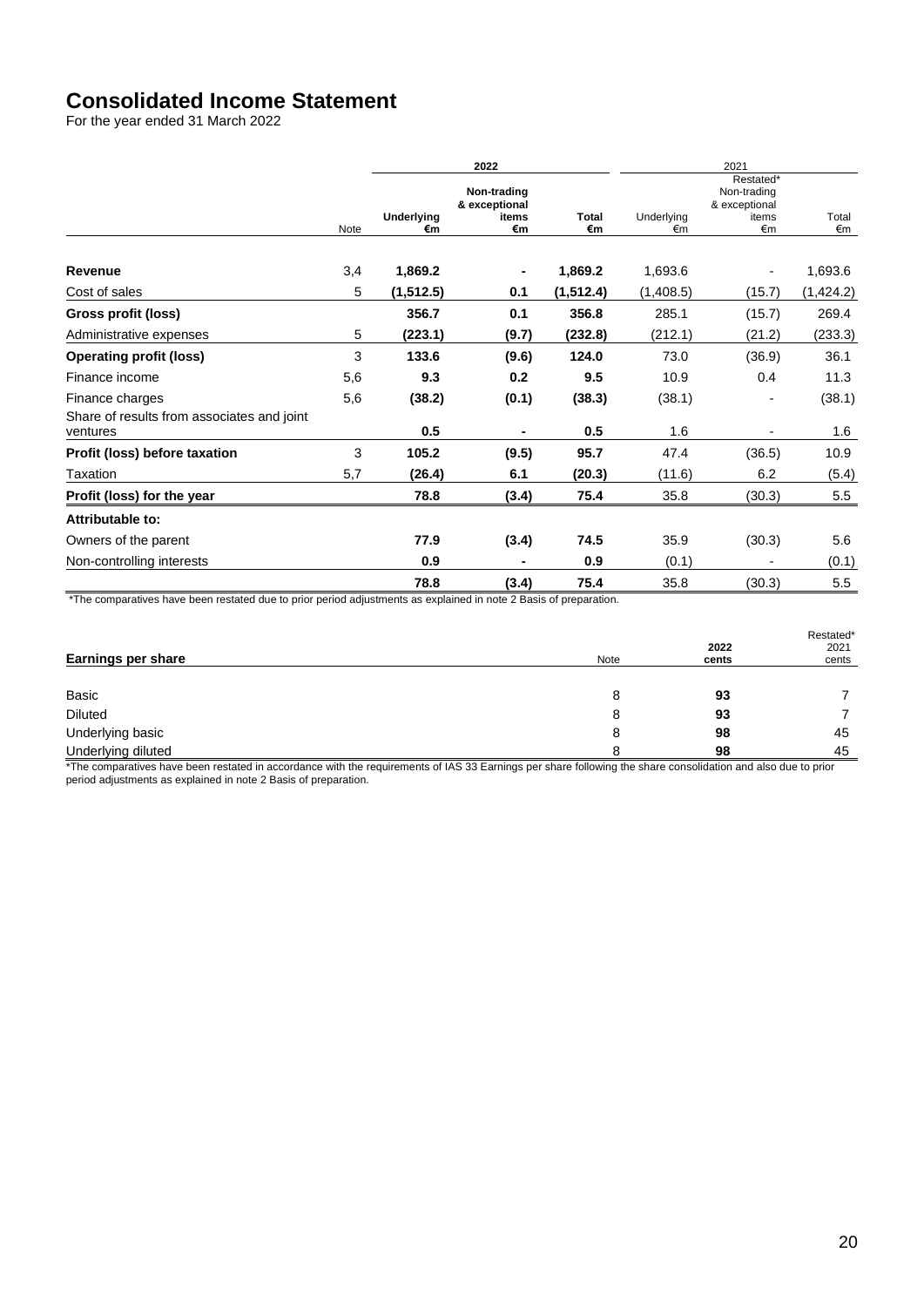# Consolidated Income Statement

For the year ended 31 March 2022

| | Note | 2022 Underlying €m | 2022 Non-trading & exceptional items €m | 2022 Total €m | 2021 Underlying €m | 2021 Restated* Non-trading & exceptional items €m | 2021 Total €m |
|---|---|---|---|---|---|---|---|
| **Revenue** | 3,4 | **1,869.2** | **-** | **1,869.2** | 1,693.6 | - | 1,693.6 |
| Cost of sales | 5 | **(1,512.5)** | **0.1** | **(1,512.4)** | (1,408.5) | (15.7) | (1,424.2) |
| **Gross profit (loss)** | | **356.7** | **0.1** | **356.8** | 285.1 | (15.7) | 269.4 |
| Administrative expenses | 5 | **(223.1)** | **(9.7)** | **(232.8)** | (212.1) | (21.2) | (233.3) |
| **Operating profit (loss)** | 3 | **133.6** | **(9.6)** | **124.0** | 73.0 | (36.9) | 36.1 |
| Finance income | 5,6 | **9.3** | **0.2** | **9.5** | 10.9 | 0.4 | 11.3 |
| Finance charges | 5,6 | **(38.2)** | **(0.1)** | **(38.3)** | (38.1) | - | (38.1) |
| Share of results from associates and joint ventures | | **0.5** | **-** | **0.5** | 1.6 | - | 1.6 |
| **Profit (loss) before taxation** | 3 | **105.2** | **(9.5)** | **95.7** | 47.4 | (36.5) | 10.9 |
| Taxation | 5,7 | **(26.4)** | **6.1** | **(20.3)** | (11.6) | 6.2 | (5.4) |
| **Profit (loss) for the year** | | **78.8** | **(3.4)** | **75.4** | 35.8 | (30.3) | 5.5 |
| **Attributable to:** | | | | | | | |
| Owners of the parent | | **77.9** | **(3.4)** | **74.5** | 35.9 | (30.3) | 5.6 |
| Non-controlling interests | | **0.9** | **-** | **0.9** | (0.1) | - | (0.1) |
| | | **78.8** | **(3.4)** | **75.4** | 35.8 | (30.3) | 5.5 |

*The comparatives have been restated due to prior period adjustments as explained in note 2 Basis of preparation.

| **Earnings per share** | Note | **2022 cents** | Restated* 2021 cents |
|---|---|---|---|
| Basic | 8 | **93** | 7 |
| Diluted | 8 | **93** | 7 |
| Underlying basic | 8 | **98** | 45 |
| Underlying diluted | 8 | **98** | 45 |

*The comparatives have been restated in accordance with the requirements of IAS 33 Earnings per share following the share consolidation and also due to prior period adjustments as explained in note 2 Basis of preparation.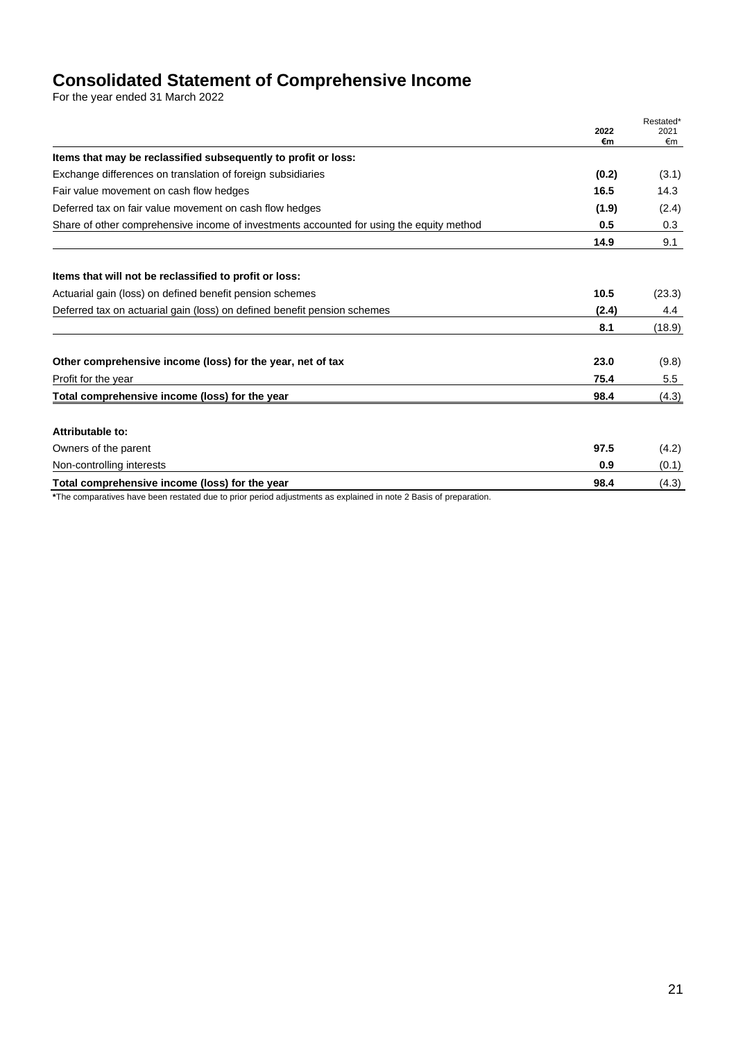# Consolidated Statement of Comprehensive Income

For the year ended 31 March 2022

| | 2022 €m | Restated* 2021 €m |
|---|---|---|
| **Items that may be reclassified subsequently to profit or loss:** | | |
| Exchange differences on translation of foreign subsidiaries | **(0.2)** | (3.1) |
| Fair value movement on cash flow hedges | **16.5** | 14.3 |
| Deferred tax on fair value movement on cash flow hedges | **(1.9)** | (2.4) |
| Share of other comprehensive income of investments accounted for using the equity method | **0.5** | 0.3 |
| | **14.9** | 9.1 |
| **Items that will not be reclassified to profit or loss:** | | |
| Actuarial gain (loss) on defined benefit pension schemes | **10.5** | (23.3) |
| Deferred tax on actuarial gain (loss) on defined benefit pension schemes | **(2.4)** | 4.4 |
| | **8.1** | (18.9) |
| **Other comprehensive income (loss) for the year, net of tax** | **23.0** | (9.8) |
| Profit for the year | **75.4** | 5.5 |
| **Total comprehensive income (loss) for the year** | **98.4** | (4.3) |
| **Attributable to:** | | |
| Owners of the parent | **97.5** | (4.2) |
| Non-controlling interests | **0.9** | (0.1) |
| **Total comprehensive income (loss) for the year** | **98.4** | (4.3) |

**\***The comparatives have been restated due to prior period adjustments as explained in note 2 Basis of preparation.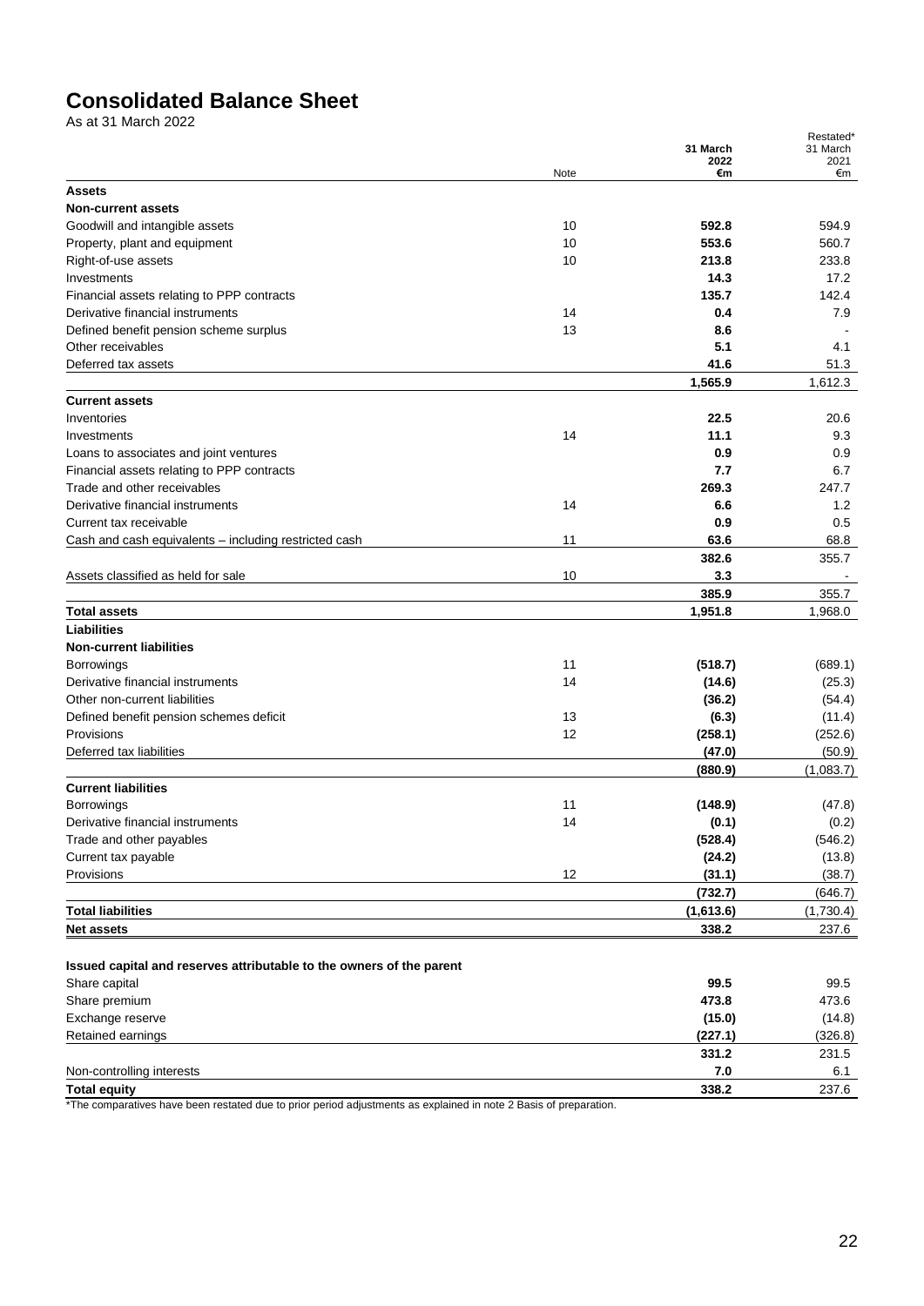# Consolidated Balance Sheet

As at 31 March 2022

| | Note | 31 March 2022 €m | Restated* 31 March 2021 €m |
|---|---|---|---|
| **Assets** | | | |
| **Non-current assets** | | | |
| Goodwill and intangible assets | 10 | **592.8** | 594.9 |
| Property, plant and equipment | 10 | **553.6** | 560.7 |
| Right-of-use assets | 10 | **213.8** | 233.8 |
| Investments | | **14.3** | 17.2 |
| Financial assets relating to PPP contracts | | **135.7** | 142.4 |
| Derivative financial instruments | 14 | **0.4** | 7.9 |
| Defined benefit pension scheme surplus | 13 | **8.6** | - |
| Other receivables | | **5.1** | 4.1 |
| Deferred tax assets | | **41.6** | 51.3 |
| | | **1,565.9** | 1,612.3 |
| **Current assets** | | | |
| Inventories | | **22.5** | 20.6 |
| Investments | 14 | **11.1** | 9.3 |
| Loans to associates and joint ventures | | **0.9** | 0.9 |
| Financial assets relating to PPP contracts | | **7.7** | 6.7 |
| Trade and other receivables | | **269.3** | 247.7 |
| Derivative financial instruments | 14 | **6.6** | 1.2 |
| Current tax receivable | | **0.9** | 0.5 |
| Cash and cash equivalents – including restricted cash | 11 | **63.6** | 68.8 |
| | | **382.6** | 355.7 |
| Assets classified as held for sale | 10 | **3.3** | - |
| | | **385.9** | 355.7 |
| **Total assets** | | **1,951.8** | 1,968.0 |
| **Liabilities** | | | |
| **Non-current liabilities** | | | |
| Borrowings | 11 | **(518.7)** | (689.1) |
| Derivative financial instruments | 14 | **(14.6)** | (25.3) |
| Other non-current liabilities | | **(36.2)** | (54.4) |
| Defined benefit pension schemes deficit | 13 | **(6.3)** | (11.4) |
| Provisions | 12 | **(258.1)** | (252.6) |
| Deferred tax liabilities | | **(47.0)** | (50.9) |
| | | **(880.9)** | (1,083.7) |
| **Current liabilities** | | | |
| Borrowings | 11 | **(148.9)** | (47.8) |
| Derivative financial instruments | 14 | **(0.1)** | (0.2) |
| Trade and other payables | | **(528.4)** | (546.2) |
| Current tax payable | | **(24.2)** | (13.8) |
| Provisions | 12 | **(31.1)** | (38.7) |
| | | **(732.7)** | (646.7) |
| **Total liabilities** | | **(1,613.6)** | (1,730.4) |
| **Net assets** | | **338.2** | 237.6 |
| | | | |
| **Issued capital and reserves attributable to the owners of the parent** | | | |
| Share capital | | **99.5** | 99.5 |
| Share premium | | **473.8** | 473.6 |
| Exchange reserve | | **(15.0)** | (14.8) |
| Retained earnings | | **(227.1)** | (326.8) |
| | | **331.2** | 231.5 |
| Non-controlling interests | | **7.0** | 6.1 |
| **Total equity** | | **338.2** | 237.6 |

*The comparatives have been restated due to prior period adjustments as explained in note 2 Basis of preparation.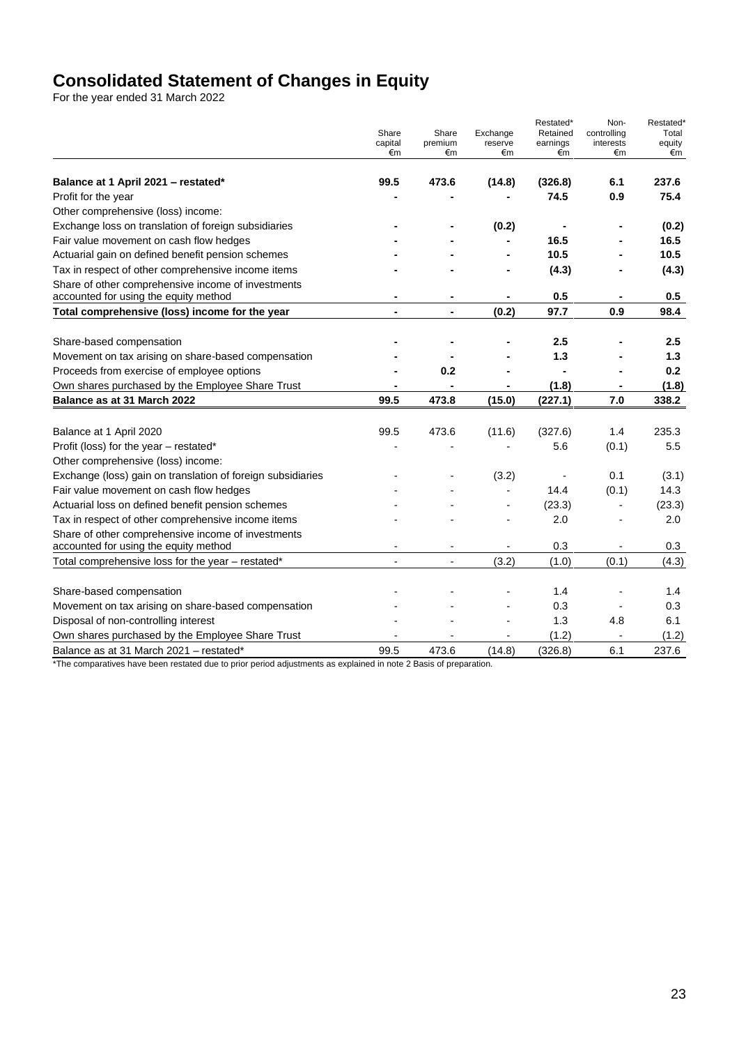# Consolidated Statement of Changes in Equity

For the year ended 31 March 2022

| | Share capital €m | Share premium €m | Exchange reserve €m | Restated* Retained earnings €m | Non-controlling interests €m | Restated* Total equity €m |
|---|---|---|---|---|---|---|
| **Balance at 1 April 2021 – restated*** | **99.5** | **473.6** | **(14.8)** | **(326.8)** | **6.1** | **237.6** |
| Profit for the year | **-** | **-** | **-** | **74.5** | **0.9** | **75.4** |
| Other comprehensive (loss) income: | | | | | | |
| Exchange loss on translation of foreign subsidiaries | **-** | **-** | **(0.2)** | **-** | **-** | **(0.2)** |
| Fair value movement on cash flow hedges | **-** | **-** | **-** | **16.5** | **-** | **16.5** |
| Actuarial gain on defined benefit pension schemes | **-** | **-** | **-** | **10.5** | **-** | **10.5** |
| Tax in respect of other comprehensive income items | **-** | **-** | **-** | **(4.3)** | **-** | **(4.3)** |
| Share of other comprehensive income of investments accounted for using the equity method | **-** | **-** | **-** | **0.5** | **-** | **0.5** |
| **Total comprehensive (loss) income for the year** | **-** | **-** | **(0.2)** | **97.7** | **0.9** | **98.4** |
| Share-based compensation | **-** | **-** | **-** | **2.5** | **-** | **2.5** |
| Movement on tax arising on share-based compensation | **-** | **-** | **-** | **1.3** | **-** | **1.3** |
| Proceeds from exercise of employee options | **-** | **0.2** | **-** | **-** | **-** | **0.2** |
| Own shares purchased by the Employee Share Trust | **-** | **-** | **-** | **(1.8)** | **-** | **(1.8)** |
| **Balance as at 31 March 2022** | **99.5** | **473.8** | **(15.0)** | **(227.1)** | **7.0** | **338.2** |
| | | | | | | |
| Balance at 1 April 2020 | 99.5 | 473.6 | (11.6) | (327.6) | 1.4 | 235.3 |
| Profit (loss) for the year – restated* | - | - | - | 5.6 | (0.1) | 5.5 |
| Other comprehensive (loss) income: | | | | | | |
| Exchange (loss) gain on translation of foreign subsidiaries | - | - | (3.2) | - | 0.1 | (3.1) |
| Fair value movement on cash flow hedges | - | - | - | 14.4 | (0.1) | 14.3 |
| Actuarial loss on defined benefit pension schemes | - | - | - | (23.3) | - | (23.3) |
| Tax in respect of other comprehensive income items | - | - | - | 2.0 | - | 2.0 |
| Share of other comprehensive income of investments accounted for using the equity method | - | - | - | 0.3 | - | 0.3 |
| Total comprehensive loss for the year – restated* | - | - | (3.2) | (1.0) | (0.1) | (4.3) |
| Share-based compensation | - | - | - | 1.4 | - | 1.4 |
| Movement on tax arising on share-based compensation | - | - | - | 0.3 | - | 0.3 |
| Disposal of non-controlling interest | - | - | - | 1.3 | 4.8 | 6.1 |
| Own shares purchased by the Employee Share Trust | - | - | - | (1.2) | - | (1.2) |
| Balance as at 31 March 2021 – restated* | 99.5 | 473.6 | (14.8) | (326.8) | 6.1 | 237.6 |

*The comparatives have been restated due to prior period adjustments as explained in note 2 Basis of preparation.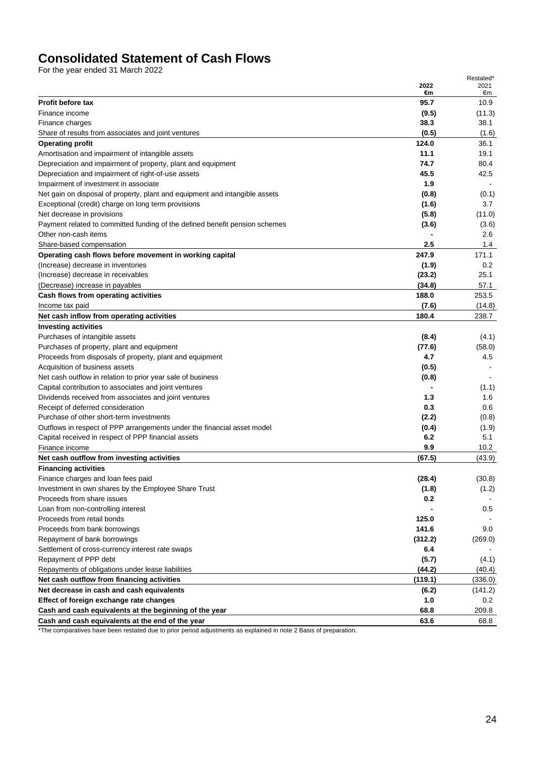# Consolidated Statement of Cash Flows

For the year ended 31 March 2022

| | 2022 €m | Restated* 2021 €m |
|---|---|---|
| **Profit before tax** | **95.7** | 10.9 |
| Finance income | **(9.5)** | (11.3) |
| Finance charges | **38.3** | 38.1 |
| Share of results from associates and joint ventures | **(0.5)** | (1.6) |
| **Operating profit** | **124.0** | 36.1 |
| Amortisation and impairment of intangible assets | **11.1** | 19.1 |
| Depreciation and impairment of property, plant and equipment | **74.7** | 80.4 |
| Depreciation and impairment of right-of-use assets | **45.5** | 42.5 |
| Impairment of investment in associate | **1.9** | - |
| Net gain on disposal of property, plant and equipment and intangible assets | **(0.8)** | (0.1) |
| Exceptional (credit) charge on long term provisions | **(1.6)** | 3.7 |
| Net decrease in provisions | **(5.8)** | (11.0) |
| Payment related to committed funding of the defined benefit pension schemes | **(3.6)** | (3.6) |
| Other non-cash items | **-** | 2.6 |
| Share-based compensation | **2.5** | 1.4 |
| **Operating cash flows before movement in working capital** | **247.9** | 171.1 |
| (Increase) decrease in inventories | **(1.9)** | 0.2 |
| (Increase) decrease in receivables | **(23.2)** | 25.1 |
| (Decrease) increase in payables | **(34.8)** | 57.1 |
| **Cash flows from operating activities** | **188.0** | 253.5 |
| Income tax paid | **(7.6)** | (14.8) |
| **Net cash inflow from operating activities** | **180.4** | 238.7 |
| **Investing activities** | | |
| Purchases of intangible assets | **(8.4)** | (4.1) |
| Purchases of property, plant and equipment | **(77.6)** | (58.0) |
| Proceeds from disposals of property, plant and equipment | **4.7** | 4.5 |
| Acquisition of business assets | **(0.5)** | - |
| Net cash outflow in relation to prior year sale of business | **(0.8)** | - |
| Capital contribution to associates and joint ventures | **-** | (1.1) |
| Dividends received from associates and joint ventures | **1.3** | 1.6 |
| Receipt of deferred consideration | **0.3** | 0.6 |
| Purchase of other short-term investments | **(2.2)** | (0.8) |
| Outflows in respect of PPP arrangements under the financial asset model | **(0.4)** | (1.9) |
| Capital received in respect of PPP financial assets | **6.2** | 5.1 |
| Finance income | **9.9** | 10.2 |
| **Net cash outflow from investing activities** | **(67.5)** | (43.9) |
| **Financing activities** | | |
| Finance charges and loan fees paid | **(28.4)** | (30.8) |
| Investment in own shares by the Employee Share Trust | **(1.8)** | (1.2) |
| Proceeds from share issues | **0.2** | - |
| Loan from non-controlling interest | **-** | 0.5 |
| Proceeds from retail bonds | **125.0** | - |
| Proceeds from bank borrowings | **141.6** | 9.0 |
| Repayment of bank borrowings | **(312.2)** | (269.0) |
| Settlement of cross-currency interest rate swaps | **6.4** | - |
| Repayment of PPP debt | **(5.7)** | (4.1) |
| Repayments of obligations under lease liabilities | **(44.2)** | (40.4) |
| **Net cash outflow from financing activities** | **(119.1)** | (336.0) |
| **Net decrease in cash and cash equivalents** | **(6.2)** | (141.2) |
| **Effect of foreign exchange rate changes** | **1.0** | 0.2 |
| **Cash and cash equivalents at the beginning of the year** | **68.8** | 209.8 |
| **Cash and cash equivalents at the end of the year** | **63.6** | 68.8 |

*The comparatives have been restated due to prior period adjustments as explained in note 2 Basis of preparation.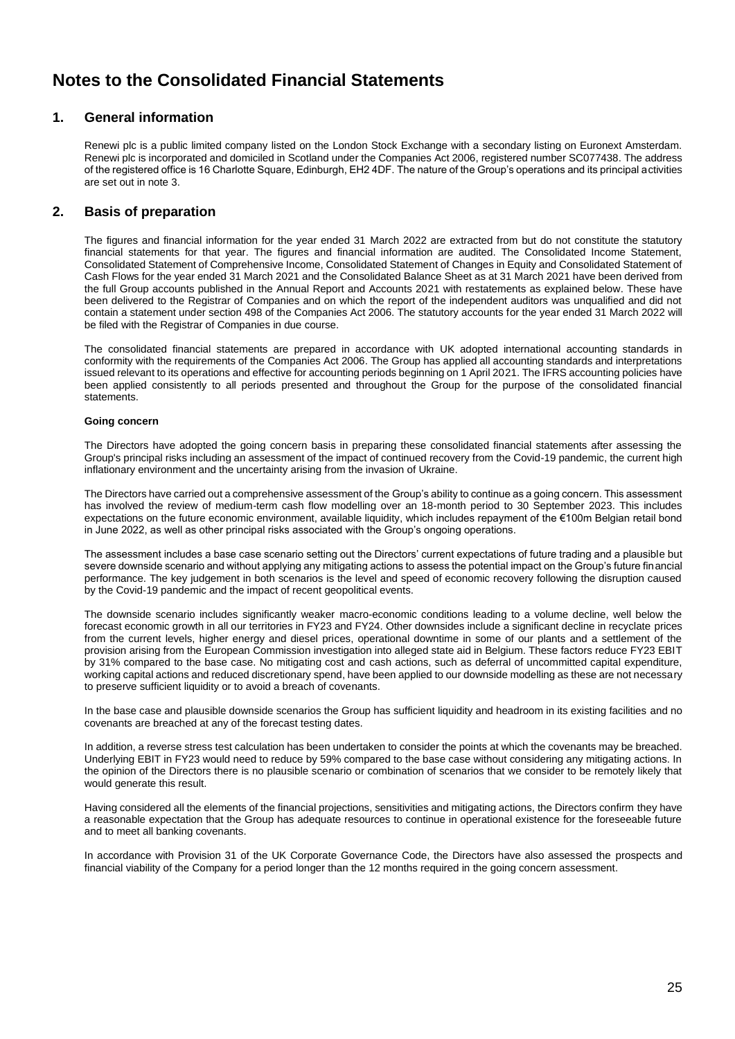# Notes to the Consolidated Financial Statements

## 1. General information

Renewi plc is a public limited company listed on the London Stock Exchange with a secondary listing on Euronext Amsterdam. Renewi plc is incorporated and domiciled in Scotland under the Companies Act 2006, registered number SC077438. The address of the registered office is 16 Charlotte Square, Edinburgh, EH2 4DF. The nature of the Group's operations and its principal activities are set out in note 3.

## 2. Basis of preparation

The figures and financial information for the year ended 31 March 2022 are extracted from but do not constitute the statutory financial statements for that year. The figures and financial information are audited. The Consolidated Income Statement, Consolidated Statement of Comprehensive Income, Consolidated Statement of Changes in Equity and Consolidated Statement of Cash Flows for the year ended 31 March 2021 and the Consolidated Balance Sheet as at 31 March 2021 have been derived from the full Group accounts published in the Annual Report and Accounts 2021 with restatements as explained below. These have been delivered to the Registrar of Companies and on which the report of the independent auditors was unqualified and did not contain a statement under section 498 of the Companies Act 2006. The statutory accounts for the year ended 31 March 2022 will be filed with the Registrar of Companies in due course.

The consolidated financial statements are prepared in accordance with UK adopted international accounting standards in conformity with the requirements of the Companies Act 2006. The Group has applied all accounting standards and interpretations issued relevant to its operations and effective for accounting periods beginning on 1 April 2021. The IFRS accounting policies have been applied consistently to all periods presented and throughout the Group for the purpose of the consolidated financial statements.

**Going concern**

The Directors have adopted the going concern basis in preparing these consolidated financial statements after assessing the Group's principal risks including an assessment of the impact of continued recovery from the Covid-19 pandemic, the current high inflationary environment and the uncertainty arising from the invasion of Ukraine.

The Directors have carried out a comprehensive assessment of the Group's ability to continue as a going concern. This assessment has involved the review of medium-term cash flow modelling over an 18-month period to 30 September 2023. This includes expectations on the future economic environment, available liquidity, which includes repayment of the €100m Belgian retail bond in June 2022, as well as other principal risks associated with the Group's ongoing operations.

The assessment includes a base case scenario setting out the Directors' current expectations of future trading and a plausible but severe downside scenario and without applying any mitigating actions to assess the potential impact on the Group's future financial performance. The key judgement in both scenarios is the level and speed of economic recovery following the disruption caused by the Covid-19 pandemic and the impact of recent geopolitical events.

The downside scenario includes significantly weaker macro-economic conditions leading to a volume decline, well below the forecast economic growth in all our territories in FY23 and FY24. Other downsides include a significant decline in recyclate prices from the current levels, higher energy and diesel prices, operational downtime in some of our plants and a settlement of the provision arising from the European Commission investigation into alleged state aid in Belgium. These factors reduce FY23 EBIT by 31% compared to the base case. No mitigating cost and cash actions, such as deferral of uncommitted capital expenditure, working capital actions and reduced discretionary spend, have been applied to our downside modelling as these are not necessary to preserve sufficient liquidity or to avoid a breach of covenants.

In the base case and plausible downside scenarios the Group has sufficient liquidity and headroom in its existing facilities and no covenants are breached at any of the forecast testing dates.

In addition, a reverse stress test calculation has been undertaken to consider the points at which the covenants may be breached. Underlying EBIT in FY23 would need to reduce by 59% compared to the base case without considering any mitigating actions. In the opinion of the Directors there is no plausible scenario or combination of scenarios that we consider to be remotely likely that would generate this result.

Having considered all the elements of the financial projections, sensitivities and mitigating actions, the Directors confirm they have a reasonable expectation that the Group has adequate resources to continue in operational existence for the foreseeable future and to meet all banking covenants.

In accordance with Provision 31 of the UK Corporate Governance Code, the Directors have also assessed the prospects and financial viability of the Company for a period longer than the 12 months required in the going concern assessment.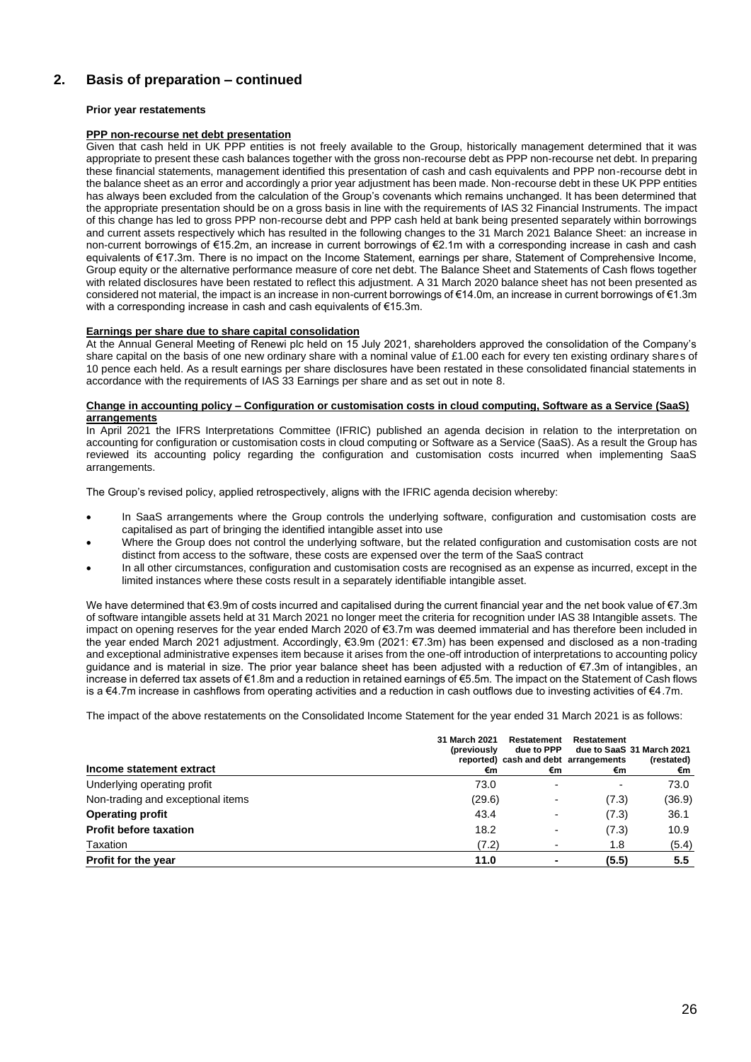## 2. Basis of preparation – continued

**Prior year restatements**

**PPP non-recourse net debt presentation**

Given that cash held in UK PPP entities is not freely available to the Group, historically management determined that it was appropriate to present these cash balances together with the gross non-recourse debt as PPP non-recourse net debt. In preparing these financial statements, management identified this presentation of cash and cash equivalents and PPP non-recourse debt in the balance sheet as an error and accordingly a prior year adjustment has been made. Non-recourse debt in these UK PPP entities has always been excluded from the calculation of the Group's covenants which remains unchanged. It has been determined that the appropriate presentation should be on a gross basis in line with the requirements of IAS 32 Financial Instruments. The impact of this change has led to gross PPP non-recourse debt and PPP cash held at bank being presented separately within borrowings and current assets respectively which has resulted in the following changes to the 31 March 2021 Balance Sheet: an increase in non-current borrowings of €15.2m, an increase in current borrowings of €2.1m with a corresponding increase in cash and cash equivalents of €17.3m. There is no impact on the Income Statement, earnings per share, Statement of Comprehensive Income, Group equity or the alternative performance measure of core net debt. The Balance Sheet and Statements of Cash flows together with related disclosures have been restated to reflect this adjustment. A 31 March 2020 balance sheet has not been presented as considered not material, the impact is an increase in non-current borrowings of €14.0m, an increase in current borrowings of €1.3m with a corresponding increase in cash and cash equivalents of €15.3m.

**Earnings per share due to share capital consolidation**

At the Annual General Meeting of Renewi plc held on 15 July 2021, shareholders approved the consolidation of the Company's share capital on the basis of one new ordinary share with a nominal value of £1.00 each for every ten existing ordinary shares of 10 pence each held. As a result earnings per share disclosures have been restated in these consolidated financial statements in accordance with the requirements of IAS 33 Earnings per share and as set out in note 8.

**Change in accounting policy – Configuration or customisation costs in cloud computing, Software as a Service (SaaS) arrangements**

In April 2021 the IFRS Interpretations Committee (IFRIC) published an agenda decision in relation to the interpretation on accounting for configuration or customisation costs in cloud computing or Software as a Service (SaaS). As a result the Group has reviewed its accounting policy regarding the configuration and customisation costs incurred when implementing SaaS arrangements.

The Group's revised policy, applied retrospectively, aligns with the IFRIC agenda decision whereby:

- In SaaS arrangements where the Group controls the underlying software, configuration and customisation costs are capitalised as part of bringing the identified intangible asset into use
- Where the Group does not control the underlying software, but the related configuration and customisation costs are not distinct from access to the software, these costs are expensed over the term of the SaaS contract
- In all other circumstances, configuration and customisation costs are recognised as an expense as incurred, except in the limited instances where these costs result in a separately identifiable intangible asset.

We have determined that €3.9m of costs incurred and capitalised during the current financial year and the net book value of €7.3m of software intangible assets held at 31 March 2021 no longer meet the criteria for recognition under IAS 38 Intangible assets. The impact on opening reserves for the year ended March 2020 of €3.7m was deemed immaterial and has therefore been included in the year ended March 2021 adjustment. Accordingly, €3.9m (2021: €7.3m) has been expensed and disclosed as a non-trading and exceptional administrative expenses item because it arises from the one-off introduction of interpretations to accounting policy guidance and is material in size. The prior year balance sheet has been adjusted with a reduction of €7.3m of intangibles, an increase in deferred tax assets of €1.8m and a reduction in retained earnings of €5.5m. The impact on the Statement of Cash flows is a €4.7m increase in cashflows from operating activities and a reduction in cash outflows due to investing activities of €4.7m.

The impact of the above restatements on the Consolidated Income Statement for the year ended 31 March 2021 is as follows:

| Income statement extract | 31 March 2021 (previously reported) €m | Restatement due to PPP cash and debt €m | Restatement due to SaaS arrangements €m | 31 March 2021 (restated) €m |
|---|---|---|---|---|
| Underlying operating profit | 73.0 | - | - | 73.0 |
| Non-trading and exceptional items | (29.6) | - | (7.3) | (36.9) |
| **Operating profit** | 43.4 | - | (7.3) | 36.1 |
| **Profit before taxation** | 18.2 | - | (7.3) | 10.9 |
| Taxation | (7.2) | - | 1.8 | (5.4) |
| **Profit for the year** | **11.0** | **-** | **(5.5)** | **5.5** |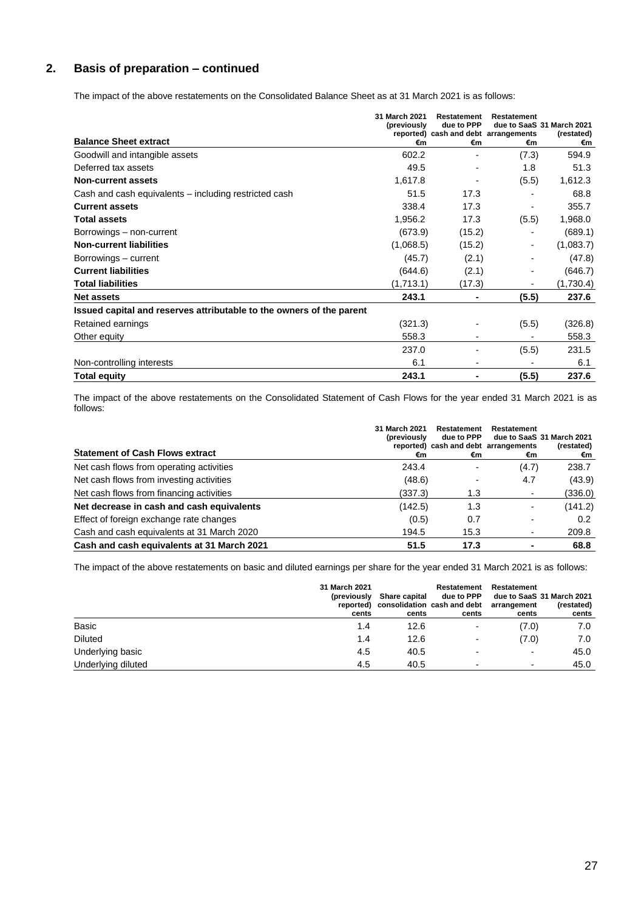## 2. Basis of preparation – continued

The impact of the above restatements on the Consolidated Balance Sheet as at 31 March 2021 is as follows:

| Balance Sheet extract | 31 March 2021 (previously reported) €m | Restatement due to PPP cash and debt €m | Restatement due to SaaS arrangements €m | 31 March 2021 (restated) €m |
|---|---|---|---|---|
| Goodwill and intangible assets | 602.2 | - | (7.3) | 594.9 |
| Deferred tax assets | 49.5 | - | 1.8 | 51.3 |
| **Non-current assets** | 1,617.8 | - | (5.5) | 1,612.3 |
| Cash and cash equivalents – including restricted cash | 51.5 | 17.3 | - | 68.8 |
| **Current assets** | 338.4 | 17.3 | - | 355.7 |
| **Total assets** | 1,956.2 | 17.3 | (5.5) | 1,968.0 |
| Borrowings – non-current | (673.9) | (15.2) | - | (689.1) |
| **Non-current liabilities** | (1,068.5) | (15.2) | - | (1,083.7) |
| Borrowings – current | (45.7) | (2.1) | - | (47.8) |
| **Current liabilities** | (644.6) | (2.1) | - | (646.7) |
| **Total liabilities** | (1,713.1) | (17.3) | - | (1,730.4) |
| **Net assets** | **243.1** | **-** | **(5.5)** | **237.6** |
| **Issued capital and reserves attributable to the owners of the parent** | | | | |
| Retained earnings | (321.3) | - | (5.5) | (326.8) |
| Other equity | 558.3 | - | - | 558.3 |
| | 237.0 | - | (5.5) | 231.5 |
| Non-controlling interests | 6.1 | - | - | 6.1 |
| **Total equity** | **243.1** | **-** | **(5.5)** | **237.6** |

The impact of the above restatements on the Consolidated Statement of Cash Flows for the year ended 31 March 2021 is as follows:

| Statement of Cash Flows extract | 31 March 2021 (previously reported) €m | Restatement due to PPP cash and debt €m | Restatement due to SaaS arrangements €m | 31 March 2021 (restated) €m |
|---|---|---|---|---|
| Net cash flows from operating activities | 243.4 | - | (4.7) | 238.7 |
| Net cash flows from investing activities | (48.6) | - | 4.7 | (43.9) |
| Net cash flows from financing activities | (337.3) | 1.3 | - | (336.0) |
| **Net decrease in cash and cash equivalents** | (142.5) | 1.3 | - | (141.2) |
| Effect of foreign exchange rate changes | (0.5) | 0.7 | - | 0.2 |
| Cash and cash equivalents at 31 March 2020 | 194.5 | 15.3 | - | 209.8 |
| **Cash and cash equivalents at 31 March 2021** | **51.5** | **17.3** | **-** | **68.8** |

The impact of the above restatements on basic and diluted earnings per share for the year ended 31 March 2021 is as follows:

| | 31 March 2021 (previously reported) cents | Share capital consolidation cents | Restatement due to PPP cash and debt cents | Restatement due to SaaS arrangement cents | 31 March 2021 (restated) cents |
|---|---|---|---|---|---|
| Basic | 1.4 | 12.6 | - | (7.0) | 7.0 |
| Diluted | 1.4 | 12.6 | - | (7.0) | 7.0 |
| Underlying basic | 4.5 | 40.5 | - | - | 45.0 |
| Underlying diluted | 4.5 | 40.5 | - | - | 45.0 |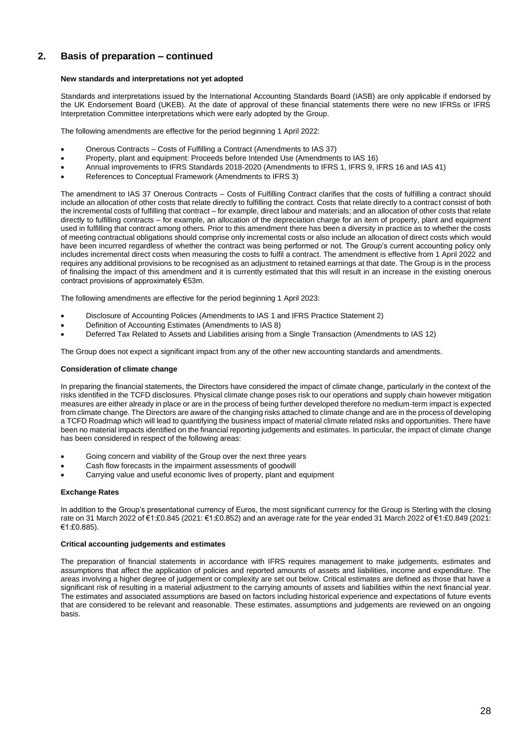## 2. Basis of preparation – continued

**New standards and interpretations not yet adopted**

Standards and interpretations issued by the International Accounting Standards Board (IASB) are only applicable if endorsed by the UK Endorsement Board (UKEB). At the date of approval of these financial statements there were no new IFRSs or IFRS Interpretation Committee interpretations which were early adopted by the Group.

The following amendments are effective for the period beginning 1 April 2022:

- Onerous Contracts – Costs of Fulfilling a Contract (Amendments to IAS 37)
- Property, plant and equipment: Proceeds before Intended Use (Amendments to IAS 16)
- Annual improvements to IFRS Standards 2018-2020 (Amendments to IFRS 1, IFRS 9, IFRS 16 and IAS 41)
- References to Conceptual Framework (Amendments to IFRS 3)

The amendment to IAS 37 Onerous Contracts – Costs of Fulfilling Contract clarifies that the costs of fulfilling a contract should include an allocation of other costs that relate directly to fulfilling the contract. Costs that relate directly to a contract consist of both the incremental costs of fulfilling that contract – for example, direct labour and materials; and an allocation of other costs that relate directly to fulfilling contracts – for example, an allocation of the depreciation charge for an item of property, plant and equipment used in fulfilling that contract among others. Prior to this amendment there has been a diversity in practice as to whether the costs of meeting contractual obligations should comprise only incremental costs or also include an allocation of direct costs which would have been incurred regardless of whether the contract was being performed or not. The Group's current accounting policy only includes incremental direct costs when measuring the costs to fulfil a contract. The amendment is effective from 1 April 2022 and requires any additional provisions to be recognised as an adjustment to retained earnings at that date. The Group is in the process of finalising the impact of this amendment and it is currently estimated that this will result in an increase in the existing onerous contract provisions of approximately €53m.

The following amendments are effective for the period beginning 1 April 2023:

- Disclosure of Accounting Policies (Amendments to IAS 1 and IFRS Practice Statement 2)
- Definition of Accounting Estimates (Amendments to IAS 8)
- Deferred Tax Related to Assets and Liabilities arising from a Single Transaction (Amendments to IAS 12)

The Group does not expect a significant impact from any of the other new accounting standards and amendments.

**Consideration of climate change**

In preparing the financial statements, the Directors have considered the impact of climate change, particularly in the context of the risks identified in the TCFD disclosures. Physical climate change poses risk to our operations and supply chain however mitigation measures are either already in place or are in the process of being further developed therefore no medium-term impact is expected from climate change. The Directors are aware of the changing risks attached to climate change and are in the process of developing a TCFD Roadmap which will lead to quantifying the business impact of material climate related risks and opportunities. There have been no material impacts identified on the financial reporting judgements and estimates. In particular, the impact of climate change has been considered in respect of the following areas:

- Going concern and viability of the Group over the next three years
- Cash flow forecasts in the impairment assessments of goodwill
- Carrying value and useful economic lives of property, plant and equipment

**Exchange Rates**

In addition to the Group's presentational currency of Euros, the most significant currency for the Group is Sterling with the closing rate on 31 March 2022 of €1:£0.845 (2021: €1:£0.852) and an average rate for the year ended 31 March 2022 of €1:£0.849 (2021: €1:£0.885).

**Critical accounting judgements and estimates**

The preparation of financial statements in accordance with IFRS requires management to make judgements, estimates and assumptions that affect the application of policies and reported amounts of assets and liabilities, income and expenditure. The areas involving a higher degree of judgement or complexity are set out below. Critical estimates are defined as those that have a significant risk of resulting in a material adjustment to the carrying amounts of assets and liabilities within the next financial year. The estimates and associated assumptions are based on factors including historical experience and expectations of future events that are considered to be relevant and reasonable. These estimates, assumptions and judgements are reviewed on an ongoing basis.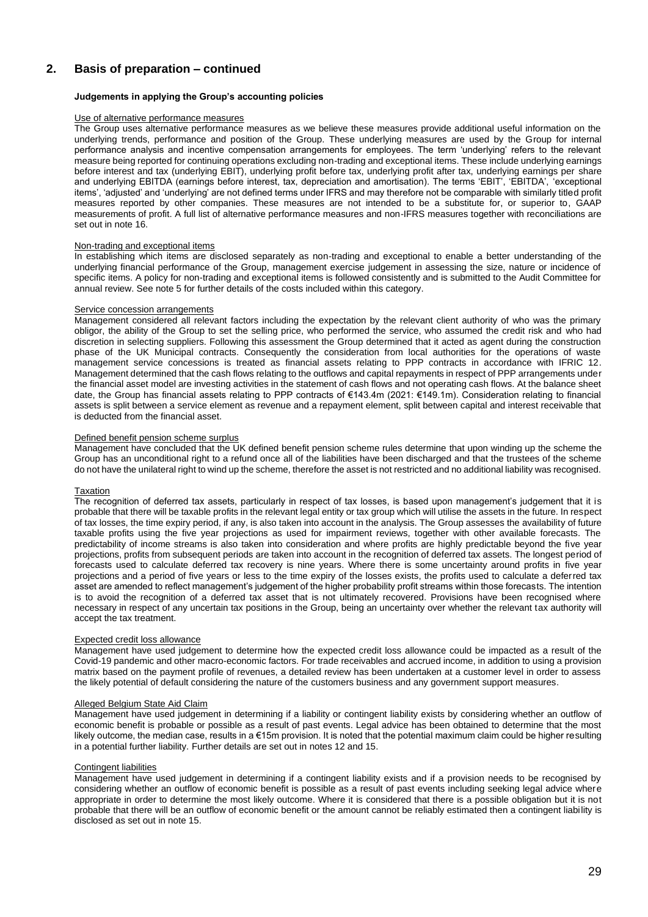## 2. Basis of preparation – continued

### Judgements in applying the Group's accounting policies

Use of alternative performance measures

The Group uses alternative performance measures as we believe these measures provide additional useful information on the underlying trends, performance and position of the Group. These underlying measures are used by the Group for internal performance analysis and incentive compensation arrangements for employees. The term 'underlying' refers to the relevant measure being reported for continuing operations excluding non-trading and exceptional items. These include underlying earnings before interest and tax (underlying EBIT), underlying profit before tax, underlying profit after tax, underlying earnings per share and underlying EBITDA (earnings before interest, tax, depreciation and amortisation). The terms 'EBIT', 'EBITDA', 'exceptional items', 'adjusted' and 'underlying' are not defined terms under IFRS and may therefore not be comparable with similarly titled profit measures reported by other companies. These measures are not intended to be a substitute for, or superior to, GAAP measurements of profit. A full list of alternative performance measures and non-IFRS measures together with reconciliations are set out in note 16.

Non-trading and exceptional items

In establishing which items are disclosed separately as non-trading and exceptional to enable a better understanding of the underlying financial performance of the Group, management exercise judgement in assessing the size, nature or incidence of specific items. A policy for non-trading and exceptional items is followed consistently and is submitted to the Audit Committee for annual review. See note 5 for further details of the costs included within this category.

Service concession arrangements

Management considered all relevant factors including the expectation by the relevant client authority of who was the primary obligor, the ability of the Group to set the selling price, who performed the service, who assumed the credit risk and who had discretion in selecting suppliers. Following this assessment the Group determined that it acted as agent during the construction phase of the UK Municipal contracts. Consequently the consideration from local authorities for the operations of waste management service concessions is treated as financial assets relating to PPP contracts in accordance with IFRIC 12. Management determined that the cash flows relating to the outflows and capital repayments in respect of PPP arrangements under the financial asset model are investing activities in the statement of cash flows and not operating cash flows. At the balance sheet date, the Group has financial assets relating to PPP contracts of €143.4m (2021: €149.1m). Consideration relating to financial assets is split between a service element as revenue and a repayment element, split between capital and interest receivable that is deducted from the financial asset.

Defined benefit pension scheme surplus

Management have concluded that the UK defined benefit pension scheme rules determine that upon winding up the scheme the Group has an unconditional right to a refund once all of the liabilities have been discharged and that the trustees of the scheme do not have the unilateral right to wind up the scheme, therefore the asset is not restricted and no additional liability was recognised.

Taxation

The recognition of deferred tax assets, particularly in respect of tax losses, is based upon management's judgement that it is probable that there will be taxable profits in the relevant legal entity or tax group which will utilise the assets in the future. In respect of tax losses, the time expiry period, if any, is also taken into account in the analysis. The Group assesses the availability of future taxable profits using the five year projections as used for impairment reviews, together with other available forecasts. The predictability of income streams is also taken into consideration and where profits are highly predictable beyond the five year projections, profits from subsequent periods are taken into account in the recognition of deferred tax assets. The longest period of forecasts used to calculate deferred tax recovery is nine years. Where there is some uncertainty around profits in five year projections and a period of five years or less to the time expiry of the losses exists, the profits used to calculate a deferred tax asset are amended to reflect management's judgement of the higher probability profit streams within those forecasts. The intention is to avoid the recognition of a deferred tax asset that is not ultimately recovered. Provisions have been recognised where necessary in respect of any uncertain tax positions in the Group, being an uncertainty over whether the relevant tax authority will accept the tax treatment.

Expected credit loss allowance

Management have used judgement to determine how the expected credit loss allowance could be impacted as a result of the Covid-19 pandemic and other macro-economic factors. For trade receivables and accrued income, in addition to using a provision matrix based on the payment profile of revenues, a detailed review has been undertaken at a customer level in order to assess the likely potential of default considering the nature of the customers business and any government support measures.

Alleged Belgium State Aid Claim

Management have used judgement in determining if a liability or contingent liability exists by considering whether an outflow of economic benefit is probable or possible as a result of past events. Legal advice has been obtained to determine that the most likely outcome, the median case, results in a €15m provision. It is noted that the potential maximum claim could be higher resulting in a potential further liability. Further details are set out in notes 12 and 15.

Contingent liabilities

Management have used judgement in determining if a contingent liability exists and if a provision needs to be recognised by considering whether an outflow of economic benefit is possible as a result of past events including seeking legal advice where appropriate in order to determine the most likely outcome. Where it is considered that there is a possible obligation but it is not probable that there will be an outflow of economic benefit or the amount cannot be reliably estimated then a contingent liability is disclosed as set out in note 15.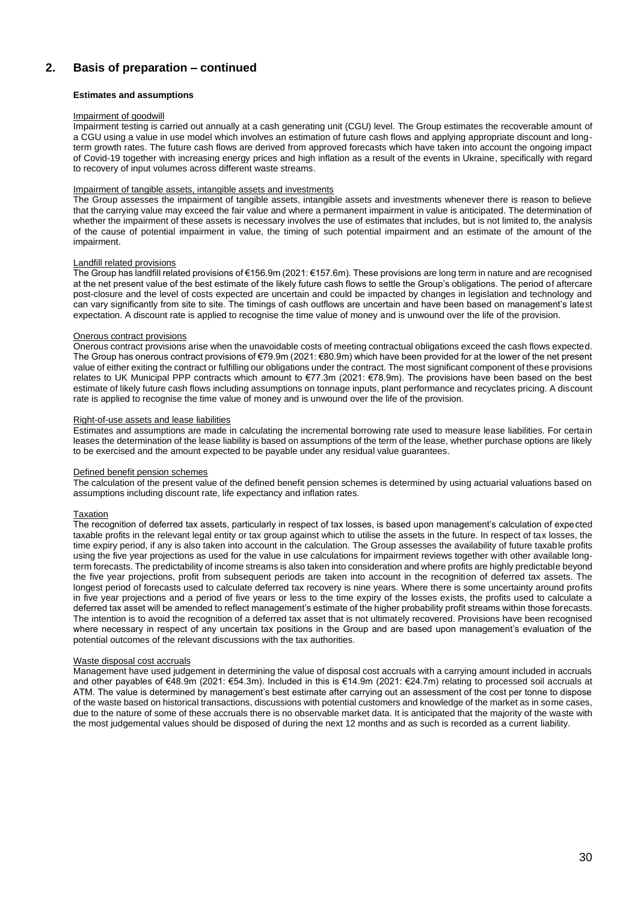## 2. Basis of preparation – continued

**Estimates and assumptions**

Impairment of goodwill

Impairment testing is carried out annually at a cash generating unit (CGU) level. The Group estimates the recoverable amount of a CGU using a value in use model which involves an estimation of future cash flows and applying appropriate discount and long-term growth rates. The future cash flows are derived from approved forecasts which have taken into account the ongoing impact of Covid-19 together with increasing energy prices and high inflation as a result of the events in Ukraine, specifically with regard to recovery of input volumes across different waste streams.

Impairment of tangible assets, intangible assets and investments

The Group assesses the impairment of tangible assets, intangible assets and investments whenever there is reason to believe that the carrying value may exceed the fair value and where a permanent impairment in value is anticipated. The determination of whether the impairment of these assets is necessary involves the use of estimates that includes, but is not limited to, the analysis of the cause of potential impairment in value, the timing of such potential impairment and an estimate of the amount of the impairment.

Landfill related provisions

The Group has landfill related provisions of €156.9m (2021: €157.6m). These provisions are long term in nature and are recognised at the net present value of the best estimate of the likely future cash flows to settle the Group's obligations. The period of aftercare post-closure and the level of costs expected are uncertain and could be impacted by changes in legislation and technology and can vary significantly from site to site. The timings of cash outflows are uncertain and have been based on management's latest expectation. A discount rate is applied to recognise the time value of money and is unwound over the life of the provision.

Onerous contract provisions

Onerous contract provisions arise when the unavoidable costs of meeting contractual obligations exceed the cash flows expected. The Group has onerous contract provisions of €79.9m (2021: €80.9m) which have been provided for at the lower of the net present value of either exiting the contract or fulfilling our obligations under the contract. The most significant component of these provisions relates to UK Municipal PPP contracts which amount to €77.3m (2021: €78.9m). The provisions have been based on the best estimate of likely future cash flows including assumptions on tonnage inputs, plant performance and recyclates pricing. A discount rate is applied to recognise the time value of money and is unwound over the life of the provision.

Right-of-use assets and lease liabilities

Estimates and assumptions are made in calculating the incremental borrowing rate used to measure lease liabilities. For certain leases the determination of the lease liability is based on assumptions of the term of the lease, whether purchase options are likely to be exercised and the amount expected to be payable under any residual value guarantees.

Defined benefit pension schemes

The calculation of the present value of the defined benefit pension schemes is determined by using actuarial valuations based on assumptions including discount rate, life expectancy and inflation rates.

Taxation

The recognition of deferred tax assets, particularly in respect of tax losses, is based upon management's calculation of expected taxable profits in the relevant legal entity or tax group against which to utilise the assets in the future. In respect of tax losses, the time expiry period, if any is also taken into account in the calculation. The Group assesses the availability of future taxable profits using the five year projections as used for the value in use calculations for impairment reviews together with other available long-term forecasts. The predictability of income streams is also taken into consideration and where profits are highly predictable beyond the five year projections, profit from subsequent periods are taken into account in the recognition of deferred tax assets. The longest period of forecasts used to calculate deferred tax recovery is nine years. Where there is some uncertainty around profits in five year projections and a period of five years or less to the time expiry of the losses exists, the profits used to calculate a deferred tax asset will be amended to reflect management's estimate of the higher probability profit streams within those forecasts. The intention is to avoid the recognition of a deferred tax asset that is not ultimately recovered. Provisions have been recognised where necessary in respect of any uncertain tax positions in the Group and are based upon management's evaluation of the potential outcomes of the relevant discussions with the tax authorities.

Waste disposal cost accruals

Management have used judgement in determining the value of disposal cost accruals with a carrying amount included in accruals and other payables of €48.9m (2021: €54.3m). Included in this is €14.9m (2021: €24.7m) relating to processed soil accruals at ATM. The value is determined by management's best estimate after carrying out an assessment of the cost per tonne to dispose of the waste based on historical transactions, discussions with potential customers and knowledge of the market as in some cases, due to the nature of some of these accruals there is no observable market data. It is anticipated that the majority of the waste with the most judgemental values should be disposed of during the next 12 months and as such is recorded as a current liability.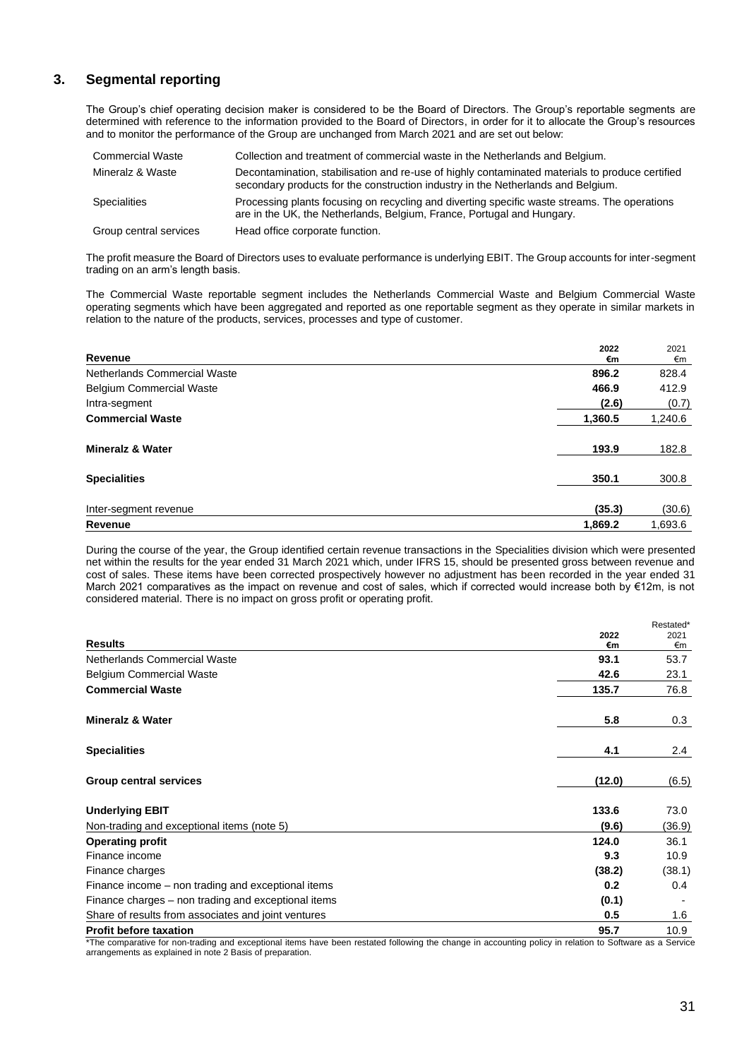## 3. Segmental reporting

The Group's chief operating decision maker is considered to be the Board of Directors. The Group's reportable segments are determined with reference to the information provided to the Board of Directors, in order for it to allocate the Group's resources and to monitor the performance of the Group are unchanged from March 2021 and are set out below:

| | |
|---|---|
| Commercial Waste | Collection and treatment of commercial waste in the Netherlands and Belgium. |
| Mineralz & Waste | Decontamination, stabilisation and re-use of highly contaminated materials to produce certified secondary products for the construction industry in the Netherlands and Belgium. |
| Specialities | Processing plants focusing on recycling and diverting specific waste streams. The operations are in the UK, the Netherlands, Belgium, France, Portugal and Hungary. |
| Group central services | Head office corporate function. |

The profit measure the Board of Directors uses to evaluate performance is underlying EBIT. The Group accounts for inter-segment trading on an arm's length basis.

The Commercial Waste reportable segment includes the Netherlands Commercial Waste and Belgium Commercial Waste operating segments which have been aggregated and reported as one reportable segment as they operate in similar markets in relation to the nature of the products, services, processes and type of customer.

| Revenue | 2022 €m | 2021 €m |
|---|---|---|
| Netherlands Commercial Waste | **896.2** | 828.4 |
| Belgium Commercial Waste | **466.9** | 412.9 |
| Intra-segment | **(2.6)** | (0.7) |
| **Commercial Waste** | **1,360.5** | 1,240.6 |
| **Mineralz & Water** | **193.9** | 182.8 |
| **Specialities** | **350.1** | 300.8 |
| Inter-segment revenue | **(35.3)** | (30.6) |
| **Revenue** | **1,869.2** | 1,693.6 |

During the course of the year, the Group identified certain revenue transactions in the Specialities division which were presented net within the results for the year ended 31 March 2021 which, under IFRS 15, should be presented gross between revenue and cost of sales. These items have been corrected prospectively however no adjustment has been recorded in the year ended 31 March 2021 comparatives as the impact on revenue and cost of sales, which if corrected would increase both by €12m, is not considered material. There is no impact on gross profit or operating profit.

| Results | 2022 €m | Restated* 2021 €m |
|---|---|---|
| Netherlands Commercial Waste | **93.1** | 53.7 |
| Belgium Commercial Waste | **42.6** | 23.1 |
| **Commercial Waste** | **135.7** | 76.8 |
| **Mineralz & Water** | **5.8** | 0.3 |
| **Specialities** | **4.1** | 2.4 |
| **Group central services** | **(12.0)** | (6.5) |
| **Underlying EBIT** | **133.6** | 73.0 |
| Non-trading and exceptional items (note 5) | **(9.6)** | (36.9) |
| **Operating profit** | **124.0** | 36.1 |
| Finance income | **9.3** | 10.9 |
| Finance charges | **(38.2)** | (38.1) |
| Finance income – non trading and exceptional items | **0.2** | 0.4 |
| Finance charges – non trading and exceptional items | **(0.1)** | - |
| Share of results from associates and joint ventures | **0.5** | 1.6 |
| **Profit before taxation** | **95.7** | 10.9 |

*The comparative for non-trading and exceptional items have been restated following the change in accounting policy in relation to Software as a Service arrangements as explained in note 2 Basis of preparation.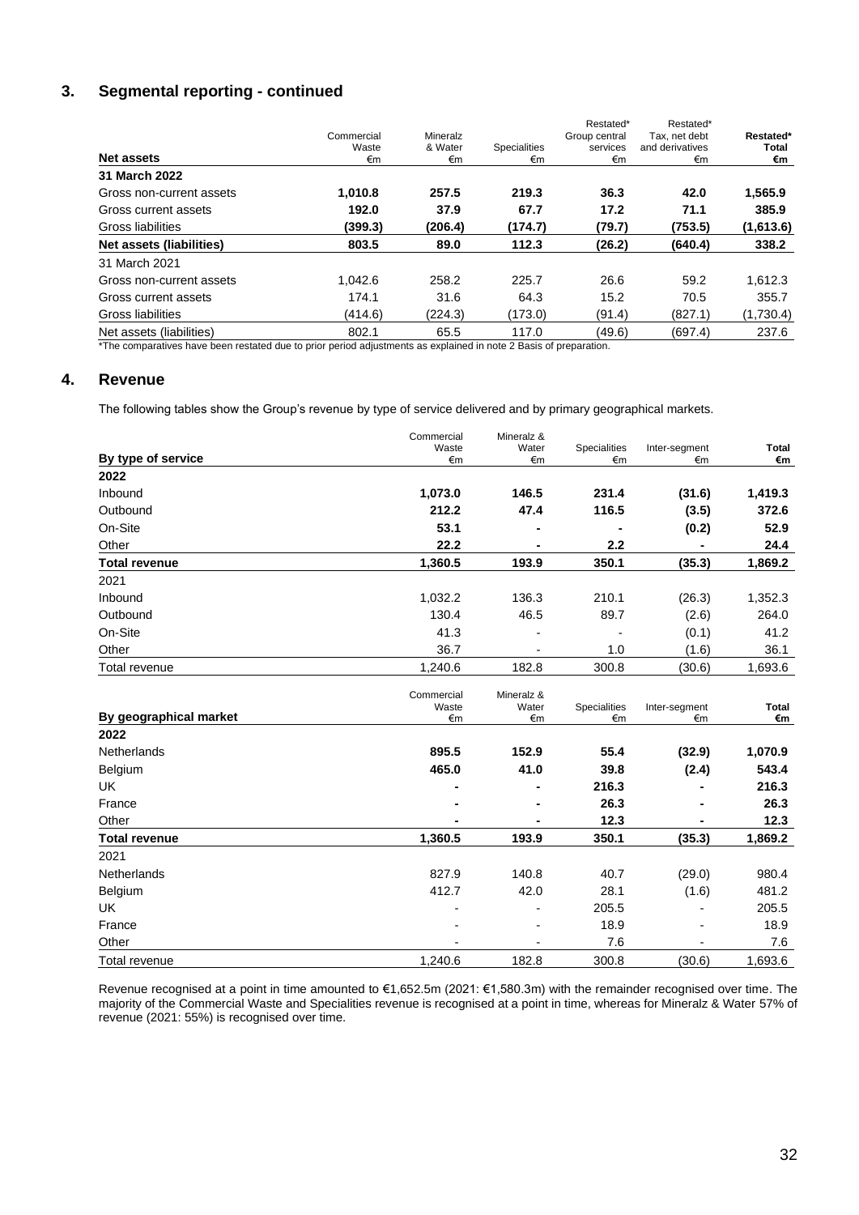## 3. Segmental reporting - continued

| Net assets | Commercial Waste €m | Mineralz & Water €m | Specialities €m | Restated* Group central services €m | Restated* Tax, net debt and derivatives €m | Restated* Total €m |
|---|---|---|---|---|---|---|
| **31 March 2022** | | | | | | |
| Gross non-current assets | **1,010.8** | **257.5** | **219.3** | **36.3** | **42.0** | **1,565.9** |
| Gross current assets | **192.0** | **37.9** | **67.7** | **17.2** | **71.1** | **385.9** |
| Gross liabilities | **(399.3)** | **(206.4)** | **(174.7)** | **(79.7)** | **(753.5)** | **(1,613.6)** |
| **Net assets (liabilities)** | **803.5** | **89.0** | **112.3** | **(26.2)** | **(640.4)** | **338.2** |
| 31 March 2021 | | | | | | |
| Gross non-current assets | 1,042.6 | 258.2 | 225.7 | 26.6 | 59.2 | 1,612.3 |
| Gross current assets | 174.1 | 31.6 | 64.3 | 15.2 | 70.5 | 355.7 |
| Gross liabilities | (414.6) | (224.3) | (173.0) | (91.4) | (827.1) | (1,730.4) |
| Net assets (liabilities) | 802.1 | 65.5 | 117.0 | (49.6) | (697.4) | 237.6 |

*The comparatives have been restated due to prior period adjustments as explained in note 2 Basis of preparation.

## 4. Revenue

The following tables show the Group's revenue by type of service delivered and by primary geographical markets.

| By type of service | Commercial Waste €m | Mineralz & Water €m | Specialities €m | Inter-segment €m | Total €m |
|---|---|---|---|---|---|
| **2022** | | | | | |
| Inbound | **1,073.0** | **146.5** | **231.4** | **(31.6)** | **1,419.3** |
| Outbound | **212.2** | **47.4** | **116.5** | **(3.5)** | **372.6** |
| On-Site | **53.1** | **-** | **-** | **(0.2)** | **52.9** |
| Other | **22.2** | **-** | **2.2** | **-** | **24.4** |
| **Total revenue** | **1,360.5** | **193.9** | **350.1** | **(35.3)** | **1,869.2** |
| 2021 | | | | | |
| Inbound | 1,032.2 | 136.3 | 210.1 | (26.3) | 1,352.3 |
| Outbound | 130.4 | 46.5 | 89.7 | (2.6) | 264.0 |
| On-Site | 41.3 | - | - | (0.1) | 41.2 |
| Other | 36.7 | - | 1.0 | (1.6) | 36.1 |
| Total revenue | 1,240.6 | 182.8 | 300.8 | (30.6) | 1,693.6 |

| By geographical market | Commercial Waste €m | Mineralz & Water €m | Specialities €m | Inter-segment €m | Total €m |
|---|---|---|---|---|---|
| **2022** | | | | | |
| Netherlands | **895.5** | **152.9** | **55.4** | **(32.9)** | **1,070.9** |
| Belgium | **465.0** | **41.0** | **39.8** | **(2.4)** | **543.4** |
| UK | **-** | **-** | **216.3** | **-** | **216.3** |
| France | **-** | **-** | **26.3** | **-** | **26.3** |
| Other | **-** | **-** | **12.3** | **-** | **12.3** |
| **Total revenue** | **1,360.5** | **193.9** | **350.1** | **(35.3)** | **1,869.2** |
| 2021 | | | | | |
| Netherlands | 827.9 | 140.8 | 40.7 | (29.0) | 980.4 |
| Belgium | 412.7 | 42.0 | 28.1 | (1.6) | 481.2 |
| UK | - | - | 205.5 | - | 205.5 |
| France | - | - | 18.9 | - | 18.9 |
| Other | - | - | 7.6 | - | 7.6 |
| Total revenue | 1,240.6 | 182.8 | 300.8 | (30.6) | 1,693.6 |

Revenue recognised at a point in time amounted to €1,652.5m (2021: €1,580.3m) with the remainder recognised over time. The majority of the Commercial Waste and Specialities revenue is recognised at a point in time, whereas for Mineralz & Water 57% of revenue (2021: 55%) is recognised over time.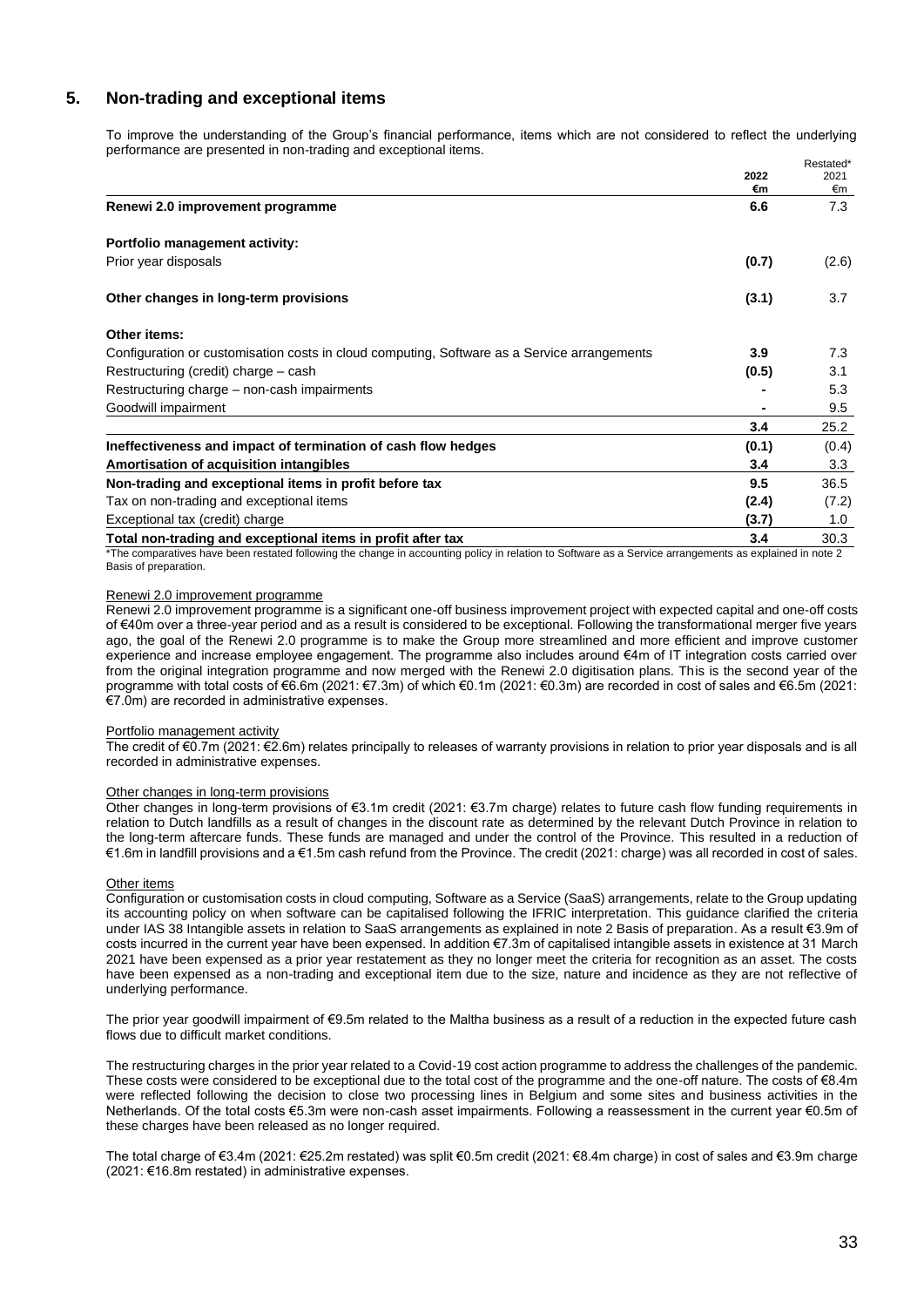## 5. Non-trading and exceptional items

To improve the understanding of the Group's financial performance, items which are not considered to reflect the underlying performance are presented in non-trading and exceptional items.

| | **2022** **€m** | Restated* 2021 €m |
|---|---|---|
| **Renewi 2.0 improvement programme** | **6.6** | 7.3 |
| | | |
| **Portfolio management activity:** | | |
| Prior year disposals | **(0.7)** | (2.6) |
| | | |
| **Other changes in long-term provisions** | **(3.1)** | 3.7 |
| | | |
| **Other items:** | | |
| Configuration or customisation costs in cloud computing, Software as a Service arrangements | **3.9** | 7.3 |
| Restructuring (credit) charge – cash | **(0.5)** | 3.1 |
| Restructuring charge – non-cash impairments | **-** | 5.3 |
| Goodwill impairment | **-** | 9.5 |
| | **3.4** | 25.2 |
| **Ineffectiveness and impact of termination of cash flow hedges** | **(0.1)** | (0.4) |
| **Amortisation of acquisition intangibles** | **3.4** | 3.3 |
| **Non-trading and exceptional items in profit before tax** | **9.5** | 36.5 |
| Tax on non-trading and exceptional items | **(2.4)** | (7.2) |
| Exceptional tax (credit) charge | **(3.7)** | 1.0 |
| **Total non-trading and exceptional items in profit after tax** | **3.4** | 30.3 |

*The comparatives have been restated following the change in accounting policy in relation to Software as a Service arrangements as explained in note 2 Basis of preparation.

Renewi 2.0 improvement programme

Renewi 2.0 improvement programme is a significant one-off business improvement project with expected capital and one-off costs of €40m over a three-year period and as a result is considered to be exceptional. Following the transformational merger five years ago, the goal of the Renewi 2.0 programme is to make the Group more streamlined and more efficient and improve customer experience and increase employee engagement. The programme also includes around €4m of IT integration costs carried over from the original integration programme and now merged with the Renewi 2.0 digitisation plans. This is the second year of the programme with total costs of €6.6m (2021: €7.3m) of which €0.1m (2021: €0.3m) are recorded in cost of sales and €6.5m (2021: €7.0m) are recorded in administrative expenses.

Portfolio management activity

The credit of €0.7m (2021: €2.6m) relates principally to releases of warranty provisions in relation to prior year disposals and is all recorded in administrative expenses.

Other changes in long-term provisions

Other changes in long-term provisions of €3.1m credit (2021: €3.7m charge) relates to future cash flow funding requirements in relation to Dutch landfills as a result of changes in the discount rate as determined by the relevant Dutch Province in relation to the long-term aftercare funds. These funds are managed and under the control of the Province. This resulted in a reduction of €1.6m in landfill provisions and a €1.5m cash refund from the Province. The credit (2021: charge) was all recorded in cost of sales.

Other items

Configuration or customisation costs in cloud computing, Software as a Service (SaaS) arrangements, relate to the Group updating its accounting policy on when software can be capitalised following the IFRIC interpretation. This guidance clarified the criteria under IAS 38 Intangible assets in relation to SaaS arrangements as explained in note 2 Basis of preparation. As a result €3.9m of costs incurred in the current year have been expensed. In addition €7.3m of capitalised intangible assets in existence at 31 March 2021 have been expensed as a prior year restatement as they no longer meet the criteria for recognition as an asset. The costs have been expensed as a non-trading and exceptional item due to the size, nature and incidence as they are not reflective of underlying performance.

The prior year goodwill impairment of €9.5m related to the Maltha business as a result of a reduction in the expected future cash flows due to difficult market conditions.

The restructuring charges in the prior year related to a Covid-19 cost action programme to address the challenges of the pandemic. These costs were considered to be exceptional due to the total cost of the programme and the one-off nature. The costs of €8.4m were reflected following the decision to close two processing lines in Belgium and some sites and business activities in the Netherlands. Of the total costs €5.3m were non-cash asset impairments. Following a reassessment in the current year €0.5m of these charges have been released as no longer required.

The total charge of €3.4m (2021: €25.2m restated) was split €0.5m credit (2021: €8.4m charge) in cost of sales and €3.9m charge (2021: €16.8m restated) in administrative expenses.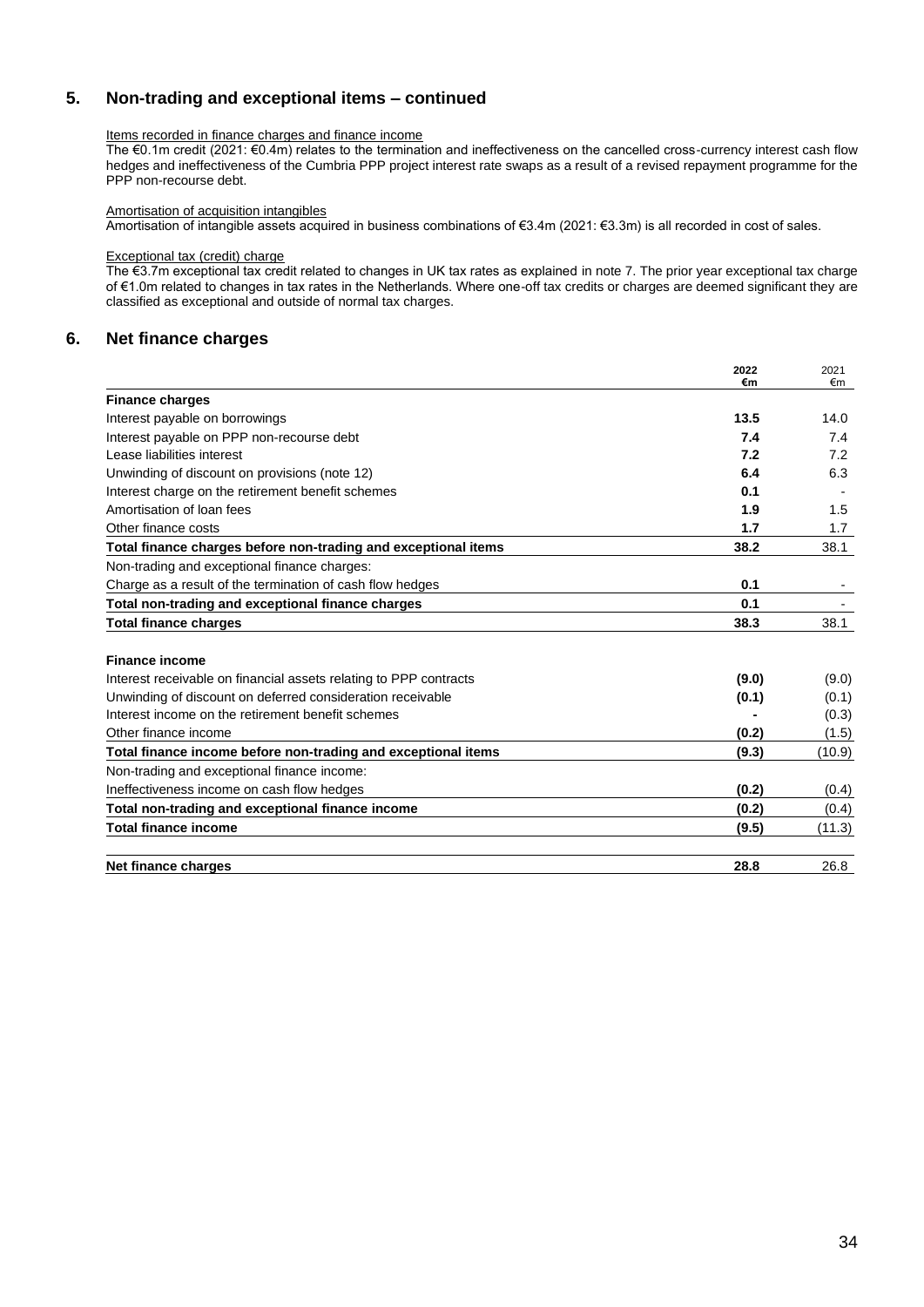## 5. Non-trading and exceptional items – continued

Items recorded in finance charges and finance income

The €0.1m credit (2021: €0.4m) relates to the termination and ineffectiveness on the cancelled cross-currency interest cash flow hedges and ineffectiveness of the Cumbria PPP project interest rate swaps as a result of a revised repayment programme for the PPP non-recourse debt.

Amortisation of acquisition intangibles

Amortisation of intangible assets acquired in business combinations of €3.4m (2021: €3.3m) is all recorded in cost of sales.

Exceptional tax (credit) charge

The €3.7m exceptional tax credit related to changes in UK tax rates as explained in note 7. The prior year exceptional tax charge of €1.0m related to changes in tax rates in the Netherlands. Where one-off tax credits or charges are deemed significant they are classified as exceptional and outside of normal tax charges.

## 6. Net finance charges

| | **2022 €m** | 2021 €m |
|---|---|---|
| **Finance charges** | | |
| Interest payable on borrowings | **13.5** | 14.0 |
| Interest payable on PPP non-recourse debt | **7.4** | 7.4 |
| Lease liabilities interest | **7.2** | 7.2 |
| Unwinding of discount on provisions (note 12) | **6.4** | 6.3 |
| Interest charge on the retirement benefit schemes | **0.1** | - |
| Amortisation of loan fees | **1.9** | 1.5 |
| Other finance costs | **1.7** | 1.7 |
| **Total finance charges before non-trading and exceptional items** | **38.2** | 38.1 |
| Non-trading and exceptional finance charges: | | |
| Charge as a result of the termination of cash flow hedges | **0.1** | - |
| **Total non-trading and exceptional finance charges** | **0.1** | - |
| **Total finance charges** | **38.3** | 38.1 |
| | | |
| **Finance income** | | |
| Interest receivable on financial assets relating to PPP contracts | **(9.0)** | (9.0) |
| Unwinding of discount on deferred consideration receivable | **(0.1)** | (0.1) |
| Interest income on the retirement benefit schemes | **-** | (0.3) |
| Other finance income | **(0.2)** | (1.5) |
| **Total finance income before non-trading and exceptional items** | **(9.3)** | (10.9) |
| Non-trading and exceptional finance income: | | |
| Ineffectiveness income on cash flow hedges | **(0.2)** | (0.4) |
| **Total non-trading and exceptional finance income** | **(0.2)** | (0.4) |
| **Total finance income** | **(9.5)** | (11.3) |
| | | |
| **Net finance charges** | **28.8** | 26.8 |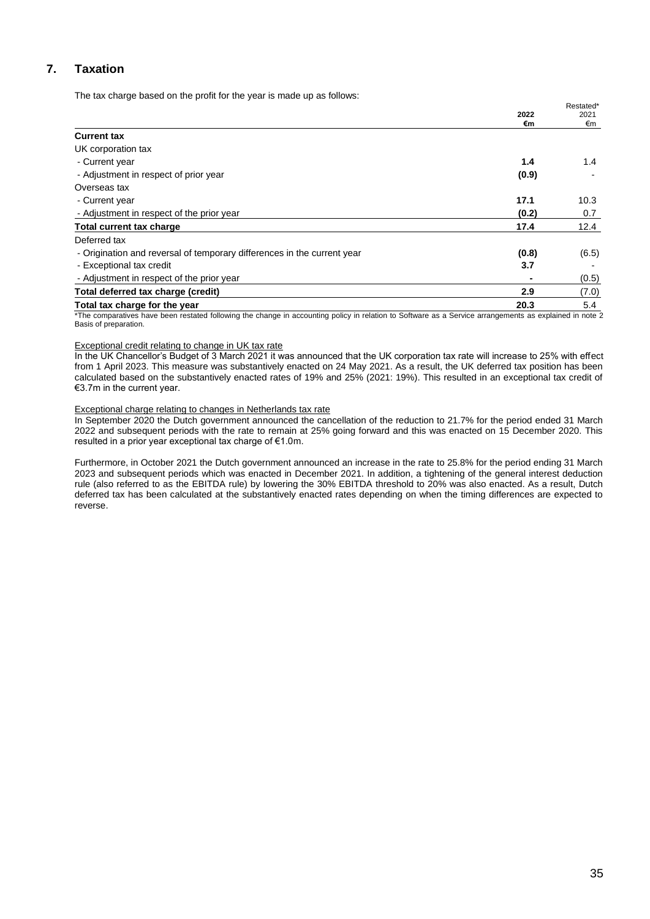## 7. Taxation

The tax charge based on the profit for the year is made up as follows:

| | 2022 €m | Restated* 2021 €m |
|---|---|---|
| **Current tax** | | |
| UK corporation tax | | |
| - Current year | **1.4** | 1.4 |
| - Adjustment in respect of prior year | **(0.9)** | - |
| Overseas tax | | |
| - Current year | **17.1** | 10.3 |
| - Adjustment in respect of the prior year | **(0.2)** | 0.7 |
| **Total current tax charge** | **17.4** | 12.4 |
| Deferred tax | | |
| - Origination and reversal of temporary differences in the current year | **(0.8)** | (6.5) |
| - Exceptional tax credit | **3.7** | - |
| - Adjustment in respect of the prior year | **-** | (0.5) |
| **Total deferred tax charge (credit)** | **2.9** | (7.0) |
| **Total tax charge for the year** | **20.3** | 5.4 |

*The comparatives have been restated following the change in accounting policy in relation to Software as a Service arrangements as explained in note 2 Basis of preparation.

Exceptional credit relating to change in UK tax rate

In the UK Chancellor's Budget of 3 March 2021 it was announced that the UK corporation tax rate will increase to 25% with effect from 1 April 2023. This measure was substantively enacted on 24 May 2021. As a result, the UK deferred tax position has been calculated based on the substantively enacted rates of 19% and 25% (2021: 19%). This resulted in an exceptional tax credit of €3.7m in the current year.

Exceptional charge relating to changes in Netherlands tax rate

In September 2020 the Dutch government announced the cancellation of the reduction to 21.7% for the period ended 31 March 2022 and subsequent periods with the rate to remain at 25% going forward and this was enacted on 15 December 2020. This resulted in a prior year exceptional tax charge of €1.0m.

Furthermore, in October 2021 the Dutch government announced an increase in the rate to 25.8% for the period ending 31 March 2023 and subsequent periods which was enacted in December 2021. In addition, a tightening of the general interest deduction rule (also referred to as the EBITDA rule) by lowering the 30% EBITDA threshold to 20% was also enacted. As a result, Dutch deferred tax has been calculated at the substantively enacted rates depending on when the timing differences are expected to reverse.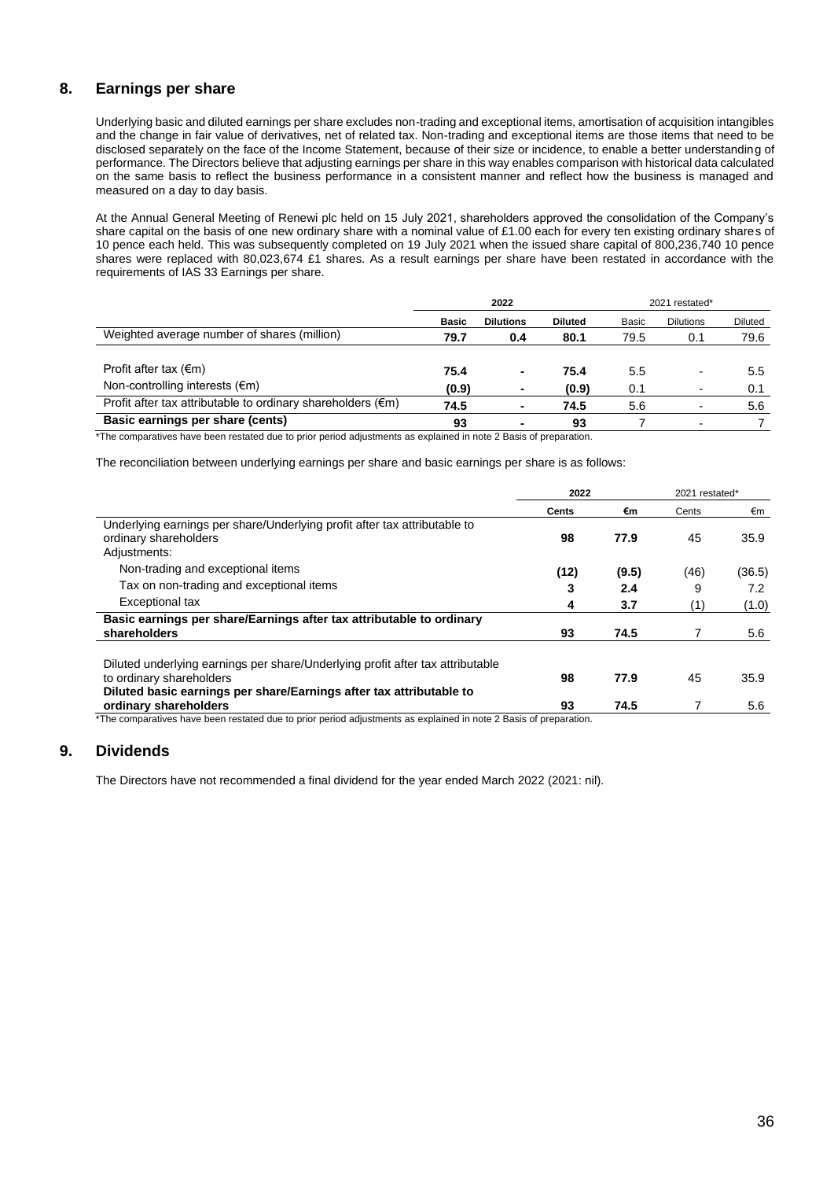## 8. Earnings per share

Underlying basic and diluted earnings per share excludes non-trading and exceptional items, amortisation of acquisition intangibles and the change in fair value of derivatives, net of related tax. Non-trading and exceptional items are those items that need to be disclosed separately on the face of the Income Statement, because of their size or incidence, to enable a better understanding of performance. The Directors believe that adjusting earnings per share in this way enables comparison with historical data calculated on the same basis to reflect the business performance in a consistent manner and reflect how the business is managed and measured on a day to day basis.

At the Annual General Meeting of Renewi plc held on 15 July 2021, shareholders approved the consolidation of the Company's share capital on the basis of one new ordinary share with a nominal value of £1.00 each for every ten existing ordinary shares of 10 pence each held. This was subsequently completed on 19 July 2021 when the issued share capital of 800,236,740 10 pence shares were replaced with 80,023,674 £1 shares. As a result earnings per share have been restated in accordance with the requirements of IAS 33 Earnings per share.

| | 2022 | | | 2021 restated* | | |
|---|---|---|---|---|---|---|
| | **Basic** | **Dilutions** | **Diluted** | Basic | Dilutions | Diluted |
| Weighted average number of shares (million) | **79.7** | **0.4** | **80.1** | 79.5 | 0.1 | 79.6 |
| Profit after tax (€m) | **75.4** | **-** | **75.4** | 5.5 | - | 5.5 |
| Non-controlling interests (€m) | **(0.9)** | **-** | **(0.9)** | 0.1 | - | 0.1 |
| Profit after tax attributable to ordinary shareholders (€m) | **74.5** | **-** | **74.5** | 5.6 | - | 5.6 |
| **Basic earnings per share (cents)** | **93** | **-** | **93** | 7 | - | 7 |

*The comparatives have been restated due to prior period adjustments as explained in note 2 Basis of preparation.

The reconciliation between underlying earnings per share and basic earnings per share is as follows:

| | 2022 | | 2021 restated* | |
|---|---|---|---|---|
| | **Cents** | **€m** | Cents | €m |
| Underlying earnings per share/Underlying profit after tax attributable to ordinary shareholders | **98** | **77.9** | 45 | 35.9 |
| Adjustments: | | | | |
| Non-trading and exceptional items | **(12)** | **(9.5)** | (46) | (36.5) |
| Tax on non-trading and exceptional items | **3** | **2.4** | 9 | 7.2 |
| Exceptional tax | **4** | **3.7** | (1) | (1.0) |
| **Basic earnings per share/Earnings after tax attributable to ordinary shareholders** | **93** | **74.5** | 7 | 5.6 |
| Diluted underlying earnings per share/Underlying profit after tax attributable to ordinary shareholders | **98** | **77.9** | 45 | 35.9 |
| **Diluted basic earnings per share/Earnings after tax attributable to ordinary shareholders** | **93** | **74.5** | 7 | 5.6 |

*The comparatives have been restated due to prior period adjustments as explained in note 2 Basis of preparation.

## 9. Dividends

The Directors have not recommended a final dividend for the year ended March 2022 (2021: nil).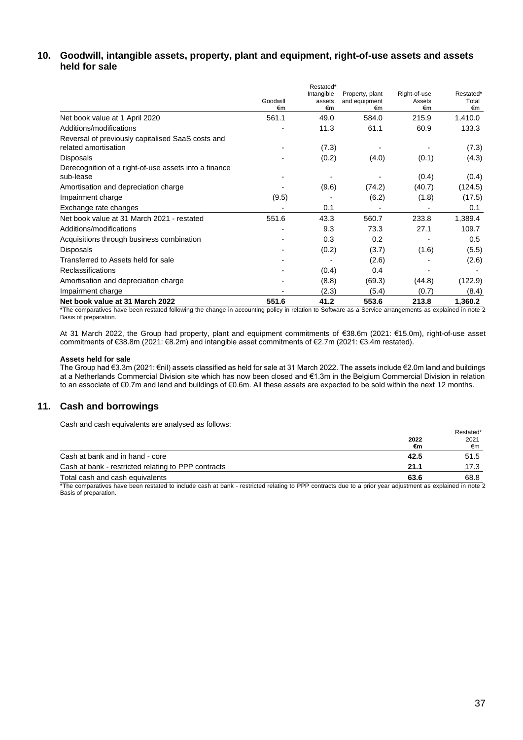## 10. Goodwill, intangible assets, property, plant and equipment, right-of-use assets and assets held for sale

| | Goodwill €m | Restated* Intangible assets €m | Property, plant and equipment €m | Right-of-use Assets €m | Restated* Total €m |
|---|---|---|---|---|---|
| Net book value at 1 April 2020 | 561.1 | 49.0 | 584.0 | 215.9 | 1,410.0 |
| Additions/modifications | - | 11.3 | 61.1 | 60.9 | 133.3 |
| Reversal of previously capitalised SaaS costs and related amortisation | - | (7.3) | - | - | (7.3) |
| Disposals | - | (0.2) | (4.0) | (0.1) | (4.3) |
| Derecognition of a right-of-use assets into a finance sub-lease | - | - | - | (0.4) | (0.4) |
| Amortisation and depreciation charge | - | (9.6) | (74.2) | (40.7) | (124.5) |
| Impairment charge | (9.5) | - | (6.2) | (1.8) | (17.5) |
| Exchange rate changes | - | 0.1 | - | - | 0.1 |
| Net book value at 31 March 2021 - restated | 551.6 | 43.3 | 560.7 | 233.8 | 1,389.4 |
| Additions/modifications | - | 9.3 | 73.3 | 27.1 | 109.7 |
| Acquisitions through business combination | - | 0.3 | 0.2 | - | 0.5 |
| Disposals | - | (0.2) | (3.7) | (1.6) | (5.5) |
| Transferred to Assets held for sale | - | - | (2.6) | - | (2.6) |
| Reclassifications | - | (0.4) | 0.4 | - | - |
| Amortisation and depreciation charge | - | (8.8) | (69.3) | (44.8) | (122.9) |
| Impairment charge | - | (2.3) | (5.4) | (0.7) | (8.4) |
| **Net book value at 31 March 2022** | **551.6** | **41.2** | **553.6** | **213.8** | **1,360.2** |

*The comparatives have been restated following the change in accounting policy in relation to Software as a Service arrangements as explained in note 2 Basis of preparation.

At 31 March 2022, the Group had property, plant and equipment commitments of €38.6m (2021: €15.0m), right-of-use asset commitments of €38.8m (2021: €8.2m) and intangible asset commitments of €2.7m (2021: €3.4m restated).

**Assets held for sale**

The Group had €3.3m (2021: €nil) assets classified as held for sale at 31 March 2022. The assets include €2.0m land and buildings at a Netherlands Commercial Division site which has now been closed and €1.3m in the Belgium Commercial Division in relation to an associate of €0.7m and land and buildings of €0.6m. All these assets are expected to be sold within the next 12 months.

## 11. Cash and borrowings

Cash and cash equivalents are analysed as follows:

| | 2022 €m | Restated* 2021 €m |
|---|---|---|
| Cash at bank and in hand - core | **42.5** | 51.5 |
| Cash at bank - restricted relating to PPP contracts | **21.1** | 17.3 |
| Total cash and cash equivalents | **63.6** | 68.8 |

*The comparatives have been restated to include cash at bank - restricted relating to PPP contracts due to a prior year adjustment as explained in note 2 Basis of preparation.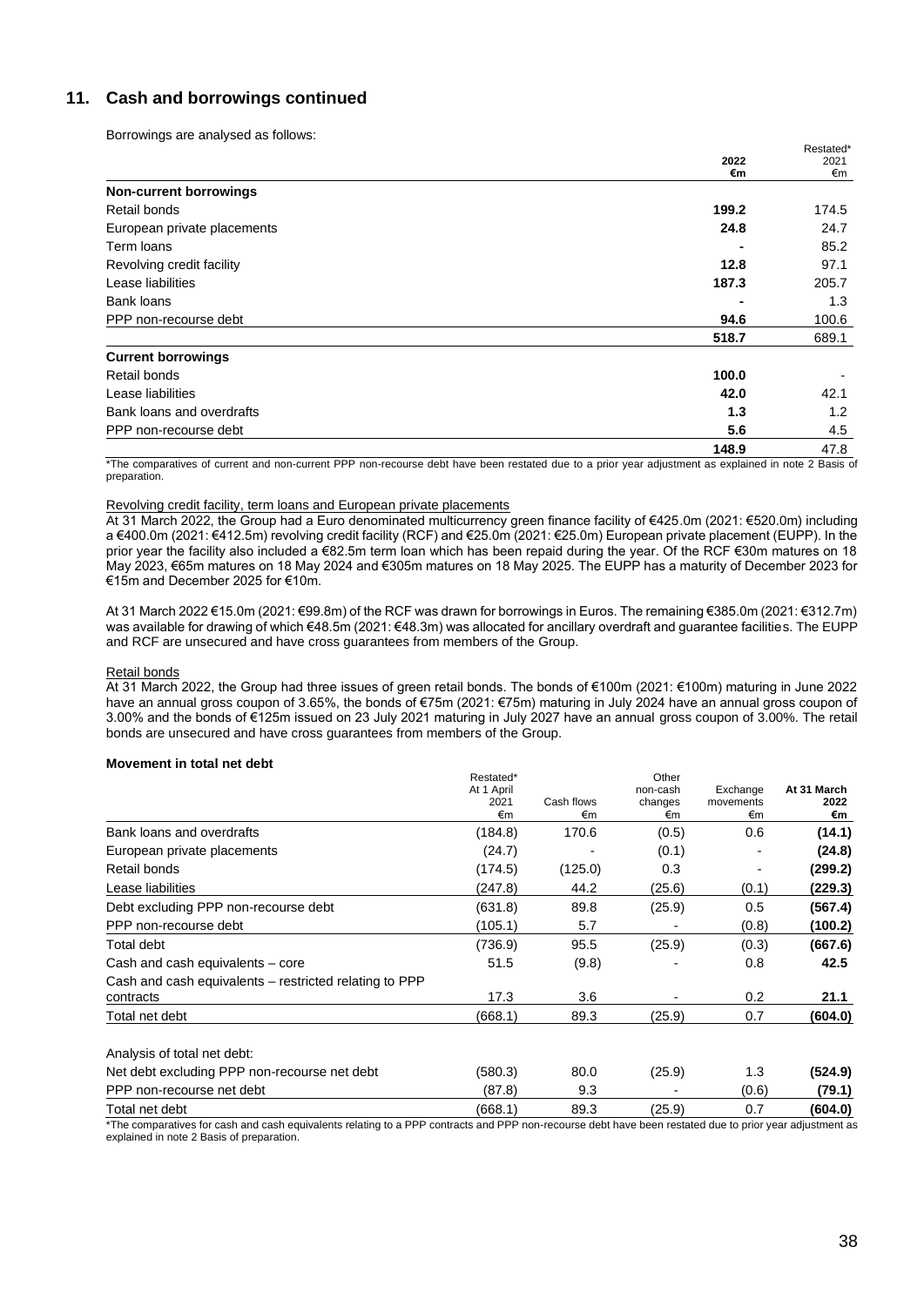## 11. Cash and borrowings continued

Borrowings are analysed as follows:

| | 2022 €m | Restated* 2021 €m |
|---|---|---|
| **Non-current borrowings** | | |
| Retail bonds | **199.2** | 174.5 |
| European private placements | **24.8** | 24.7 |
| Term loans | **-** | 85.2 |
| Revolving credit facility | **12.8** | 97.1 |
| Lease liabilities | **187.3** | 205.7 |
| Bank loans | **-** | 1.3 |
| PPP non-recourse debt | **94.6** | 100.6 |
| | **518.7** | 689.1 |
| **Current borrowings** | | |
| Retail bonds | **100.0** | - |
| Lease liabilities | **42.0** | 42.1 |
| Bank loans and overdrafts | **1.3** | 1.2 |
| PPP non-recourse debt | **5.6** | 4.5 |
| | **148.9** | 47.8 |

*The comparatives of current and non-current PPP non-recourse debt have been restated due to a prior year adjustment as explained in note 2 Basis of preparation.

Revolving credit facility, term loans and European private placements

At 31 March 2022, the Group had a Euro denominated multicurrency green finance facility of €425.0m (2021: €520.0m) including a €400.0m (2021: €412.5m) revolving credit facility (RCF) and €25.0m (2021: €25.0m) European private placement (EUPP). In the prior year the facility also included a €82.5m term loan which has been repaid during the year. Of the RCF €30m matures on 18 May 2023, €65m matures on 18 May 2024 and €305m matures on 18 May 2025. The EUPP has a maturity of December 2023 for €15m and December 2025 for €10m.

At 31 March 2022 €15.0m (2021: €99.8m) of the RCF was drawn for borrowings in Euros. The remaining €385.0m (2021: €312.7m) was available for drawing of which €48.5m (2021: €48.3m) was allocated for ancillary overdraft and guarantee facilities. The EUPP and RCF are unsecured and have cross guarantees from members of the Group.

Retail bonds

At 31 March 2022, the Group had three issues of green retail bonds. The bonds of €100m (2021: €100m) maturing in June 2022 have an annual gross coupon of 3.65%, the bonds of €75m (2021: €75m) maturing in July 2024 have an annual gross coupon of 3.00% and the bonds of €125m issued on 23 July 2021 maturing in July 2027 have an annual gross coupon of 3.00%. The retail bonds are unsecured and have cross guarantees from members of the Group.

**Movement in total net debt**

| | Restated* At 1 April 2021 €m | Cash flows €m | Other non-cash changes €m | Exchange movements €m | At 31 March 2022 €m |
|---|---|---|---|---|---|
| Bank loans and overdrafts | (184.8) | 170.6 | (0.5) | 0.6 | **(14.1)** |
| European private placements | (24.7) | - | (0.1) | - | **(24.8)** |
| Retail bonds | (174.5) | (125.0) | 0.3 | - | **(299.2)** |
| Lease liabilities | (247.8) | 44.2 | (25.6) | (0.1) | **(229.3)** |
| Debt excluding PPP non-recourse debt | (631.8) | 89.8 | (25.9) | 0.5 | **(567.4)** |
| PPP non-recourse debt | (105.1) | 5.7 | - | (0.8) | **(100.2)** |
| Total debt | (736.9) | 95.5 | (25.9) | (0.3) | **(667.6)** |
| Cash and cash equivalents – core | 51.5 | (9.8) | - | 0.8 | **42.5** |
| Cash and cash equivalents – restricted relating to PPP contracts | 17.3 | 3.6 | - | 0.2 | **21.1** |
| Total net debt | (668.1) | 89.3 | (25.9) | 0.7 | **(604.0)** |
| | | | | | |
| Analysis of total net debt: | | | | | |
| Net debt excluding PPP non-recourse net debt | (580.3) | 80.0 | (25.9) | 1.3 | **(524.9)** |
| PPP non-recourse net debt | (87.8) | 9.3 | - | (0.6) | **(79.1)** |
| Total net debt | (668.1) | 89.3 | (25.9) | 0.7 | **(604.0)** |

*The comparatives for cash and cash equivalents relating to a PPP contracts and PPP non-recourse debt have been restated due to prior year adjustment as explained in note 2 Basis of preparation.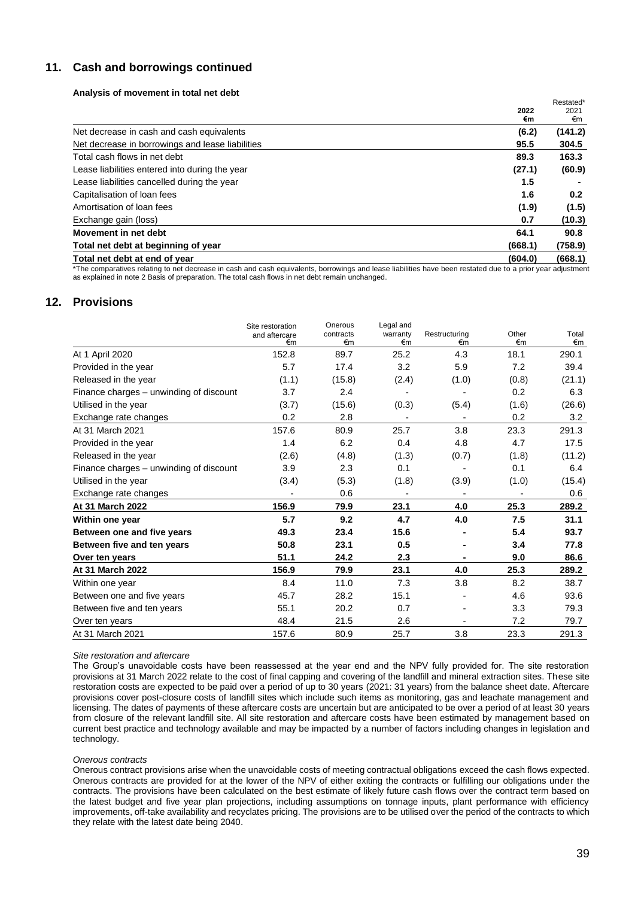## 11. Cash and borrowings continued

**Analysis of movement in total net debt**

| | 2022 €m | Restated* 2021 €m |
|---|---|---|
| Net decrease in cash and cash equivalents | **(6.2)** | **(141.2)** |
| Net decrease in borrowings and lease liabilities | **95.5** | **304.5** |
| Total cash flows in net debt | **89.3** | **163.3** |
| Lease liabilities entered into during the year | **(27.1)** | **(60.9)** |
| Lease liabilities cancelled during the year | **1.5** | **-** |
| Capitalisation of loan fees | **1.6** | **0.2** |
| Amortisation of loan fees | **(1.9)** | **(1.5)** |
| Exchange gain (loss) | **0.7** | **(10.3)** |
| **Movement in net debt** | **64.1** | **90.8** |
| **Total net debt at beginning of year** | **(668.1)** | **(758.9)** |
| **Total net debt at end of year** | **(604.0)** | **(668.1)** |

*The comparatives relating to net decrease in cash and cash equivalents, borrowings and lease liabilities have been restated due to a prior year adjustment as explained in note 2 Basis of preparation. The total cash flows in net debt remain unchanged.

## 12. Provisions

| | Site restoration and aftercare €m | Onerous contracts €m | Legal and warranty €m | Restructuring €m | Other €m | Total €m |
|---|---|---|---|---|---|---|
| At 1 April 2020 | 152.8 | 89.7 | 25.2 | 4.3 | 18.1 | 290.1 |
| Provided in the year | 5.7 | 17.4 | 3.2 | 5.9 | 7.2 | 39.4 |
| Released in the year | (1.1) | (15.8) | (2.4) | (1.0) | (0.8) | (21.1) |
| Finance charges – unwinding of discount | 3.7 | 2.4 | - | - | 0.2 | 6.3 |
| Utilised in the year | (3.7) | (15.6) | (0.3) | (5.4) | (1.6) | (26.6) |
| Exchange rate changes | 0.2 | 2.8 | - | - | 0.2 | 3.2 |
| At 31 March 2021 | 157.6 | 80.9 | 25.7 | 3.8 | 23.3 | 291.3 |
| Provided in the year | 1.4 | 6.2 | 0.4 | 4.8 | 4.7 | 17.5 |
| Released in the year | (2.6) | (4.8) | (1.3) | (0.7) | (1.8) | (11.2) |
| Finance charges – unwinding of discount | 3.9 | 2.3 | 0.1 | - | 0.1 | 6.4 |
| Utilised in the year | (3.4) | (5.3) | (1.8) | (3.9) | (1.0) | (15.4) |
| Exchange rate changes | - | 0.6 | - | - | - | 0.6 |
| **At 31 March 2022** | **156.9** | **79.9** | **23.1** | **4.0** | **25.3** | **289.2** |
| **Within one year** | **5.7** | **9.2** | **4.7** | **4.0** | **7.5** | **31.1** |
| **Between one and five years** | **49.3** | **23.4** | **15.6** | **-** | **5.4** | **93.7** |
| **Between five and ten years** | **50.8** | **23.1** | **0.5** | **-** | **3.4** | **77.8** |
| **Over ten years** | **51.1** | **24.2** | **2.3** | **-** | **9.0** | **86.6** |
| **At 31 March 2022** | **156.9** | **79.9** | **23.1** | **4.0** | **25.3** | **289.2** |
| Within one year | 8.4 | 11.0 | 7.3 | 3.8 | 8.2 | 38.7 |
| Between one and five years | 45.7 | 28.2 | 15.1 | - | 4.6 | 93.6 |
| Between five and ten years | 55.1 | 20.2 | 0.7 | - | 3.3 | 79.3 |
| Over ten years | 48.4 | 21.5 | 2.6 | - | 7.2 | 79.7 |
| At 31 March 2021 | 157.6 | 80.9 | 25.7 | 3.8 | 23.3 | 291.3 |

*Site restoration and aftercare*

The Group's unavoidable costs have been reassessed at the year end and the NPV fully provided for. The site restoration provisions at 31 March 2022 relate to the cost of final capping and covering of the landfill and mineral extraction sites. These site restoration costs are expected to be paid over a period of up to 30 years (2021: 31 years) from the balance sheet date. Aftercare provisions cover post-closure costs of landfill sites which include such items as monitoring, gas and leachate management and licensing. The dates of payments of these aftercare costs are uncertain but are anticipated to be over a period of at least 30 years from closure of the relevant landfill site. All site restoration and aftercare costs have been estimated by management based on current best practice and technology available and may be impacted by a number of factors including changes in legislation and technology.

*Onerous contracts*

Onerous contract provisions arise when the unavoidable costs of meeting contractual obligations exceed the cash flows expected. Onerous contracts are provided for at the lower of the NPV of either exiting the contracts or fulfilling our obligations under the contracts. The provisions have been calculated on the best estimate of likely future cash flows over the contract term based on the latest budget and five year plan projections, including assumptions on tonnage inputs, plant performance with efficiency improvements, off-take availability and recyclates pricing. The provisions are to be utilised over the period of the contracts to which they relate with the latest date being 2040.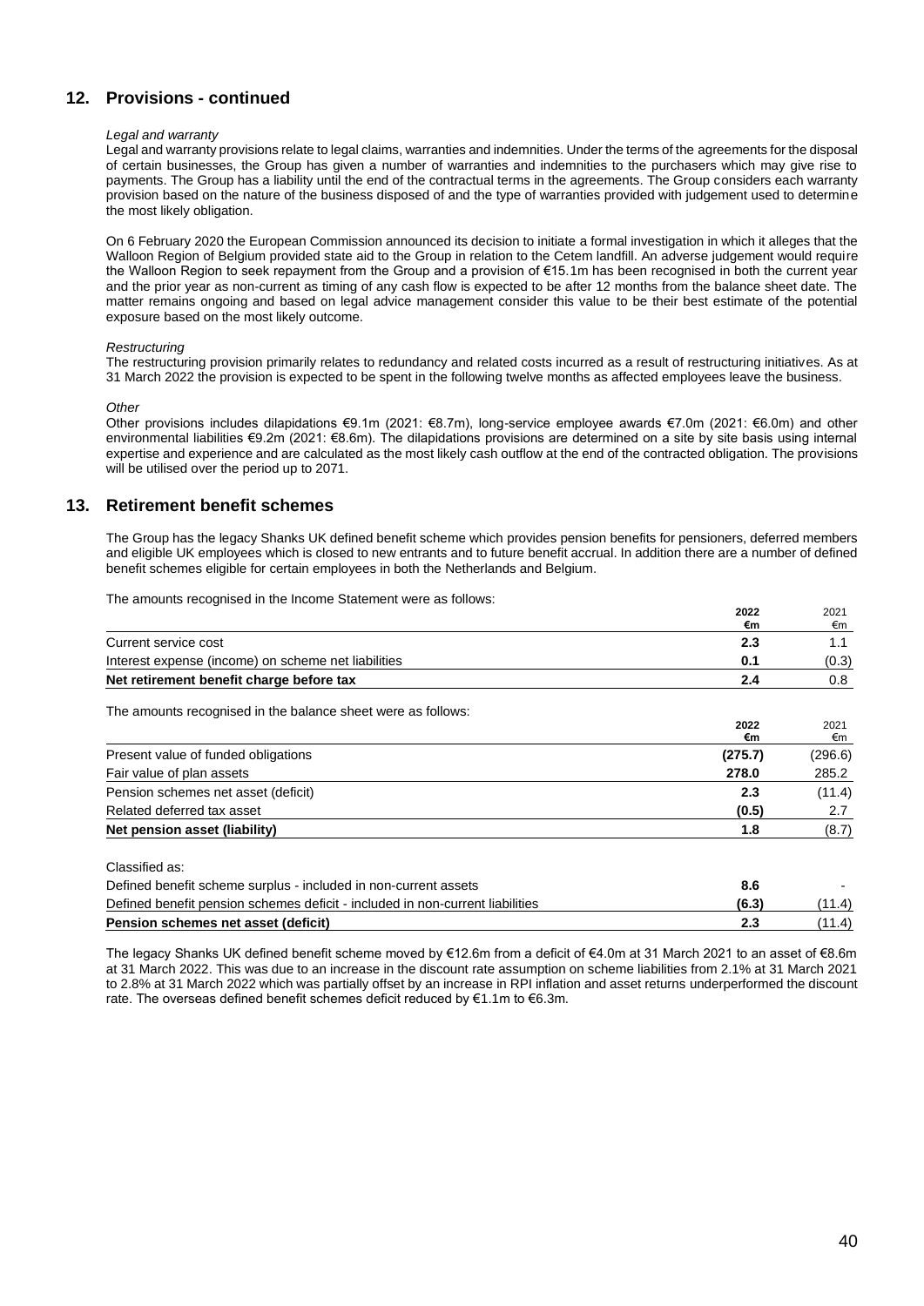## 12. Provisions - continued

*Legal and warranty*

Legal and warranty provisions relate to legal claims, warranties and indemnities. Under the terms of the agreements for the disposal of certain businesses, the Group has given a number of warranties and indemnities to the purchasers which may give rise to payments. The Group has a liability until the end of the contractual terms in the agreements. The Group considers each warranty provision based on the nature of the business disposed of and the type of warranties provided with judgement used to determine the most likely obligation.

On 6 February 2020 the European Commission announced its decision to initiate a formal investigation in which it alleges that the Walloon Region of Belgium provided state aid to the Group in relation to the Cetem landfill. An adverse judgement would require the Walloon Region to seek repayment from the Group and a provision of €15.1m has been recognised in both the current year and the prior year as non-current as timing of any cash flow is expected to be after 12 months from the balance sheet date. The matter remains ongoing and based on legal advice management consider this value to be their best estimate of the potential exposure based on the most likely outcome.

*Restructuring*

The restructuring provision primarily relates to redundancy and related costs incurred as a result of restructuring initiatives. As at 31 March 2022 the provision is expected to be spent in the following twelve months as affected employees leave the business.

*Other*

Other provisions includes dilapidations €9.1m (2021: €8.7m), long-service employee awards €7.0m (2021: €6.0m) and other environmental liabilities €9.2m (2021: €8.6m). The dilapidations provisions are determined on a site by site basis using internal expertise and experience and are calculated as the most likely cash outflow at the end of the contracted obligation. The provisions will be utilised over the period up to 2071.

## 13. Retirement benefit schemes

The Group has the legacy Shanks UK defined benefit scheme which provides pension benefits for pensioners, deferred members and eligible UK employees which is closed to new entrants and to future benefit accrual. In addition there are a number of defined benefit schemes eligible for certain employees in both the Netherlands and Belgium.

The amounts recognised in the Income Statement were as follows:

| | **2022 €m** | 2021 €m |
|---|---|---|
| Current service cost | **2.3** | 1.1 |
| Interest expense (income) on scheme net liabilities | **0.1** | (0.3) |
| **Net retirement benefit charge before tax** | **2.4** | 0.8 |

The amounts recognised in the balance sheet were as follows:

| | **2022 €m** | 2021 €m |
|---|---|---|
| Present value of funded obligations | **(275.7)** | (296.6) |
| Fair value of plan assets | **278.0** | 285.2 |
| Pension schemes net asset (deficit) | **2.3** | (11.4) |
| Related deferred tax asset | **(0.5)** | 2.7 |
| **Net pension asset (liability)** | **1.8** | (8.7) |
| | | |
| Classified as: | | |
| Defined benefit scheme surplus - included in non-current assets | **8.6** | - |
| Defined benefit pension schemes deficit - included in non-current liabilities | **(6.3)** | (11.4) |
| **Pension schemes net asset (deficit)** | **2.3** | (11.4) |

The legacy Shanks UK defined benefit scheme moved by €12.6m from a deficit of €4.0m at 31 March 2021 to an asset of €8.6m at 31 March 2022. This was due to an increase in the discount rate assumption on scheme liabilities from 2.1% at 31 March 2021 to 2.8% at 31 March 2022 which was partially offset by an increase in RPI inflation and asset returns underperformed the discount rate. The overseas defined benefit schemes deficit reduced by €1.1m to €6.3m.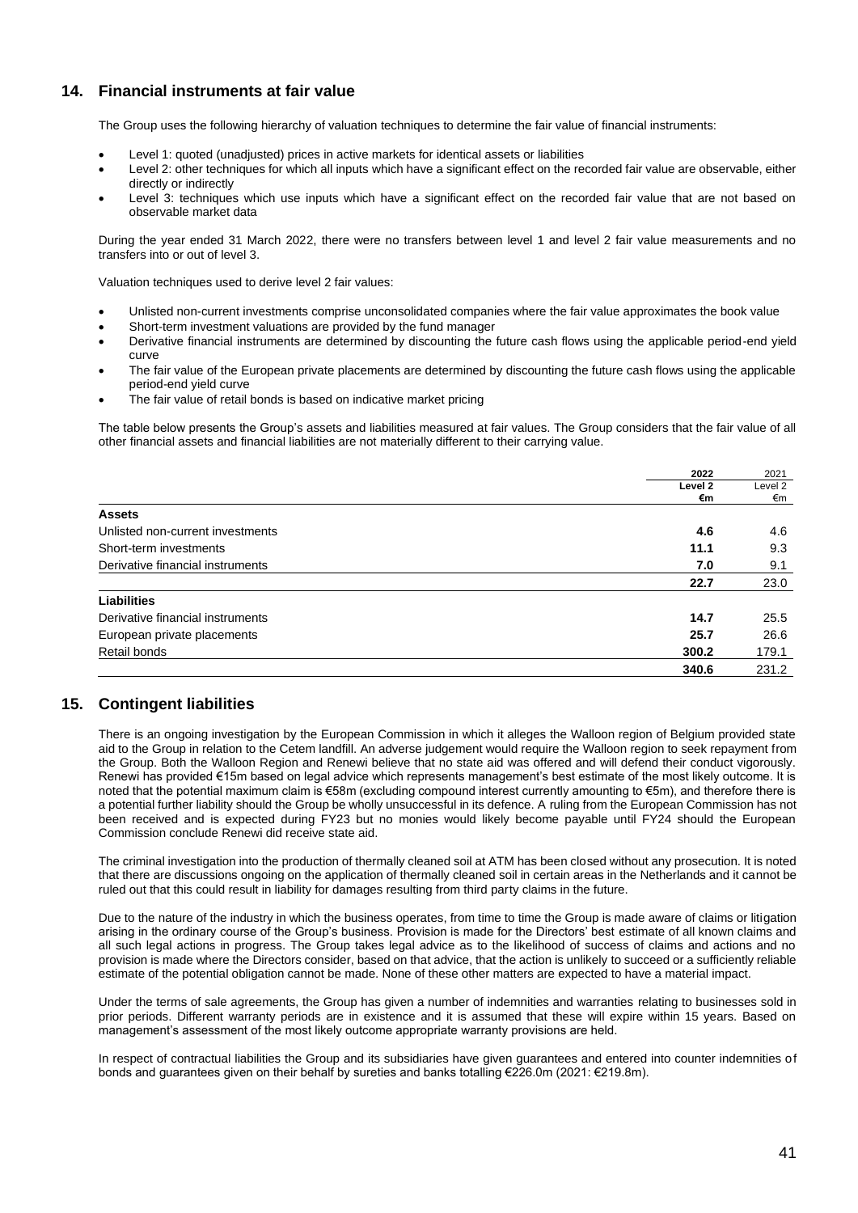## 14. Financial instruments at fair value

The Group uses the following hierarchy of valuation techniques to determine the fair value of financial instruments:

- Level 1: quoted (unadjusted) prices in active markets for identical assets or liabilities
- Level 2: other techniques for which all inputs which have a significant effect on the recorded fair value are observable, either directly or indirectly
- Level 3: techniques which use inputs which have a significant effect on the recorded fair value that are not based on observable market data

During the year ended 31 March 2022, there were no transfers between level 1 and level 2 fair value measurements and no transfers into or out of level 3.

Valuation techniques used to derive level 2 fair values:

- Unlisted non-current investments comprise unconsolidated companies where the fair value approximates the book value
- Short-term investment valuations are provided by the fund manager
- Derivative financial instruments are determined by discounting the future cash flows using the applicable period-end yield curve
- The fair value of the European private placements are determined by discounting the future cash flows using the applicable period-end yield curve
- The fair value of retail bonds is based on indicative market pricing

The table below presents the Group's assets and liabilities measured at fair values. The Group considers that the fair value of all other financial assets and financial liabilities are not materially different to their carrying value.

| | **2022** | 2021 |
|---|---|---|
| | **Level 2** | Level 2 |
| | **€m** | €m |
| **Assets** | | |
| Unlisted non-current investments | **4.6** | 4.6 |
| Short-term investments | **11.1** | 9.3 |
| Derivative financial instruments | **7.0** | 9.1 |
| | **22.7** | 23.0 |
| **Liabilities** | | |
| Derivative financial instruments | **14.7** | 25.5 |
| European private placements | **25.7** | 26.6 |
| Retail bonds | **300.2** | 179.1 |
| | **340.6** | 231.2 |

## 15. Contingent liabilities

There is an ongoing investigation by the European Commission in which it alleges the Walloon region of Belgium provided state aid to the Group in relation to the Cetem landfill. An adverse judgement would require the Walloon region to seek repayment from the Group. Both the Walloon Region and Renewi believe that no state aid was offered and will defend their conduct vigorously. Renewi has provided €15m based on legal advice which represents management's best estimate of the most likely outcome. It is noted that the potential maximum claim is €58m (excluding compound interest currently amounting to €5m), and therefore there is a potential further liability should the Group be wholly unsuccessful in its defence. A ruling from the European Commission has not been received and is expected during FY23 but no monies would likely become payable until FY24 should the European Commission conclude Renewi did receive state aid.

The criminal investigation into the production of thermally cleaned soil at ATM has been closed without any prosecution. It is noted that there are discussions ongoing on the application of thermally cleaned soil in certain areas in the Netherlands and it cannot be ruled out that this could result in liability for damages resulting from third party claims in the future.

Due to the nature of the industry in which the business operates, from time to time the Group is made aware of claims or litigation arising in the ordinary course of the Group's business. Provision is made for the Directors' best estimate of all known claims and all such legal actions in progress. The Group takes legal advice as to the likelihood of success of claims and actions and no provision is made where the Directors consider, based on that advice, that the action is unlikely to succeed or a sufficiently reliable estimate of the potential obligation cannot be made. None of these other matters are expected to have a material impact.

Under the terms of sale agreements, the Group has given a number of indemnities and warranties relating to businesses sold in prior periods. Different warranty periods are in existence and it is assumed that these will expire within 15 years. Based on management's assessment of the most likely outcome appropriate warranty provisions are held.

In respect of contractual liabilities the Group and its subsidiaries have given guarantees and entered into counter indemnities of bonds and guarantees given on their behalf by sureties and banks totalling €226.0m (2021: €219.8m).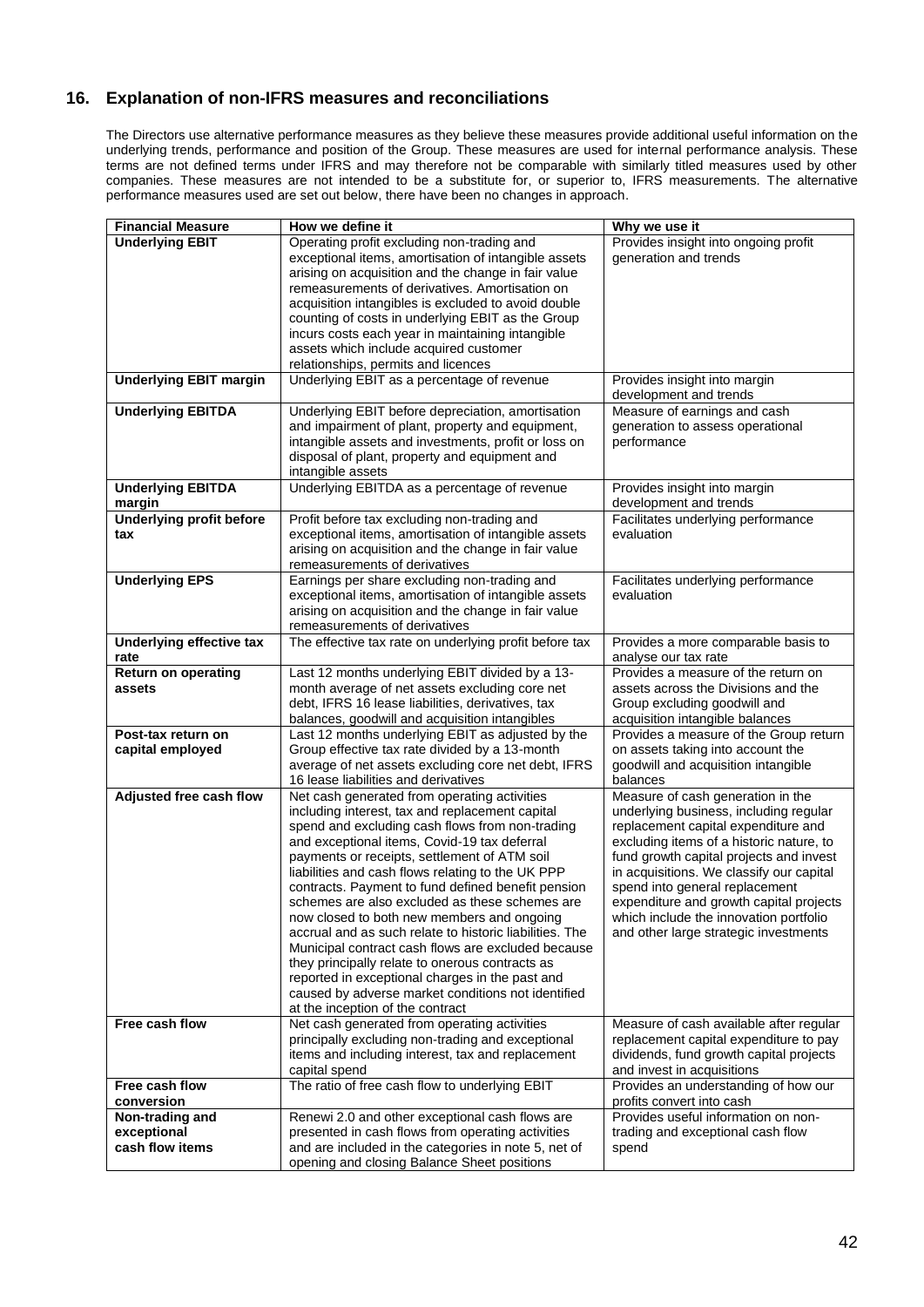## 16. Explanation of non-IFRS measures and reconciliations

The Directors use alternative performance measures as they believe these measures provide additional useful information on the underlying trends, performance and position of the Group. These measures are used for internal performance analysis. These terms are not defined terms under IFRS and may therefore not be comparable with similarly titled measures used by other companies. These measures are not intended to be a substitute for, or superior to, IFRS measurements. The alternative performance measures used are set out below, there have been no changes in approach.

| Financial Measure | How we define it | Why we use it |
|---|---|---|
| **Underlying EBIT** | Operating profit excluding non-trading and exceptional items, amortisation of intangible assets arising on acquisition and the change in fair value remeasurements of derivatives. Amortisation on acquisition intangibles is excluded to avoid double counting of costs in underlying EBIT as the Group incurs costs each year in maintaining intangible assets which include acquired customer relationships, permits and licences | Provides insight into ongoing profit generation and trends |
| **Underlying EBIT margin** | Underlying EBIT as a percentage of revenue | Provides insight into margin development and trends |
| **Underlying EBITDA** | Underlying EBIT before depreciation, amortisation and impairment of plant, property and equipment, intangible assets and investments, profit or loss on disposal of plant, property and equipment and intangible assets | Measure of earnings and cash generation to assess operational performance |
| **Underlying EBITDA margin** | Underlying EBITDA as a percentage of revenue | Provides insight into margin development and trends |
| **Underlying profit before tax** | Profit before tax excluding non-trading and exceptional items, amortisation of intangible assets arising on acquisition and the change in fair value remeasurements of derivatives | Facilitates underlying performance evaluation |
| **Underlying EPS** | Earnings per share excluding non-trading and exceptional items, amortisation of intangible assets arising on acquisition and the change in fair value remeasurements of derivatives | Facilitates underlying performance evaluation |
| **Underlying effective tax rate** | The effective tax rate on underlying profit before tax | Provides a more comparable basis to analyse our tax rate |
| **Return on operating assets** | Last 12 months underlying EBIT divided by a 13-month average of net assets excluding core net debt, IFRS 16 lease liabilities, derivatives, tax balances, goodwill and acquisition intangibles | Provides a measure of the return on assets across the Divisions and the Group excluding goodwill and acquisition intangible balances |
| **Post-tax return on capital employed** | Last 12 months underlying EBIT as adjusted by the Group effective tax rate divided by a 13-month average of net assets excluding core net debt, IFRS 16 lease liabilities and derivatives | Provides a measure of the Group return on assets taking into account the goodwill and acquisition intangible balances |
| **Adjusted free cash flow** | Net cash generated from operating activities including interest, tax and replacement capital spend and excluding cash flows from non-trading and exceptional items, Covid-19 tax deferral payments or receipts, settlement of ATM soil liabilities and cash flows relating to the UK PPP contracts. Payment to fund defined benefit pension schemes are also excluded as these schemes are now closed to both new members and ongoing accrual and as such relate to historic liabilities. The Municipal contract cash flows are excluded because they principally relate to onerous contracts as reported in exceptional charges in the past and caused by adverse market conditions not identified at the inception of the contract | Measure of cash generation in the underlying business, including regular replacement capital expenditure and excluding items of a historic nature, to fund growth capital projects and invest in acquisitions. We classify our capital spend into general replacement expenditure and growth capital projects which include the innovation portfolio and other large strategic investments |
| **Free cash flow** | Net cash generated from operating activities principally excluding non-trading and exceptional items and including interest, tax and replacement capital spend | Measure of cash available after regular replacement capital expenditure to pay dividends, fund growth capital projects and invest in acquisitions |
| **Free cash flow conversion** | The ratio of free cash flow to underlying EBIT | Provides an understanding of how our profits convert into cash |
| **Non-trading and exceptional cash flow items** | Renewi 2.0 and other exceptional cash flows are presented in cash flows from operating activities and are included in the categories in note 5, net of opening and closing Balance Sheet positions | Provides useful information on non-trading and exceptional cash flow spend |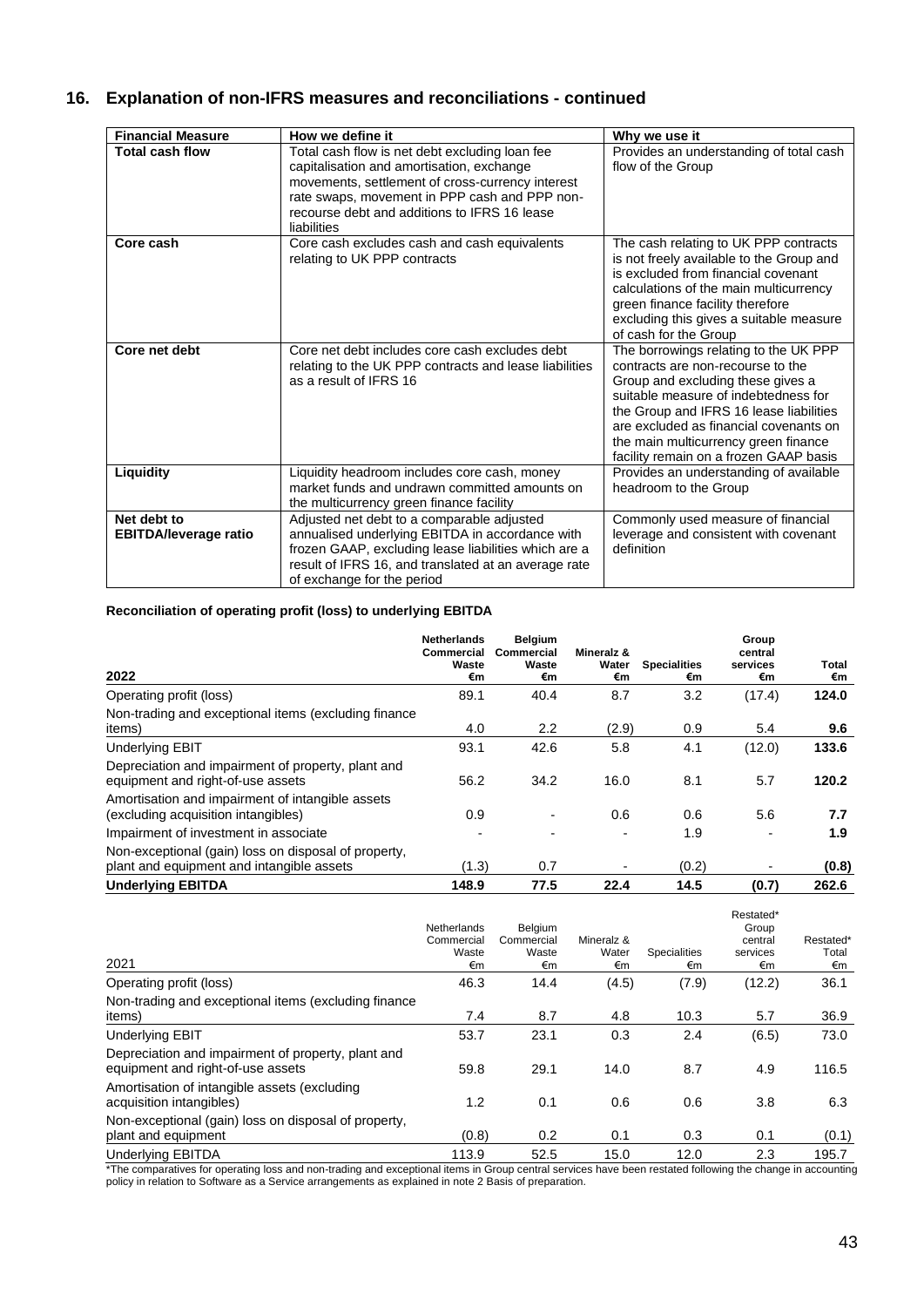## 16. Explanation of non-IFRS measures and reconciliations - continued

| Financial Measure | How we define it | Why we use it |
|---|---|---|
| **Total cash flow** | Total cash flow is net debt excluding loan fee capitalisation and amortisation, exchange movements, settlement of cross-currency interest rate swaps, movement in PPP cash and PPP non-recourse debt and additions to IFRS 16 lease liabilities | Provides an understanding of total cash flow of the Group |
| **Core cash** | Core cash excludes cash and cash equivalents relating to UK PPP contracts | The cash relating to UK PPP contracts is not freely available to the Group and is excluded from financial covenant calculations of the main multicurrency green finance facility therefore excluding this gives a suitable measure of cash for the Group |
| **Core net debt** | Core net debt includes core cash excludes debt relating to the UK PPP contracts and lease liabilities as a result of IFRS 16 | The borrowings relating to the UK PPP contracts are non-recourse to the Group and excluding these gives a suitable measure of indebtedness for the Group and IFRS 16 lease liabilities are excluded as financial covenants on the main multicurrency green finance facility remain on a frozen GAAP basis |
| **Liquidity** | Liquidity headroom includes core cash, money market funds and undrawn committed amounts on the multicurrency green finance facility | Provides an understanding of available headroom to the Group |
| **Net debt to EBITDA/leverage ratio** | Adjusted net debt to a comparable adjusted annualised underlying EBITDA in accordance with frozen GAAP, excluding lease liabilities which are a result of IFRS 16, and translated at an average rate of exchange for the period | Commonly used measure of financial leverage and consistent with covenant definition |

**Reconciliation of operating profit (loss) to underlying EBITDA**

| **2022** | **Netherlands Commercial Waste €m** | **Belgium Commercial Waste €m** | **Mineralz & Water €m** | **Specialities €m** | **Group central services €m** | **Total €m** |
|---|---|---|---|---|---|---|
| Operating profit (loss) | 89.1 | 40.4 | 8.7 | 3.2 | (17.4) | **124.0** |
| Non-trading and exceptional items (excluding finance items) | 4.0 | 2.2 | (2.9) | 0.9 | 5.4 | **9.6** |
| Underlying EBIT | 93.1 | 42.6 | 5.8 | 4.1 | (12.0) | **133.6** |
| Depreciation and impairment of property, plant and equipment and right-of-use assets | 56.2 | 34.2 | 16.0 | 8.1 | 5.7 | **120.2** |
| Amortisation and impairment of intangible assets (excluding acquisition intangibles) | 0.9 | - | 0.6 | 0.6 | 5.6 | **7.7** |
| Impairment of investment in associate | - | - | - | 1.9 | - | **1.9** |
| Non-exceptional (gain) loss on disposal of property, plant and equipment and intangible assets | (1.3) | 0.7 | - | (0.2) | - | **(0.8)** |
| **Underlying EBITDA** | **148.9** | **77.5** | **22.4** | **14.5** | **(0.7)** | **262.6** |

| 2021 | Netherlands Commercial Waste €m | Belgium Commercial Waste €m | Mineralz & Water €m | Specialities €m | Restated* Group central services €m | Restated* Total €m |
|---|---|---|---|---|---|---|
| Operating profit (loss) | 46.3 | 14.4 | (4.5) | (7.9) | (12.2) | 36.1 |
| Non-trading and exceptional items (excluding finance items) | 7.4 | 8.7 | 4.8 | 10.3 | 5.7 | 36.9 |
| Underlying EBIT | 53.7 | 23.1 | 0.3 | 2.4 | (6.5) | 73.0 |
| Depreciation and impairment of property, plant and equipment and right-of-use assets | 59.8 | 29.1 | 14.0 | 8.7 | 4.9 | 116.5 |
| Amortisation of intangible assets (excluding acquisition intangibles) | 1.2 | 0.1 | 0.6 | 0.6 | 3.8 | 6.3 |
| Non-exceptional (gain) loss on disposal of property, plant and equipment | (0.8) | 0.2 | 0.1 | 0.3 | 0.1 | (0.1) |
| Underlying EBITDA | 113.9 | 52.5 | 15.0 | 12.0 | 2.3 | 195.7 |

*The comparatives for operating loss and non-trading and exceptional items in Group central services have been restated following the change in accounting policy in relation to Software as a Service arrangements as explained in note 2 Basis of preparation.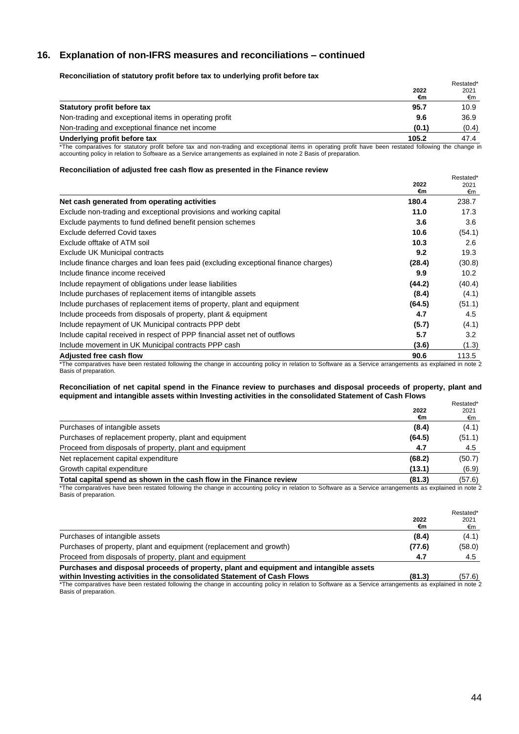## 16. Explanation of non-IFRS measures and reconciliations – continued

**Reconciliation of statutory profit before tax to underlying profit before tax**

| | 2022<br>€m | Restated*<br>2021<br>€m |
|---|---|---|
| **Statutory profit before tax** | **95.7** | 10.9 |
| Non-trading and exceptional items in operating profit | **9.6** | 36.9 |
| Non-trading and exceptional finance net income | **(0.1)** | (0.4) |
| **Underlying profit before tax** | **105.2** | 47.4 |

*The comparatives for statutory profit before tax and non-trading and exceptional items in operating profit have been restated following the change in accounting policy in relation to Software as a Service arrangements as explained in note 2 Basis of preparation.

**Reconciliation of adjusted free cash flow as presented in the Finance review**

| | 2022<br>€m | Restated*<br>2021<br>€m |
|---|---|---|
| **Net cash generated from operating activities** | **180.4** | 238.7 |
| Exclude non-trading and exceptional provisions and working capital | **11.0** | 17.3 |
| Exclude payments to fund defined benefit pension schemes | **3.6** | 3.6 |
| Exclude deferred Covid taxes | **10.6** | (54.1) |
| Exclude offtake of ATM soil | **10.3** | 2.6 |
| Exclude UK Municipal contracts | **9.2** | 19.3 |
| Include finance charges and loan fees paid (excluding exceptional finance charges) | **(28.4)** | (30.8) |
| Include finance income received | **9.9** | 10.2 |
| Include repayment of obligations under lease liabilities | **(44.2)** | (40.4) |
| Include purchases of replacement items of intangible assets | **(8.4)** | (4.1) |
| Include purchases of replacement items of property, plant and equipment | **(64.5)** | (51.1) |
| Include proceeds from disposals of property, plant & equipment | **4.7** | 4.5 |
| Include repayment of UK Municipal contracts PPP debt | **(5.7)** | (4.1) |
| Include capital received in respect of PPP financial asset net of outflows | **5.7** | 3.2 |
| Include movement in UK Municipal contracts PPP cash | **(3.6)** | (1.3) |
| **Adjusted free cash flow** | **90.6** | 113.5 |

*The comparatives have been restated following the change in accounting policy in relation to Software as a Service arrangements as explained in note 2 Basis of preparation.

**Reconciliation of net capital spend in the Finance review to purchases and disposal proceeds of property, plant and equipment and intangible assets within Investing activities in the consolidated Statement of Cash Flows**

| | 2022<br>€m | Restated*<br>2021<br>€m |
|---|---|---|
| Purchases of intangible assets | **(8.4)** | (4.1) |
| Purchases of replacement property, plant and equipment | **(64.5)** | (51.1) |
| Proceed from disposals of property, plant and equipment | **4.7** | 4.5 |
| Net replacement capital expenditure | **(68.2)** | (50.7) |
| Growth capital expenditure | **(13.1)** | (6.9) |
| **Total capital spend as shown in the cash flow in the Finance review** | **(81.3)** | (57.6) |

*The comparatives have been restated following the change in accounting policy in relation to Software as a Service arrangements as explained in note 2 Basis of preparation.

| | 2022<br>€m | Restated*<br>2021<br>€m |
|---|---|---|
| Purchases of intangible assets | **(8.4)** | (4.1) |
| Purchases of property, plant and equipment (replacement and growth) | **(77.6)** | (58.0) |
| Proceed from disposals of property, plant and equipment | **4.7** | 4.5 |
| **Purchases and disposal proceeds of property, plant and equipment and intangible assets within Investing activities in the consolidated Statement of Cash Flows** | **(81.3)** | (57.6) |

*The comparatives have been restated following the change in accounting policy in relation to Software as a Service arrangements as explained in note 2 Basis of preparation.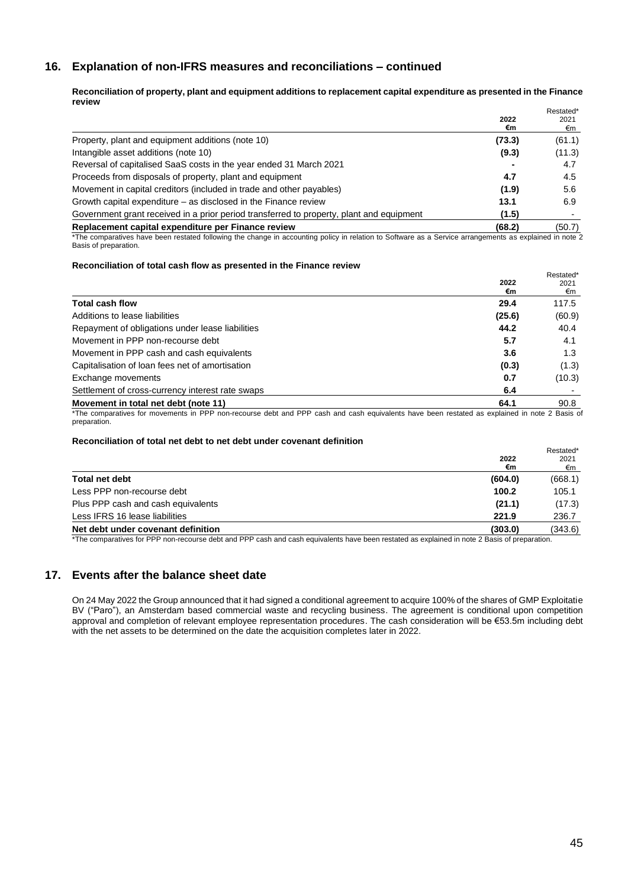## 16. Explanation of non-IFRS measures and reconciliations – continued

**Reconciliation of property, plant and equipment additions to replacement capital expenditure as presented in the Finance review**

| | 2022 €m | Restated* 2021 €m |
|---|---|---|
| Property, plant and equipment additions (note 10) | **(73.3)** | (61.1) |
| Intangible asset additions (note 10) | **(9.3)** | (11.3) |
| Reversal of capitalised SaaS costs in the year ended 31 March 2021 | **-** | 4.7 |
| Proceeds from disposals of property, plant and equipment | **4.7** | 4.5 |
| Movement in capital creditors (included in trade and other payables) | **(1.9)** | 5.6 |
| Growth capital expenditure – as disclosed in the Finance review | **13.1** | 6.9 |
| Government grant received in a prior period transferred to property, plant and equipment | **(1.5)** | - |
| **Replacement capital expenditure per Finance review** | **(68.2)** | (50.7) |

*The comparatives have been restated following the change in accounting policy in relation to Software as a Service arrangements as explained in note 2 Basis of preparation.

**Reconciliation of total cash flow as presented in the Finance review**

| | 2022 €m | Restated* 2021 €m |
|---|---|---|
| **Total cash flow** | **29.4** | 117.5 |
| Additions to lease liabilities | **(25.6)** | (60.9) |
| Repayment of obligations under lease liabilities | **44.2** | 40.4 |
| Movement in PPP non-recourse debt | **5.7** | 4.1 |
| Movement in PPP cash and cash equivalents | **3.6** | 1.3 |
| Capitalisation of loan fees net of amortisation | **(0.3)** | (1.3) |
| Exchange movements | **0.7** | (10.3) |
| Settlement of cross-currency interest rate swaps | **6.4** | - |
| **Movement in total net debt (note 11)** | **64.1** | 90.8 |

*The comparatives for movements in PPP non-recourse debt and PPP cash and cash equivalents have been restated as explained in note 2 Basis of preparation.

**Reconciliation of total net debt to net debt under covenant definition**

| | 2022 €m | Restated* 2021 €m |
|---|---|---|
| **Total net debt** | **(604.0)** | (668.1) |
| Less PPP non-recourse debt | **100.2** | 105.1 |
| Plus PPP cash and cash equivalents | **(21.1)** | (17.3) |
| Less IFRS 16 lease liabilities | **221.9** | 236.7 |
| **Net debt under covenant definition** | **(303.0)** | (343.6) |

*The comparatives for PPP non-recourse debt and PPP cash and cash equivalents have been restated as explained in note 2 Basis of preparation.

## 17. Events after the balance sheet date

On 24 May 2022 the Group announced that it had signed a conditional agreement to acquire 100% of the shares of GMP Exploitatie BV ("Paro"), an Amsterdam based commercial waste and recycling business. The agreement is conditional upon competition approval and completion of relevant employee representation procedures. The cash consideration will be €53.5m including debt with the net assets to be determined on the date the acquisition completes later in 2022.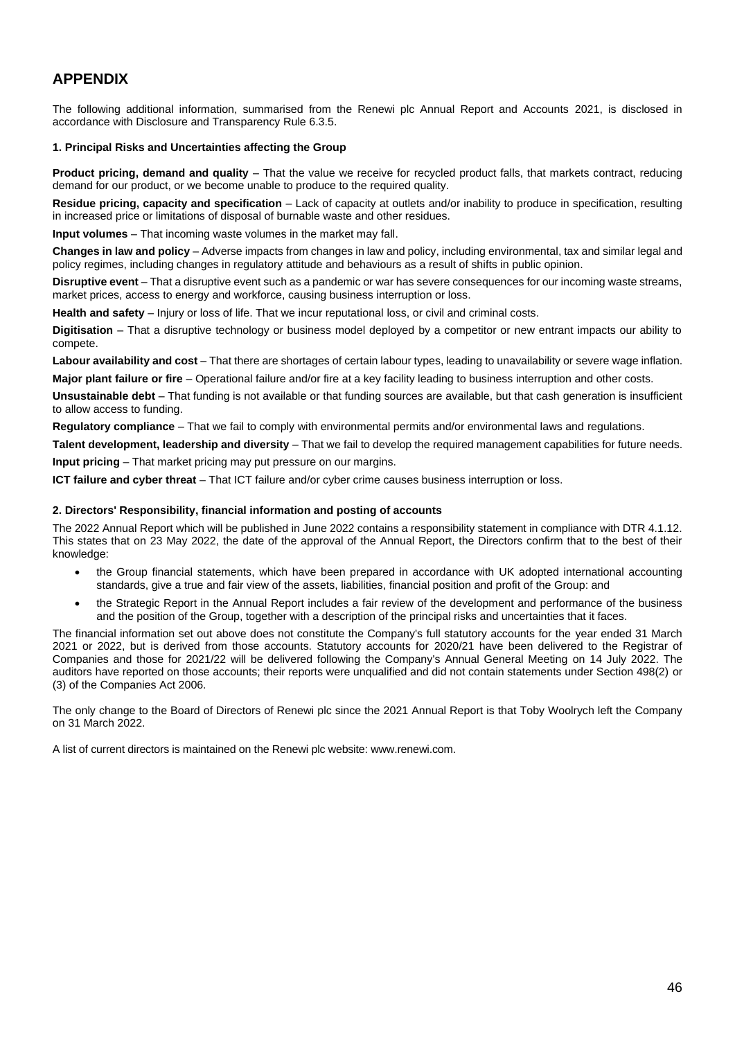# APPENDIX

The following additional information, summarised from the Renewi plc Annual Report and Accounts 2021, is disclosed in accordance with Disclosure and Transparency Rule 6.3.5.

### 1. Principal Risks and Uncertainties affecting the Group

**Product pricing, demand and quality** – That the value we receive for recycled product falls, that markets contract, reducing demand for our product, or we become unable to produce to the required quality.

**Residue pricing, capacity and specification** – Lack of capacity at outlets and/or inability to produce in specification, resulting in increased price or limitations of disposal of burnable waste and other residues.

**Input volumes** – That incoming waste volumes in the market may fall.

**Changes in law and policy** – Adverse impacts from changes in law and policy, including environmental, tax and similar legal and policy regimes, including changes in regulatory attitude and behaviours as a result of shifts in public opinion.

**Disruptive event** – That a disruptive event such as a pandemic or war has severe consequences for our incoming waste streams, market prices, access to energy and workforce, causing business interruption or loss.

**Health and safety** – Injury or loss of life. That we incur reputational loss, or civil and criminal costs.

**Digitisation** – That a disruptive technology or business model deployed by a competitor or new entrant impacts our ability to compete.

**Labour availability and cost** – That there are shortages of certain labour types, leading to unavailability or severe wage inflation.

**Major plant failure or fire** – Operational failure and/or fire at a key facility leading to business interruption and other costs.

**Unsustainable debt** – That funding is not available or that funding sources are available, but that cash generation is insufficient to allow access to funding.

**Regulatory compliance** – That we fail to comply with environmental permits and/or environmental laws and regulations.

**Talent development, leadership and diversity** – That we fail to develop the required management capabilities for future needs.

**Input pricing** – That market pricing may put pressure on our margins.

**ICT failure and cyber threat** – That ICT failure and/or cyber crime causes business interruption or loss.

### 2. Directors' Responsibility, financial information and posting of accounts

The 2022 Annual Report which will be published in June 2022 contains a responsibility statement in compliance with DTR 4.1.12. This states that on 23 May 2022, the date of the approval of the Annual Report, the Directors confirm that to the best of their knowledge:

- the Group financial statements, which have been prepared in accordance with UK adopted international accounting standards, give a true and fair view of the assets, liabilities, financial position and profit of the Group: and
- the Strategic Report in the Annual Report includes a fair review of the development and performance of the business and the position of the Group, together with a description of the principal risks and uncertainties that it faces.

The financial information set out above does not constitute the Company's full statutory accounts for the year ended 31 March 2021 or 2022, but is derived from those accounts. Statutory accounts for 2020/21 have been delivered to the Registrar of Companies and those for 2021/22 will be delivered following the Company's Annual General Meeting on 14 July 2022. The auditors have reported on those accounts; their reports were unqualified and did not contain statements under Section 498(2) or (3) of the Companies Act 2006.

The only change to the Board of Directors of Renewi plc since the 2021 Annual Report is that Toby Woolrych left the Company on 31 March 2022.

A list of current directors is maintained on the Renewi plc website: www.renewi.com.